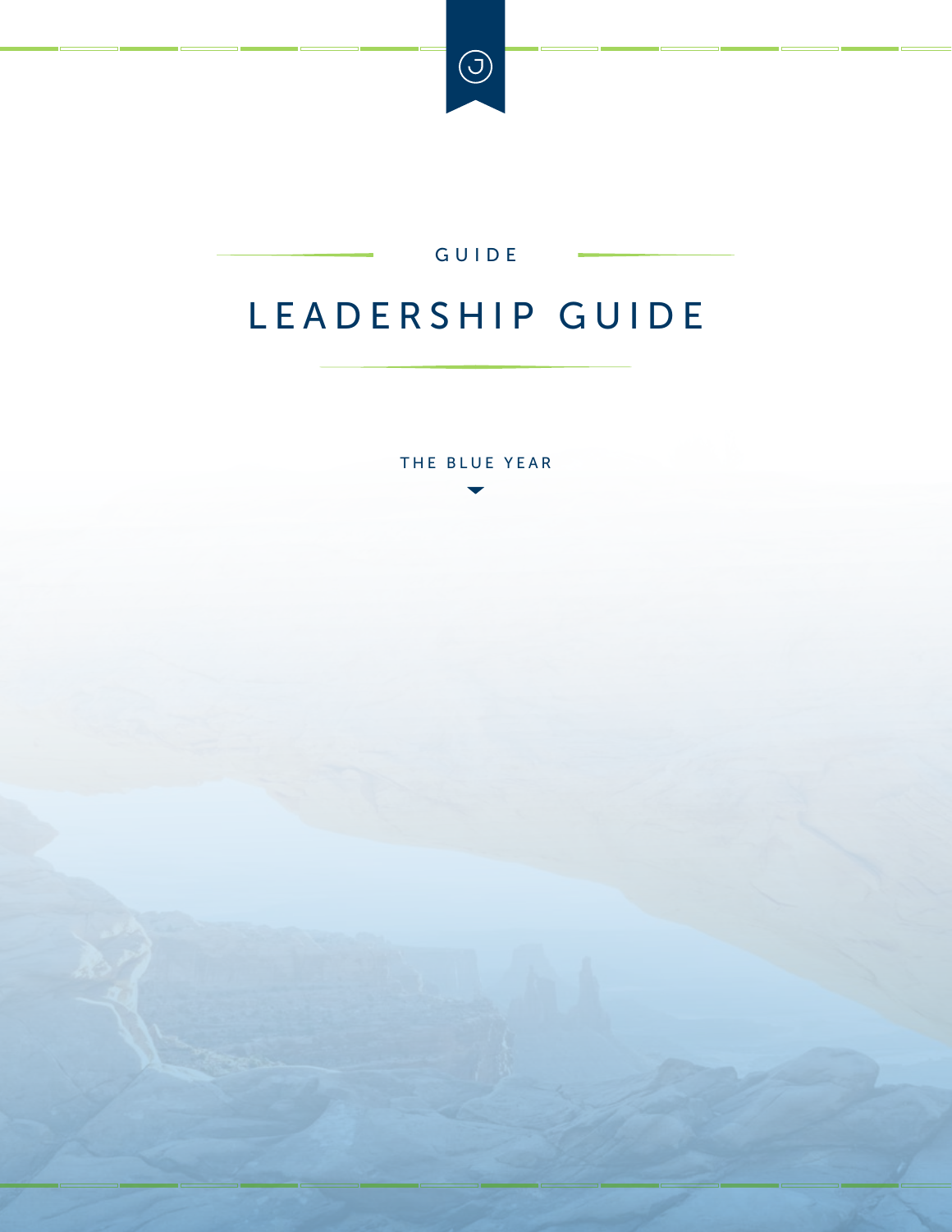GUIDE

# LEADERSHIP GUIDE

THE BLUE YEAR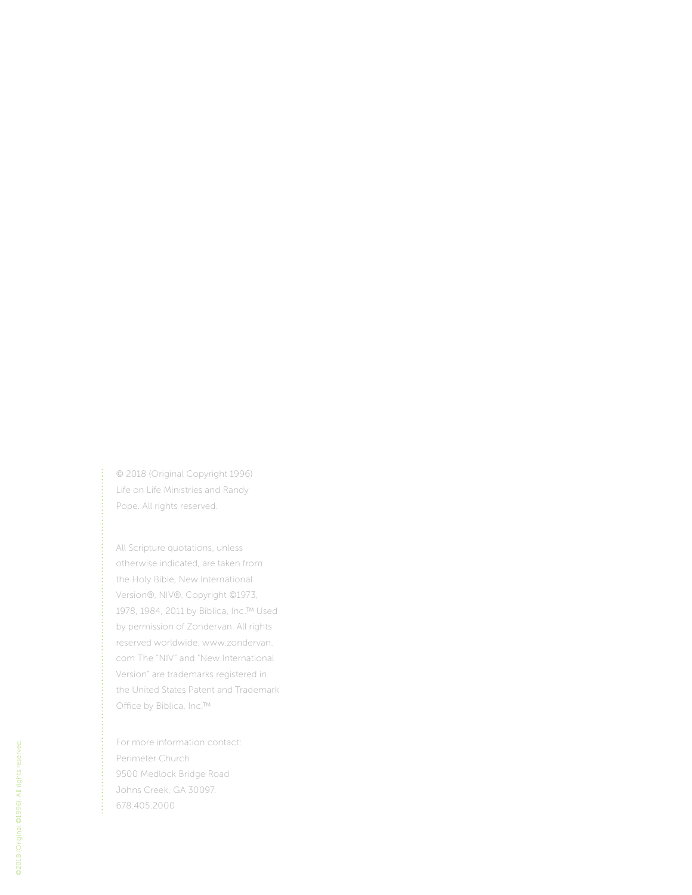© 2018 (Original Copyright 1996) Life on Life Ministries and Randy Pope. All rights reserved.

All Scripture quotations, unless otherwise indicated, are taken from the Holy Bible, New International Version®, NIV®. Copyright ©1973, 1978, 1984, 2011 by Biblica, Inc.™ Used by permission of Zondervan. All rights reserved worldwide. www.zondervan.com The "NIV" and "New International Version" are trademarks registered in the United States Patent and Trademark Office by Biblica, Inc.™

For more information contact:
Perimeter Church
9500 Medlock Bridge Road
Johns Creek, GA 30097.
678.405.2000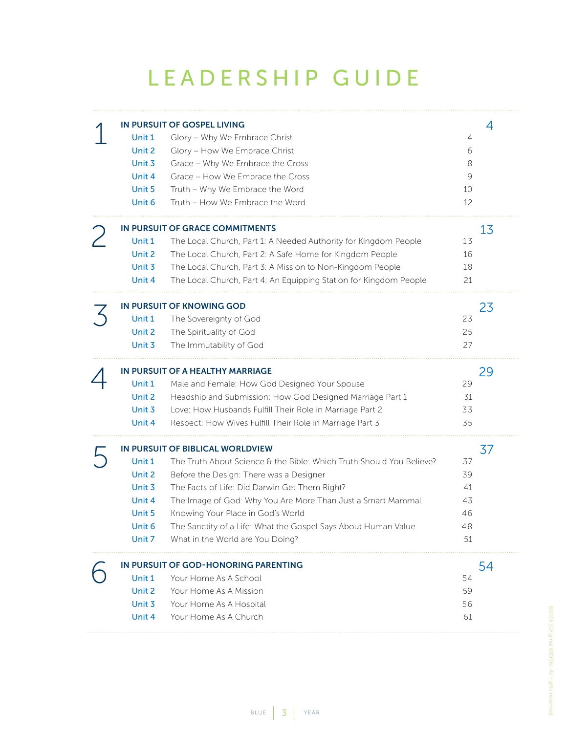# LEADERSHIP GUIDE

## 1 IN PURSUIT OF GOSPEL LIVING — 4

| Unit | Title | Page |
|---|---|---|
| Unit 1 | Glory – Why We Embrace Christ | 4 |
| Unit 2 | Glory – How We Embrace Christ | 6 |
| Unit 3 | Grace – Why We Embrace the Cross | 8 |
| Unit 4 | Grace – How We Embrace the Cross | 9 |
| Unit 5 | Truth – Why We Embrace the Word | 10 |
| Unit 6 | Truth – How We Embrace the Word | 12 |

## 2 IN PURSUIT OF GRACE COMMITMENTS — 13

| Unit | Title | Page |
|---|---|---|
| Unit 1 | The Local Church, Part 1: A Needed Authority for Kingdom People | 13 |
| Unit 2 | The Local Church, Part 2: A Safe Home for Kingdom People | 16 |
| Unit 3 | The Local Church, Part 3: A Mission to Non-Kingdom People | 18 |
| Unit 4 | The Local Church, Part 4: An Equipping Station for Kingdom People | 21 |

## 3 IN PURSUIT OF KNOWING GOD — 23

| Unit | Title | Page |
|---|---|---|
| Unit 1 | The Sovereignty of God | 23 |
| Unit 2 | The Spirituality of God | 25 |
| Unit 3 | The Immutability of God | 27 |

## 4 IN PURSUIT OF A HEALTHY MARRIAGE — 29

| Unit | Title | Page |
|---|---|---|
| Unit 1 | Male and Female: How God Designed Your Spouse | 29 |
| Unit 2 | Headship and Submission: How God Designed Marriage Part 1 | 31 |
| Unit 3 | Love: How Husbands Fulfill Their Role in Marriage Part 2 | 33 |
| Unit 4 | Respect: How Wives Fulfill Their Role in Marriage Part 3 | 35 |

## 5 IN PURSUIT OF BIBLICAL WORLDVIEW — 37

| Unit | Title | Page |
|---|---|---|
| Unit 1 | The Truth About Science & the Bible: Which Truth Should You Believe? | 37 |
| Unit 2 | Before the Design: There was a Designer | 39 |
| Unit 3 | The Facts of Life: Did Darwin Get Them Right? | 41 |
| Unit 4 | The Image of God: Why You Are More Than Just a Smart Mammal | 43 |
| Unit 5 | Knowing Your Place in God's World | 46 |
| Unit 6 | The Sanctity of a Life: What the Gospel Says About Human Value | 48 |
| Unit 7 | What in the World are You Doing? | 51 |

## 6 IN PURSUIT OF GOD-HONORING PARENTING — 54

| Unit | Title | Page |
|---|---|---|
| Unit 1 | Your Home As A School | 54 |
| Unit 2 | Your Home As A Mission | 59 |
| Unit 3 | Your Home As A Hospital | 56 |
| Unit 4 | Your Home As A Church | 61 |

©2018 (Original ©1996) All rights reserved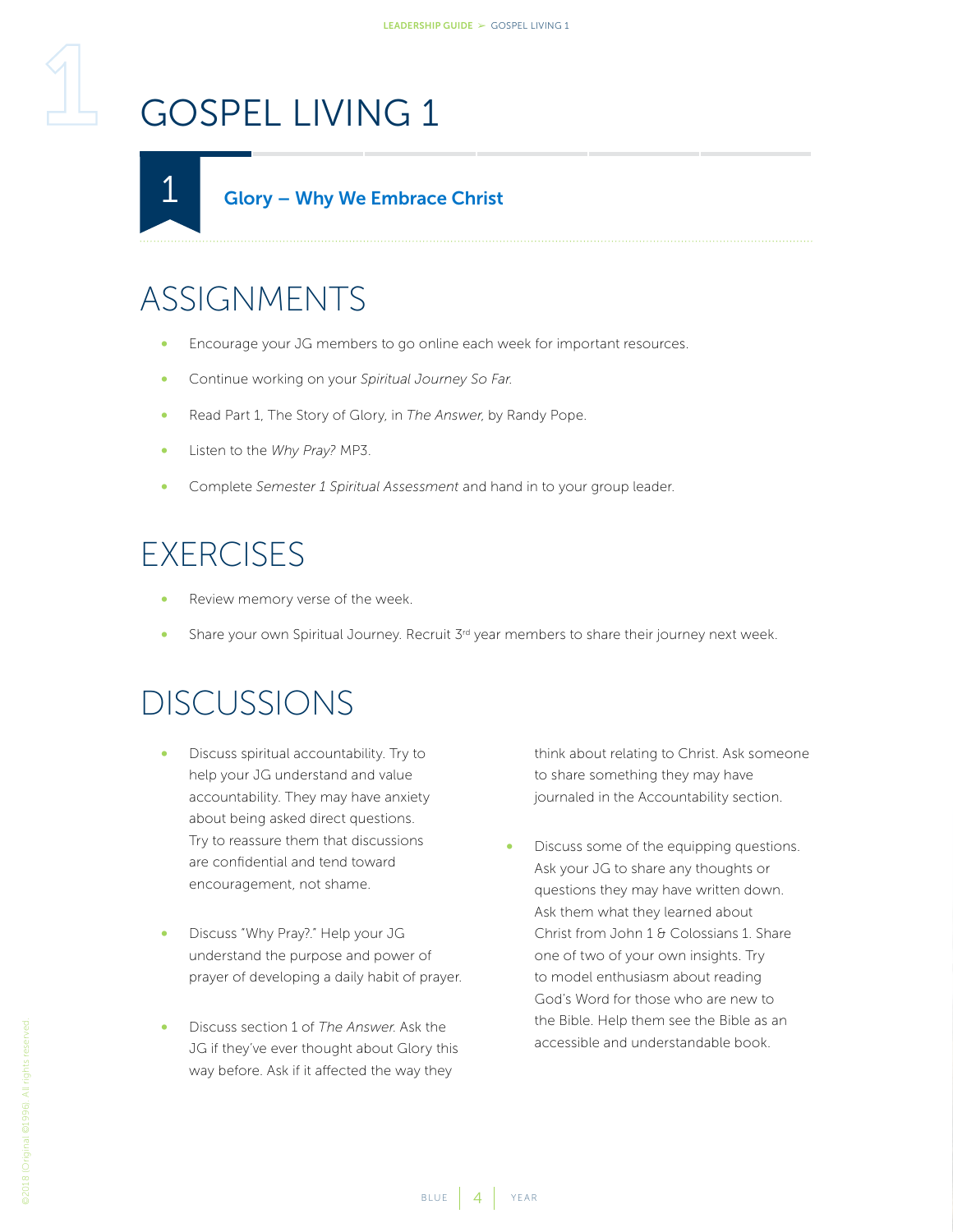# GOSPEL LIVING 1

## 1 Glory – Why We Embrace Christ

## ASSIGNMENTS

- Encourage your JG members to go online each week for important resources.
- Continue working on your *Spiritual Journey So Far.*
- Read Part 1, The Story of Glory, in *The Answer,* by Randy Pope.
- Listen to the *Why Pray?* MP3.
- Complete *Semester 1 Spiritual Assessment* and hand in to your group leader.

## EXERCISES

- Review memory verse of the week.
- Share your own Spiritual Journey. Recruit 3rd year members to share their journey next week.

## DISCUSSIONS

- Discuss spiritual accountability. Try to help your JG understand and value accountability. They may have anxiety about being asked direct questions. Try to reassure them that discussions are confidential and tend toward encouragement, not shame.
- Discuss "Why Pray?." Help your JG understand the purpose and power of prayer of developing a daily habit of prayer.
- Discuss section 1 of *The Answer.* Ask the JG if they've ever thought about Glory this way before. Ask if it affected the way they think about relating to Christ. Ask someone to share something they may have journaled in the Accountability section.
- Discuss some of the equipping questions. Ask your JG to share any thoughts or questions they may have written down. Ask them what they learned about Christ from John 1 & Colossians 1. Share one of two of your own insights. Try to model enthusiasm about reading God's Word for those who are new to the Bible. Help them see the Bible as an accessible and understandable book.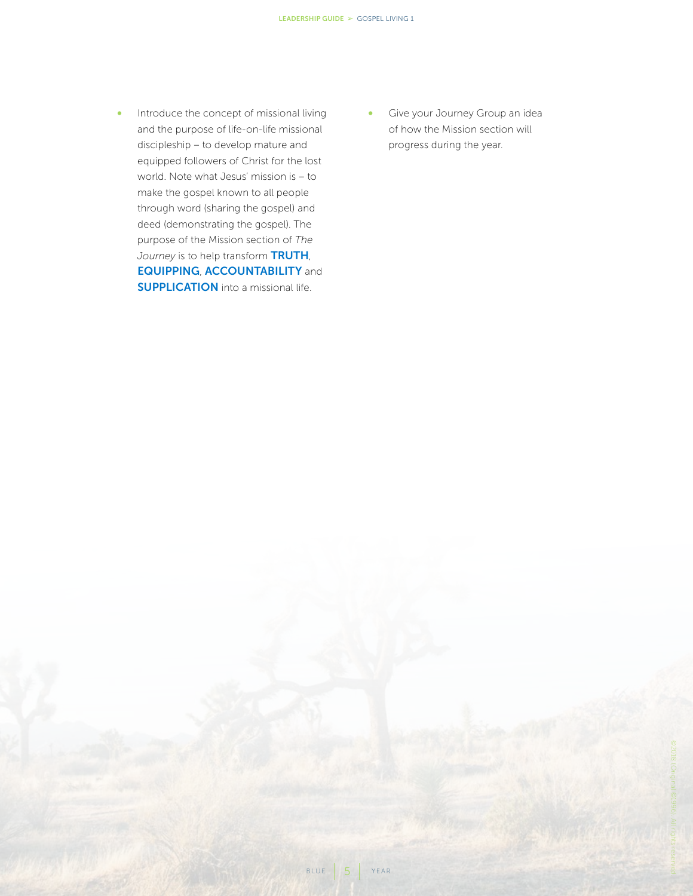- Introduce the concept of missional living and the purpose of life-on-life missional discipleship – to develop mature and equipped followers of Christ for the lost world. Note what Jesus' mission is – to make the gospel known to all people through word (sharing the gospel) and deed (demonstrating the gospel). The purpose of the Mission section of *The Journey* is to help transform **TRUTH**, **EQUIPPING**, **ACCOUNTABILITY** and **SUPPLICATION** into a missional life.
- Give your Journey Group an idea of how the Mission section will progress during the year.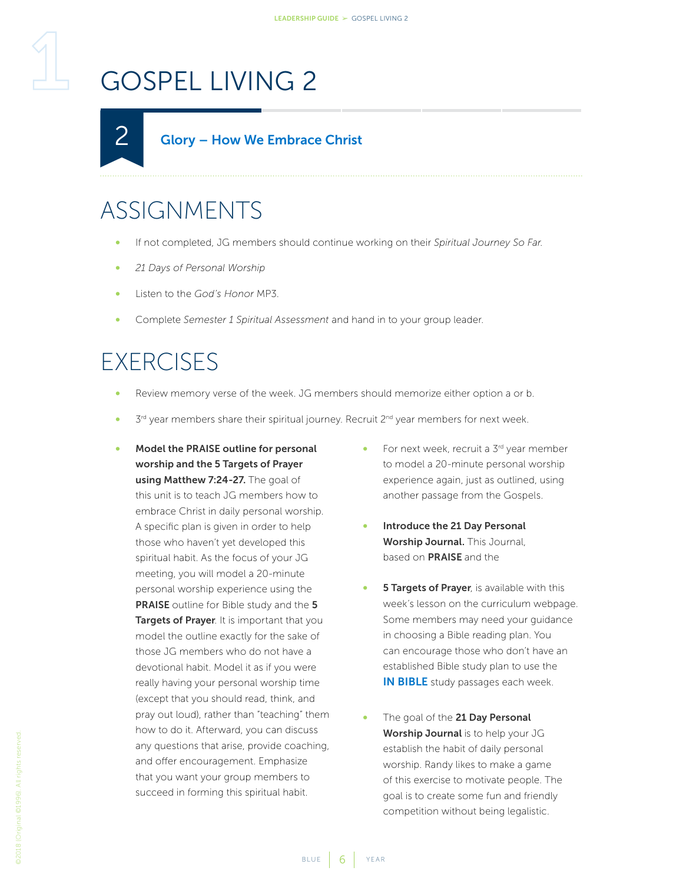# GOSPEL LIVING 2

## 2 Glory – How We Embrace Christ

## ASSIGNMENTS

- If not completed, JG members should continue working on their *Spiritual Journey So Far.*
- *21 Days of Personal Worship*
- Listen to the *God's Honor* MP3.
- Complete *Semester 1 Spiritual Assessment* and hand in to your group leader.

## EXERCISES

- Review memory verse of the week. JG members should memorize either option a or b.
- 3rd year members share their spiritual journey. Recruit 2nd year members for next week.
- **Model the PRAISE outline for personal worship and the 5 Targets of Prayer using Matthew 7:24-27.** The goal of this unit is to teach JG members how to embrace Christ in daily personal worship. A specific plan is given in order to help those who haven't yet developed this spiritual habit. As the focus of your JG meeting, you will model a 20-minute personal worship experience using the **PRAISE** outline for Bible study and the **5 Targets of Prayer**. It is important that you model the outline exactly for the sake of those JG members who do not have a devotional habit. Model it as if you were really having your personal worship time (except that you should read, think, and pray out loud), rather than "teaching" them how to do it. Afterward, you can discuss any questions that arise, provide coaching, and offer encouragement. Emphasize that you want your group members to succeed in forming this spiritual habit.
- For next week, recruit a 3rd year member to model a 20-minute personal worship experience again, just as outlined, using another passage from the Gospels.
- **Introduce the 21 Day Personal Worship Journal.** This Journal, based on **PRAISE** and the
- **5 Targets of Prayer**, is available with this week's lesson on the curriculum webpage. Some members may need your guidance in choosing a Bible reading plan. You can encourage those who don't have an established Bible study plan to use the **IN BIBLE** study passages each week.
- The goal of the **21 Day Personal Worship Journal** is to help your JG establish the habit of daily personal worship. Randy likes to make a game of this exercise to motivate people. The goal is to create some fun and friendly competition without being legalistic.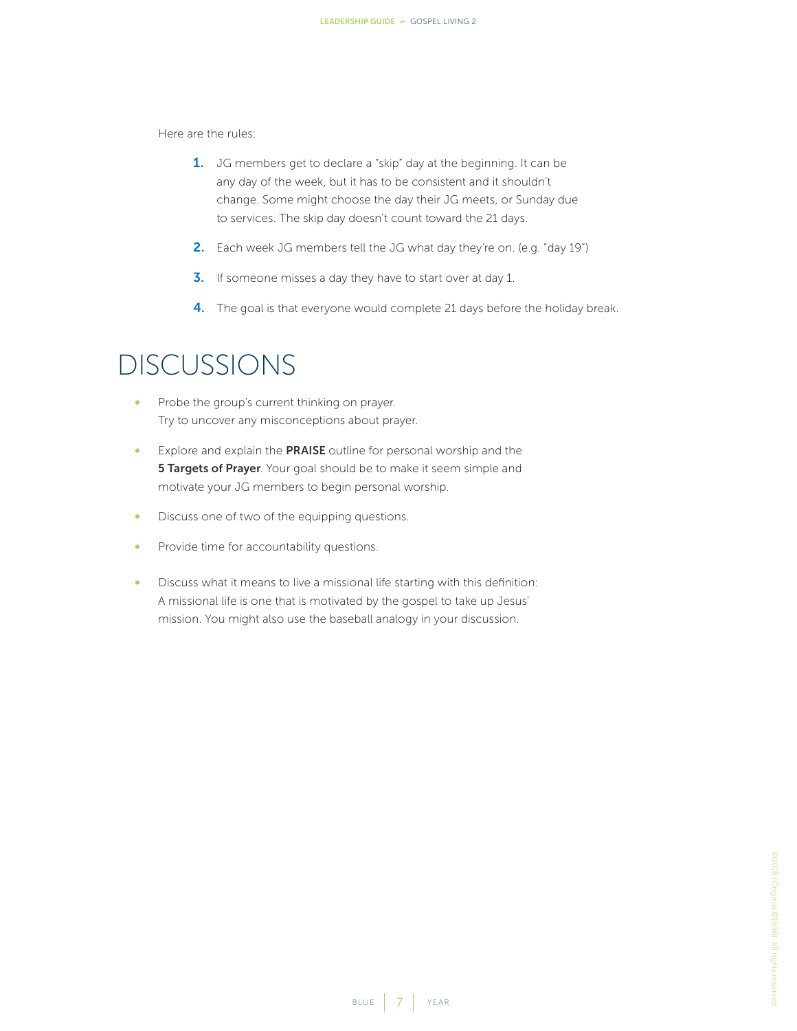Here are the rules:

1. JG members get to declare a "skip" day at the beginning. It can be any day of the week, but it has to be consistent and it shouldn't change. Some might choose the day their JG meets, or Sunday due to services. The skip day doesn't count toward the 21 days.
2. Each week JG members tell the JG what day they're on. (e.g. "day 19")
3. If someone misses a day they have to start over at day 1.
4. The goal is that everyone would complete 21 days before the holiday break.

# DISCUSSIONS

- Probe the group's current thinking on prayer. Try to uncover any misconceptions about prayer.
- Explore and explain the **PRAISE** outline for personal worship and the **5 Targets of Prayer**. Your goal should be to make it seem simple and motivate your JG members to begin personal worship.
- Discuss one of two of the equipping questions.
- Provide time for accountability questions.
- Discuss what it means to live a missional life starting with this definition: A missional life is one that is motivated by the gospel to take up Jesus' mission. You might also use the baseball analogy in your discussion.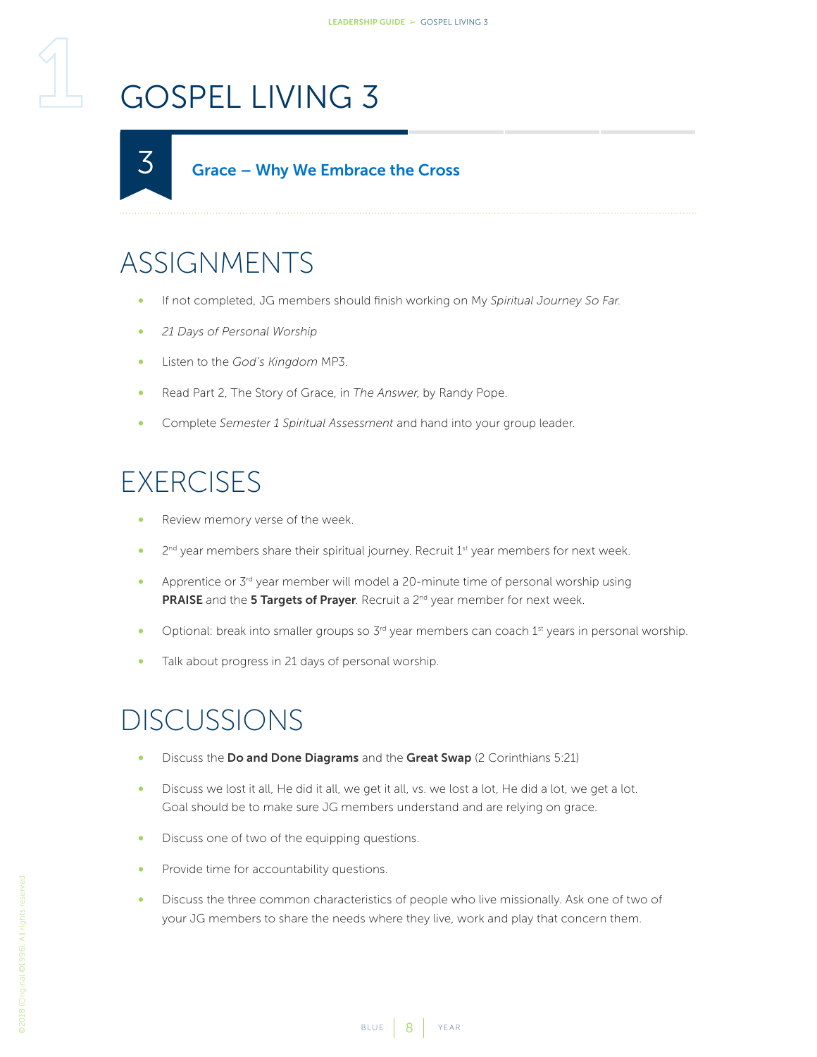# GOSPEL LIVING 3

## 3 Grace – Why We Embrace the Cross

## ASSIGNMENTS

- If not completed, JG members should finish working on My *Spiritual Journey So Far.*
- *21 Days of Personal Worship*
- Listen to the *God's Kingdom* MP3.
- Read Part 2, The Story of Grace, in *The Answer,* by Randy Pope.
- Complete *Semester 1 Spiritual Assessment* and hand into your group leader.

## EXERCISES

- Review memory verse of the week.
- 2nd year members share their spiritual journey. Recruit 1st year members for next week.
- Apprentice or 3rd year member will model a 20-minute time of personal worship using **PRAISE** and the **5 Targets of Prayer**. Recruit a 2nd year member for next week.
- Optional: break into smaller groups so 3rd year members can coach 1st years in personal worship.
- Talk about progress in 21 days of personal worship.

## DISCUSSIONS

- Discuss the **Do and Done Diagrams** and the **Great Swap** (2 Corinthians 5:21)
- Discuss we lost it all, He did it all, we get it all, vs. we lost a lot, He did a lot, we get a lot. Goal should be to make sure JG members understand and are relying on grace.
- Discuss one of two of the equipping questions.
- Provide time for accountability questions.
- Discuss the three common characteristics of people who live missionally. Ask one of two of your JG members to share the needs where they live, work and play that concern them.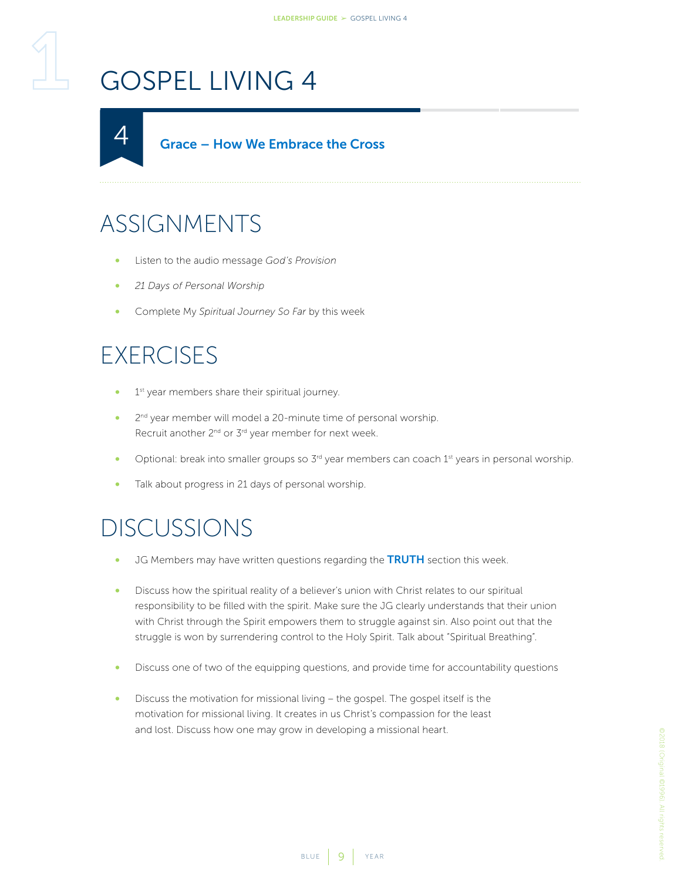# GOSPEL LIVING 4

## 4 Grace – How We Embrace the Cross

## ASSIGNMENTS

- Listen to the audio message *God's Provision*
- *21 Days of Personal Worship*
- Complete My *Spiritual Journey So Far* by this week

## EXERCISES

- 1st year members share their spiritual journey.
- 2nd year member will model a 20-minute time of personal worship. Recruit another 2nd or 3rd year member for next week.
- Optional: break into smaller groups so 3rd year members can coach 1st years in personal worship.
- Talk about progress in 21 days of personal worship.

## DISCUSSIONS

- JG Members may have written questions regarding the **TRUTH** section this week.
- Discuss how the spiritual reality of a believer's union with Christ relates to our spiritual responsibility to be filled with the spirit. Make sure the JG clearly understands that their union with Christ through the Spirit empowers them to struggle against sin. Also point out that the struggle is won by surrendering control to the Holy Spirit. Talk about "Spiritual Breathing".
- Discuss one of two of the equipping questions, and provide time for accountability questions
- Discuss the motivation for missional living – the gospel. The gospel itself is the motivation for missional living. It creates in us Christ's compassion for the least and lost. Discuss how one may grow in developing a missional heart.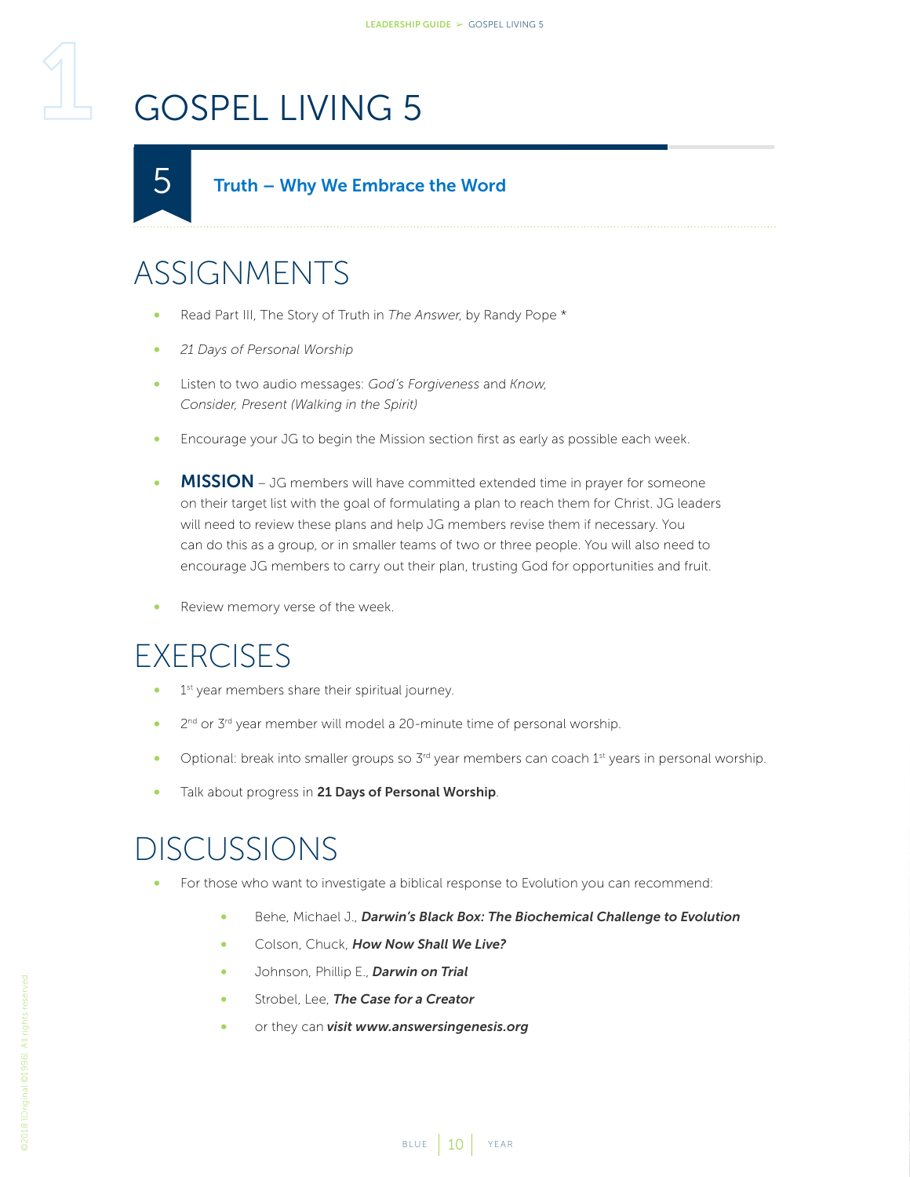# GOSPEL LIVING 5

## 5 Truth – Why We Embrace the Word

## ASSIGNMENTS

- Read Part III, The Story of Truth in *The Answer,* by Randy Pope *
- *21 Days of Personal Worship*
- Listen to two audio messages: *God's Forgiveness* and *Know, Consider, Present (Walking in the Spirit)*
- Encourage your JG to begin the Mission section first as early as possible each week.
- **MISSION** – JG members will have committed extended time in prayer for someone on their target list with the goal of formulating a plan to reach them for Christ. JG leaders will need to review these plans and help JG members revise them if necessary. You can do this as a group, or in smaller teams of two or three people. You will also need to encourage JG members to carry out their plan, trusting God for opportunities and fruit.
- Review memory verse of the week.

## EXERCISES

- 1st year members share their spiritual journey.
- 2nd or 3rd year member will model a 20-minute time of personal worship.
- Optional: break into smaller groups so 3rd year members can coach 1st years in personal worship.
- Talk about progress in **21 Days of Personal Worship**.

## DISCUSSIONS

- For those who want to investigate a biblical response to Evolution you can recommend:
  - Behe, Michael J., ***Darwin's Black Box: The Biochemical Challenge to Evolution***
  - Colson, Chuck, ***How Now Shall We Live?***
  - Johnson, Phillip E., ***Darwin on Trial***
  - Strobel, Lee, ***The Case for a Creator***
  - or they can ***visit www.answersingenesis.org***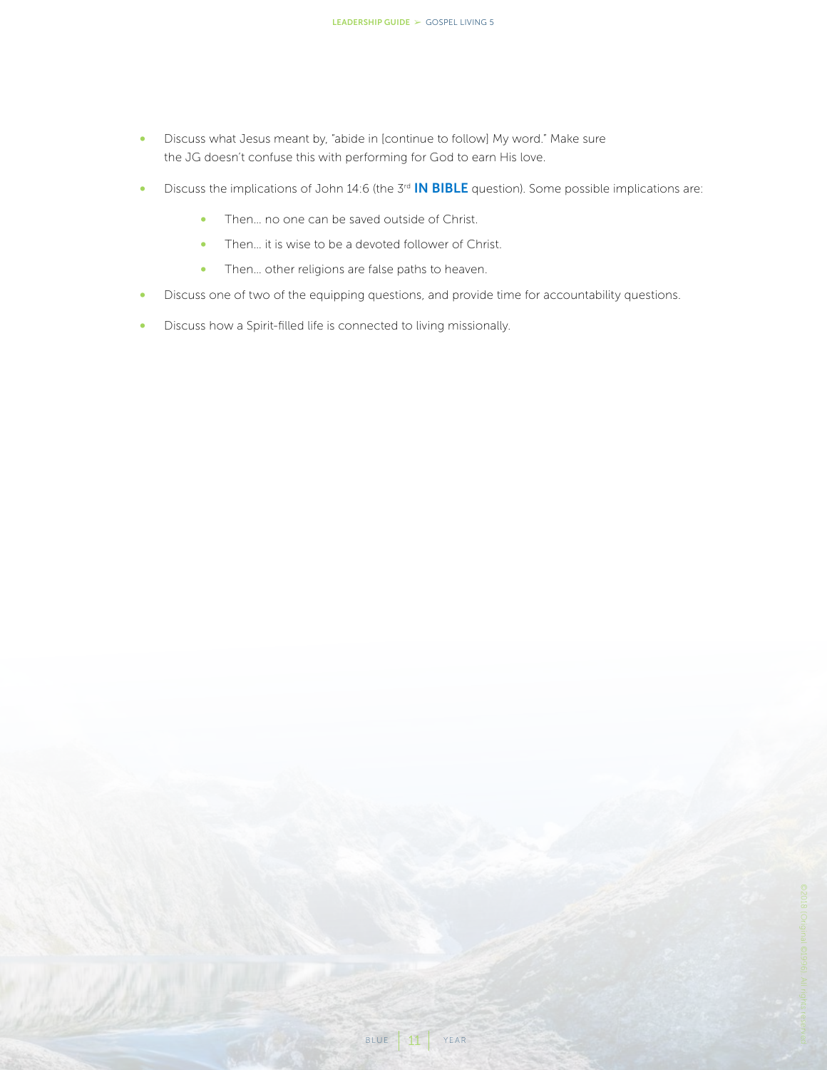- Discuss what Jesus meant by, "abide in [continue to follow] My word." Make sure the JG doesn't confuse this with performing for God to earn His love.
- Discuss the implications of John 14:6 (the 3rd **IN BIBLE** question). Some possible implications are:
    - Then… no one can be saved outside of Christ.
    - Then… it is wise to be a devoted follower of Christ.
    - Then… other religions are false paths to heaven.
- Discuss one of two of the equipping questions, and provide time for accountability questions.
- Discuss how a Spirit-filled life is connected to living missionally.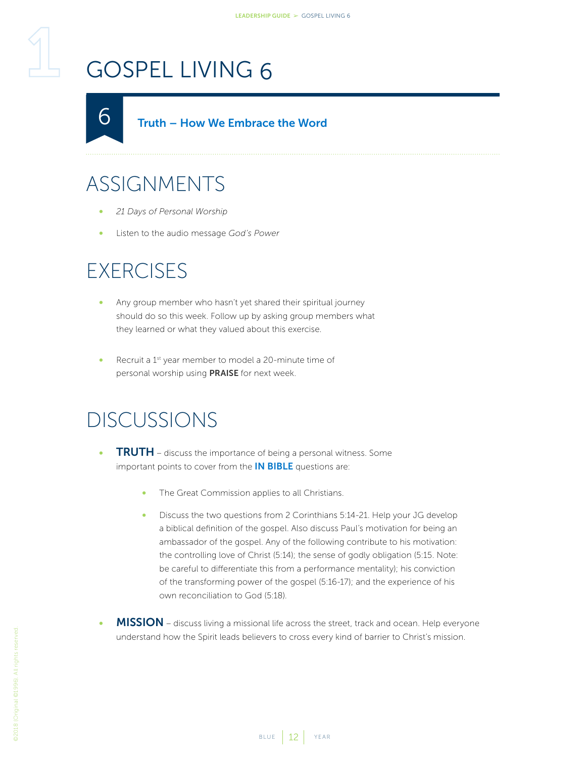# GOSPEL LIVING 6

## 6 Truth – How We Embrace the Word

## ASSIGNMENTS

- *21 Days of Personal Worship*
- Listen to the audio message *God's Power*

## EXERCISES

- Any group member who hasn't yet shared their spiritual journey should do so this week. Follow up by asking group members what they learned or what they valued about this exercise.
- Recruit a 1st year member to model a 20-minute time of personal worship using **PRAISE** for next week.

## DISCUSSIONS

- **TRUTH** – discuss the importance of being a personal witness. Some important points to cover from the **IN BIBLE** questions are:
    - The Great Commission applies to all Christians.
    - Discuss the two questions from 2 Corinthians 5:14-21. Help your JG develop a biblical definition of the gospel. Also discuss Paul's motivation for being an ambassador of the gospel. Any of the following contribute to his motivation: the controlling love of Christ (5:14); the sense of godly obligation (5:15. Note: be careful to differentiate this from a performance mentality); his conviction of the transforming power of the gospel (5:16-17); and the experience of his own reconciliation to God (5:18).
- **MISSION** – discuss living a missional life across the street, track and ocean. Help everyone understand how the Spirit leads believers to cross every kind of barrier to Christ's mission.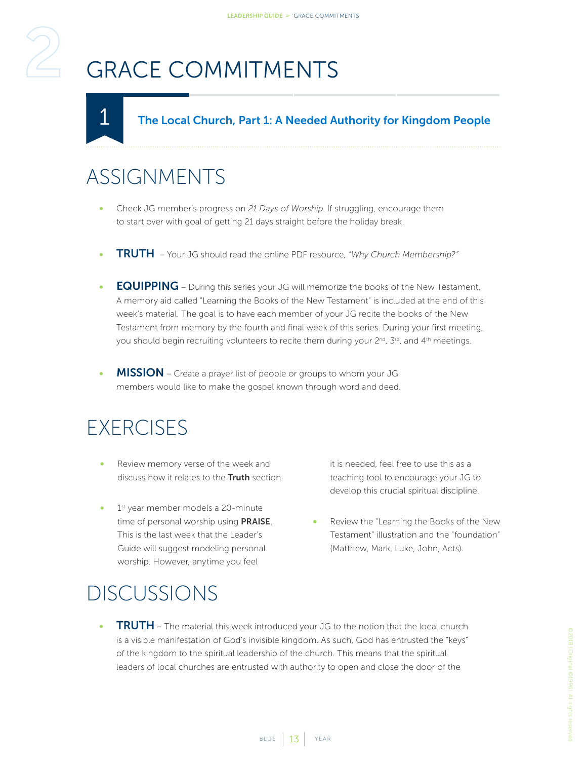# GRACE COMMITMENTS

## 1 The Local Church, Part 1: A Needed Authority for Kingdom People

## ASSIGNMENTS

- Check JG member's progress on *21 Days of Worship*. If struggling, encourage them to start over with goal of getting 21 days straight before the holiday break.
- **TRUTH** – Your JG should read the online PDF resource, *"Why Church Membership?"*
- **EQUIPPING** – During this series your JG will memorize the books of the New Testament. A memory aid called "Learning the Books of the New Testament" is included at the end of this week's material. The goal is to have each member of your JG recite the books of the New Testament from memory by the fourth and final week of this series. During your first meeting, you should begin recruiting volunteers to recite them during your 2nd, 3rd, and 4th meetings.
- **MISSION** – Create a prayer list of people or groups to whom your JG members would like to make the gospel known through word and deed.

## EXERCISES

- Review memory verse of the week and discuss how it relates to the **Truth** section.
- 1st year member models a 20-minute time of personal worship using **PRAISE**. This is the last week that the Leader's Guide will suggest modeling personal worship. However, anytime you feel it is needed, feel free to use this as a teaching tool to encourage your JG to develop this crucial spiritual discipline.
- Review the "Learning the Books of the New Testament" illustration and the "foundation" (Matthew, Mark, Luke, John, Acts).

## DISCUSSIONS

- **TRUTH** – The material this week introduced your JG to the notion that the local church is a visible manifestation of God's invisible kingdom. As such, God has entrusted the "keys" of the kingdom to the spiritual leadership of the church. This means that the spiritual leaders of local churches are entrusted with authority to open and close the door of the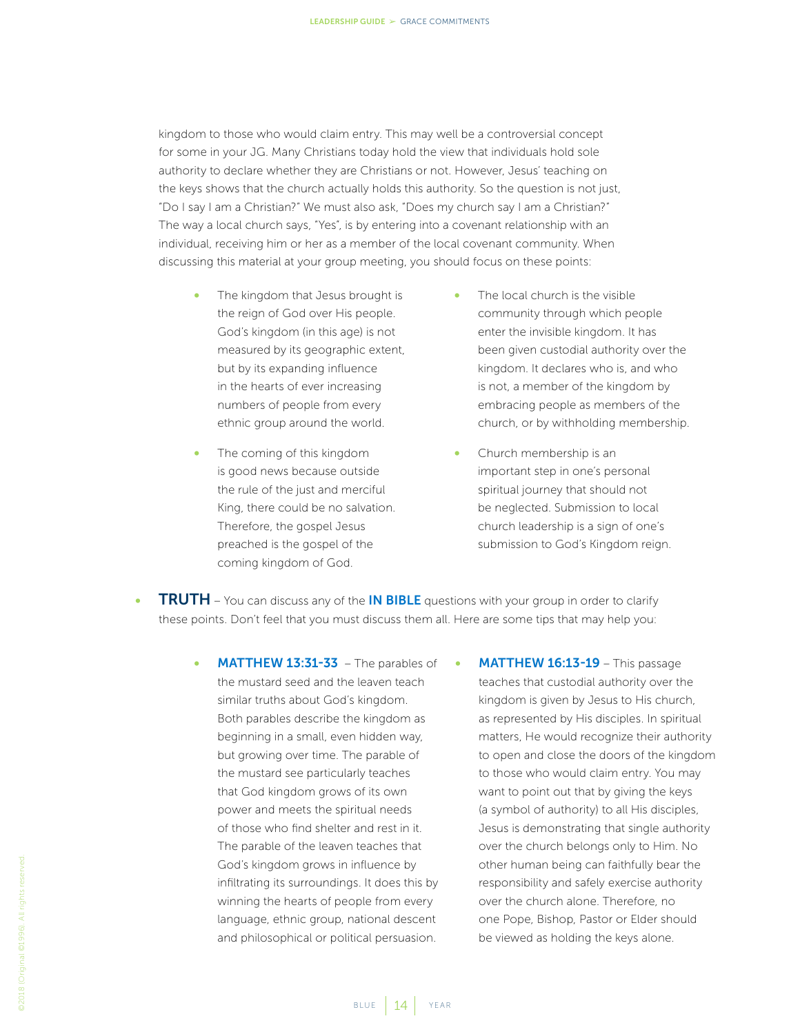kingdom to those who would claim entry. This may well be a controversial concept for some in your JG. Many Christians today hold the view that individuals hold sole authority to declare whether they are Christians or not. However, Jesus' teaching on the keys shows that the church actually holds this authority. So the question is not just, "Do I say I am a Christian?" We must also ask, "Does my church say I am a Christian?" The way a local church says, "Yes", is by entering into a covenant relationship with an individual, receiving him or her as a member of the local covenant community. When discussing this material at your group meeting, you should focus on these points:

- The kingdom that Jesus brought is the reign of God over His people. God's kingdom (in this age) is not measured by its geographic extent, but by its expanding influence in the hearts of ever increasing numbers of people from every ethnic group around the world.
- The coming of this kingdom is good news because outside the rule of the just and merciful King, there could be no salvation. Therefore, the gospel Jesus preached is the gospel of the coming kingdom of God.
- The local church is the visible community through which people enter the invisible kingdom. It has been given custodial authority over the kingdom. It declares who is, and who is not, a member of the kingdom by embracing people as members of the church, or by withholding membership.
- Church membership is an important step in one's personal spiritual journey that should not be neglected. Submission to local church leadership is a sign of one's submission to God's Kingdom reign.

- **TRUTH** – You can discuss any of the **IN BIBLE** questions with your group in order to clarify these points. Don't feel that you must discuss them all. Here are some tips that may help you:

  - **MATTHEW 13:31-33** – The parables of the mustard seed and the leaven teach similar truths about God's kingdom. Both parables describe the kingdom as beginning in a small, even hidden way, but growing over time. The parable of the mustard see particularly teaches that God kingdom grows of its own power and meets the spiritual needs of those who find shelter and rest in it. The parable of the leaven teaches that God's kingdom grows in influence by infiltrating its surroundings. It does this by winning the hearts of people from every language, ethnic group, national descent and philosophical or political persuasion.
  - **MATTHEW 16:13-19** – This passage teaches that custodial authority over the kingdom is given by Jesus to His church, as represented by His disciples. In spiritual matters, He would recognize their authority to open and close the doors of the kingdom to those who would claim entry. You may want to point out that by giving the keys (a symbol of authority) to all His disciples, Jesus is demonstrating that single authority over the church belongs only to Him. No other human being can faithfully bear the responsibility and safely exercise authority over the church alone. Therefore, no one Pope, Bishop, Pastor or Elder should be viewed as holding the keys alone.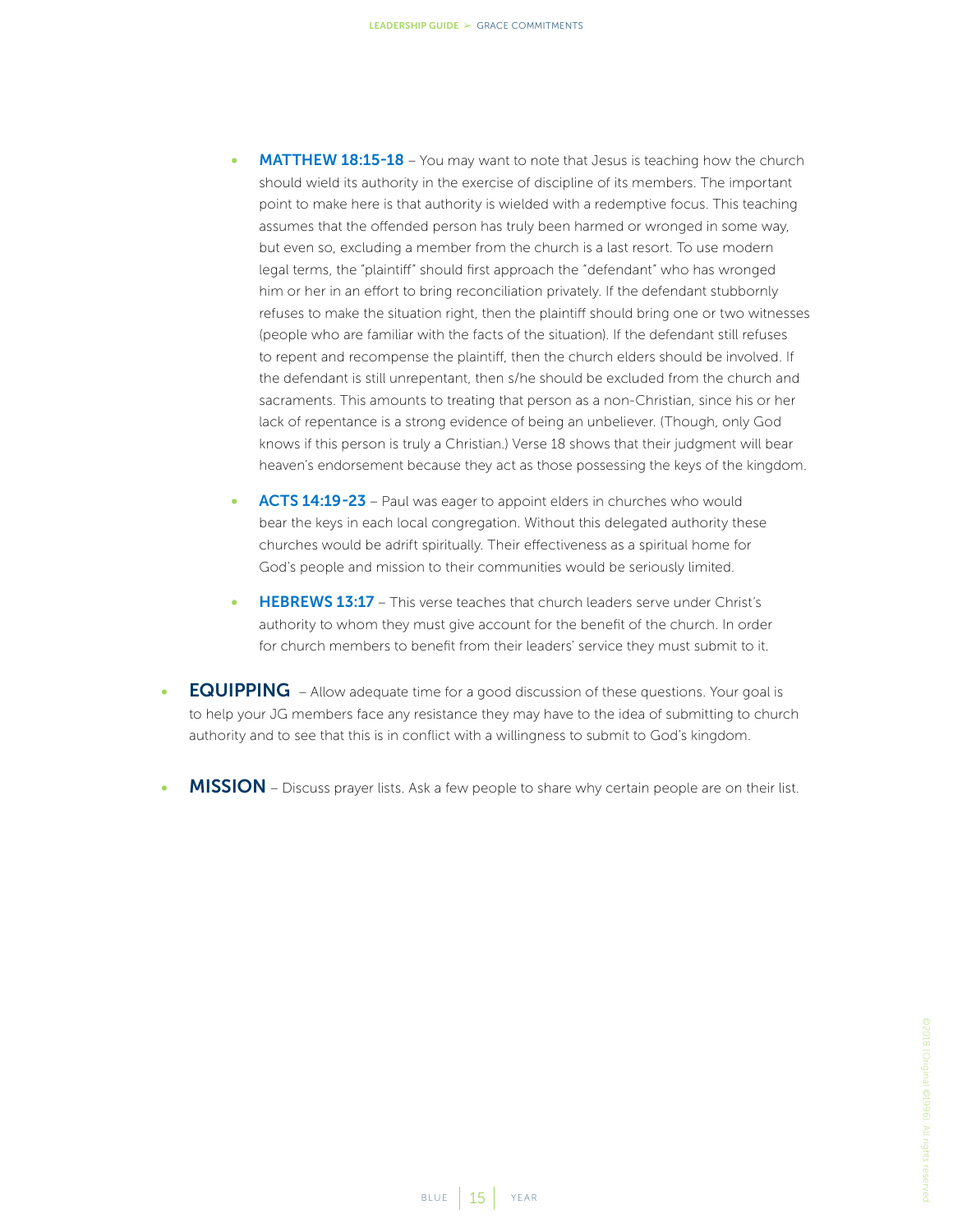- **MATTHEW 18:15-18** – You may want to note that Jesus is teaching how the church should wield its authority in the exercise of discipline of its members. The important point to make here is that authority is wielded with a redemptive focus. This teaching assumes that the offended person has truly been harmed or wronged in some way, but even so, excluding a member from the church is a last resort. To use modern legal terms, the "plaintiff" should first approach the "defendant" who has wronged him or her in an effort to bring reconciliation privately. If the defendant stubbornly refuses to make the situation right, then the plaintiff should bring one or two witnesses (people who are familiar with the facts of the situation). If the defendant still refuses to repent and recompense the plaintiff, then the church elders should be involved. If the defendant is still unrepentant, then s/he should be excluded from the church and sacraments. This amounts to treating that person as a non-Christian, since his or her lack of repentance is a strong evidence of being an unbeliever. (Though, only God knows if this person is truly a Christian.) Verse 18 shows that their judgment will bear heaven's endorsement because they act as those possessing the keys of the kingdom.

- **ACTS 14:19-23** – Paul was eager to appoint elders in churches who would bear the keys in each local congregation. Without this delegated authority these churches would be adrift spiritually. Their effectiveness as a spiritual home for God's people and mission to their communities would be seriously limited.

- **HEBREWS 13:17** – This verse teaches that church leaders serve under Christ's authority to whom they must give account for the benefit of the church. In order for church members to benefit from their leaders' service they must submit to it.

- **EQUIPPING** – Allow adequate time for a good discussion of these questions. Your goal is to help your JG members face any resistance they may have to the idea of submitting to church authority and to see that this is in conflict with a willingness to submit to God's kingdom.

- **MISSION** – Discuss prayer lists. Ask a few people to share why certain people are on their list.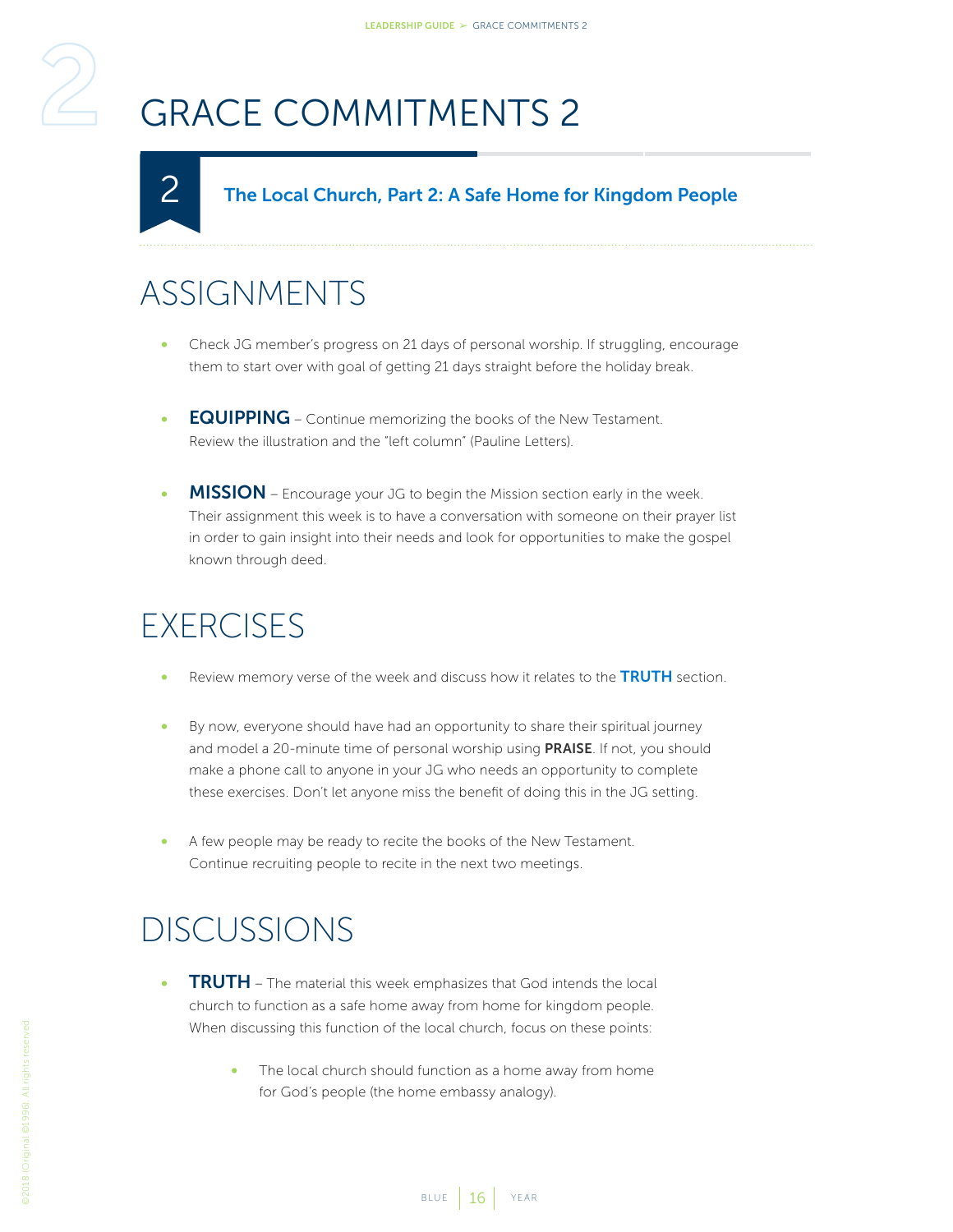# GRACE COMMITMENTS 2

## 2 The Local Church, Part 2: A Safe Home for Kingdom People

# ASSIGNMENTS

- Check JG member's progress on 21 days of personal worship. If struggling, encourage them to start over with goal of getting 21 days straight before the holiday break.
- **EQUIPPING** – Continue memorizing the books of the New Testament. Review the illustration and the "left column" (Pauline Letters).
- **MISSION** – Encourage your JG to begin the Mission section early in the week. Their assignment this week is to have a conversation with someone on their prayer list in order to gain insight into their needs and look for opportunities to make the gospel known through deed.

# EXERCISES

- Review memory verse of the week and discuss how it relates to the **TRUTH** section.
- By now, everyone should have had an opportunity to share their spiritual journey and model a 20-minute time of personal worship using **PRAISE**. If not, you should make a phone call to anyone in your JG who needs an opportunity to complete these exercises. Don't let anyone miss the benefit of doing this in the JG setting.
- A few people may be ready to recite the books of the New Testament. Continue recruiting people to recite in the next two meetings.

# DISCUSSIONS

- **TRUTH** – The material this week emphasizes that God intends the local church to function as a safe home away from home for kingdom people. When discussing this function of the local church, focus on these points:
  - The local church should function as a home away from home for God's people (the home embassy analogy).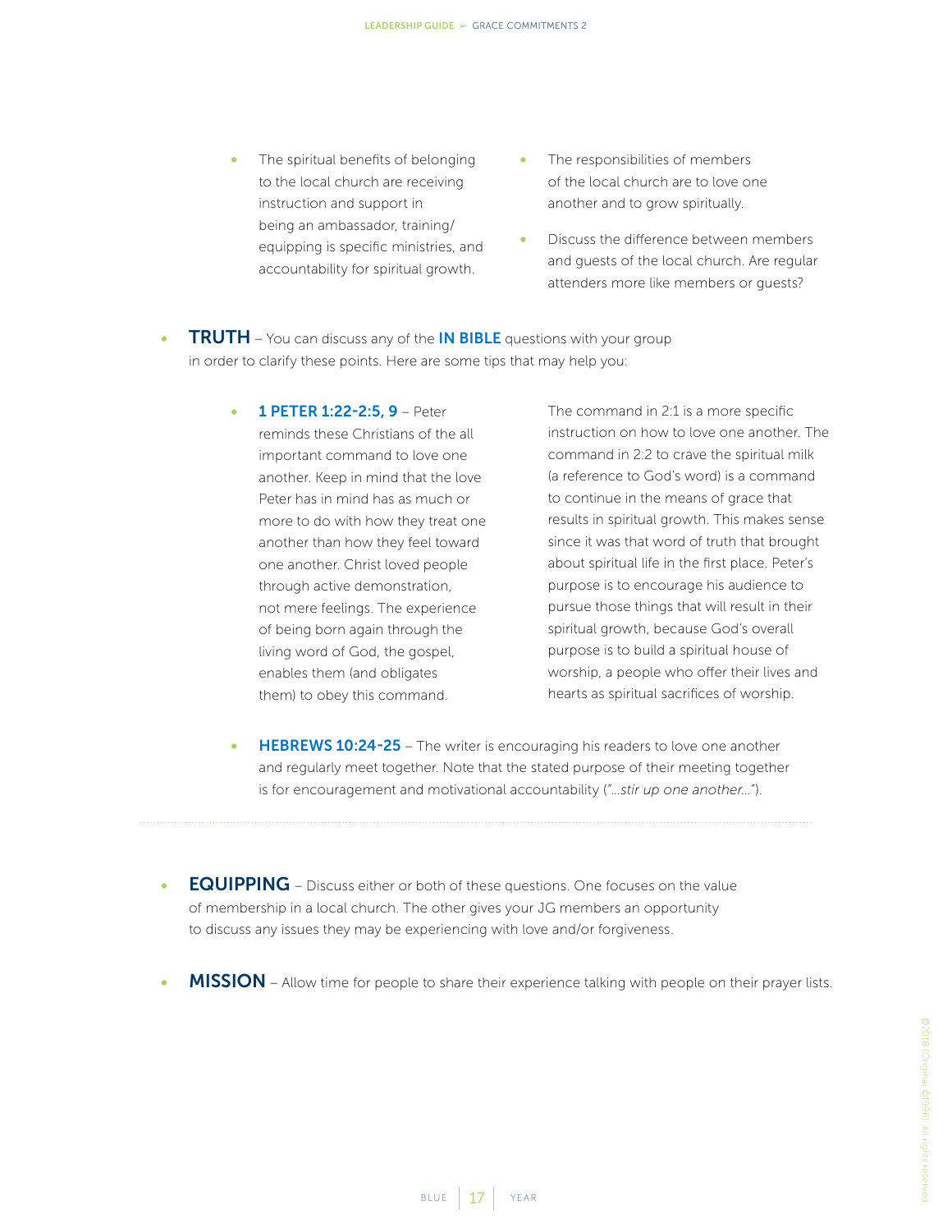- The spiritual benefits of belonging to the local church are receiving instruction and support in being an ambassador, training/equipping is specific ministries, and accountability for spiritual growth.
- The responsibilities of members of the local church are to love one another and to grow spiritually.
- Discuss the difference between members and guests of the local church. Are regular attenders more like members or guests?

- **TRUTH** – You can discuss any of the **IN BIBLE** questions with your group in order to clarify these points. Here are some tips that may help you:

  - **1 PETER 1:22-2:5, 9** – Peter reminds these Christians of the all important command to love one another. Keep in mind that the love Peter has in mind has as much or more to do with how they treat one another than how they feel toward one another. Christ loved people through active demonstration, not mere feelings. The experience of being born again through the living word of God, the gospel, enables them (and obligates them) to obey this command. The command in 2:1 is a more specific instruction on how to love one another. The command in 2:2 to crave the spiritual milk (a reference to God's word) is a command to continue in the means of grace that results in spiritual growth. This makes sense since it was that word of truth that brought about spiritual life in the first place. Peter's purpose is to encourage his audience to pursue those things that will result in their spiritual growth, because God's overall purpose is to build a spiritual house of worship, a people who offer their lives and hearts as spiritual sacrifices of worship.

  - **HEBREWS 10:24-25** – The writer is encouraging his readers to love one another and regularly meet together. Note that the stated purpose of their meeting together is for encouragement and motivational accountability (*"...stir up one another..."*).

---

- **EQUIPPING** – Discuss either or both of these questions. One focuses on the value of membership in a local church. The other gives your JG members an opportunity to discuss any issues they may be experiencing with love and/or forgiveness.

- **MISSION** – Allow time for people to share their experience talking with people on their prayer lists.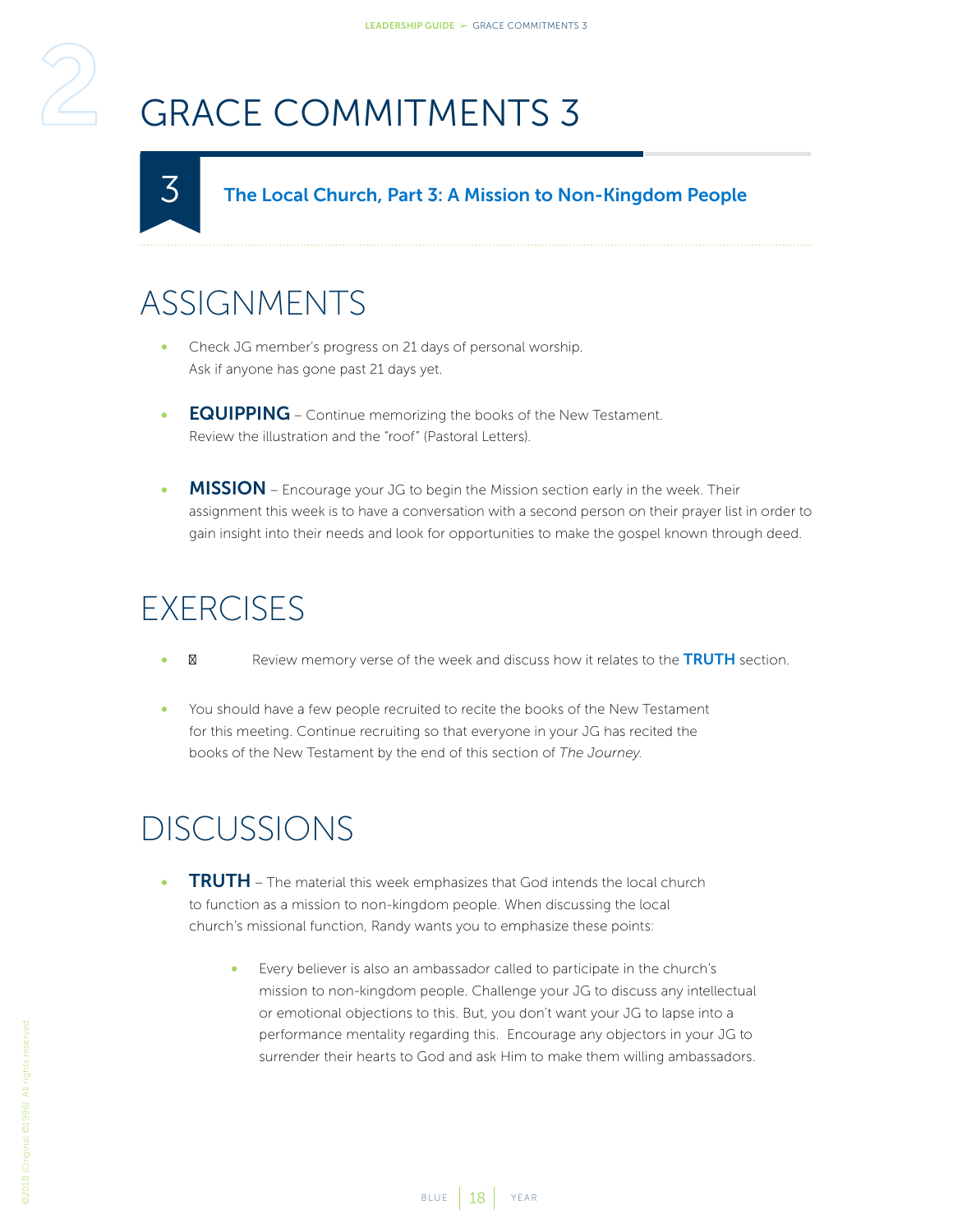# GRACE COMMITMENTS 3

## 3 The Local Church, Part 3: A Mission to Non-Kingdom People

## ASSIGNMENTS

- Check JG member's progress on 21 days of personal worship. Ask if anyone has gone past 21 days yet.
- **EQUIPPING** – Continue memorizing the books of the New Testament. Review the illustration and the "roof" (Pastoral Letters).
- **MISSION** – Encourage your JG to begin the Mission section early in the week. Their assignment this week is to have a conversation with a second person on their prayer list in order to gain insight into their needs and look for opportunities to make the gospel known through deed.

## EXERCISES

- Review memory verse of the week and discuss how it relates to the **TRUTH** section.
- You should have a few people recruited to recite the books of the New Testament for this meeting. Continue recruiting so that everyone in your JG has recited the books of the New Testament by the end of this section of *The Journey*.

## DISCUSSIONS

- **TRUTH** – The material this week emphasizes that God intends the local church to function as a mission to non-kingdom people. When discussing the local church's missional function, Randy wants you to emphasize these points:
  - Every believer is also an ambassador called to participate in the church's mission to non-kingdom people. Challenge your JG to discuss any intellectual or emotional objections to this. But, you don't want your JG to lapse into a performance mentality regarding this. Encourage any objectors in your JG to surrender their hearts to God and ask Him to make them willing ambassadors.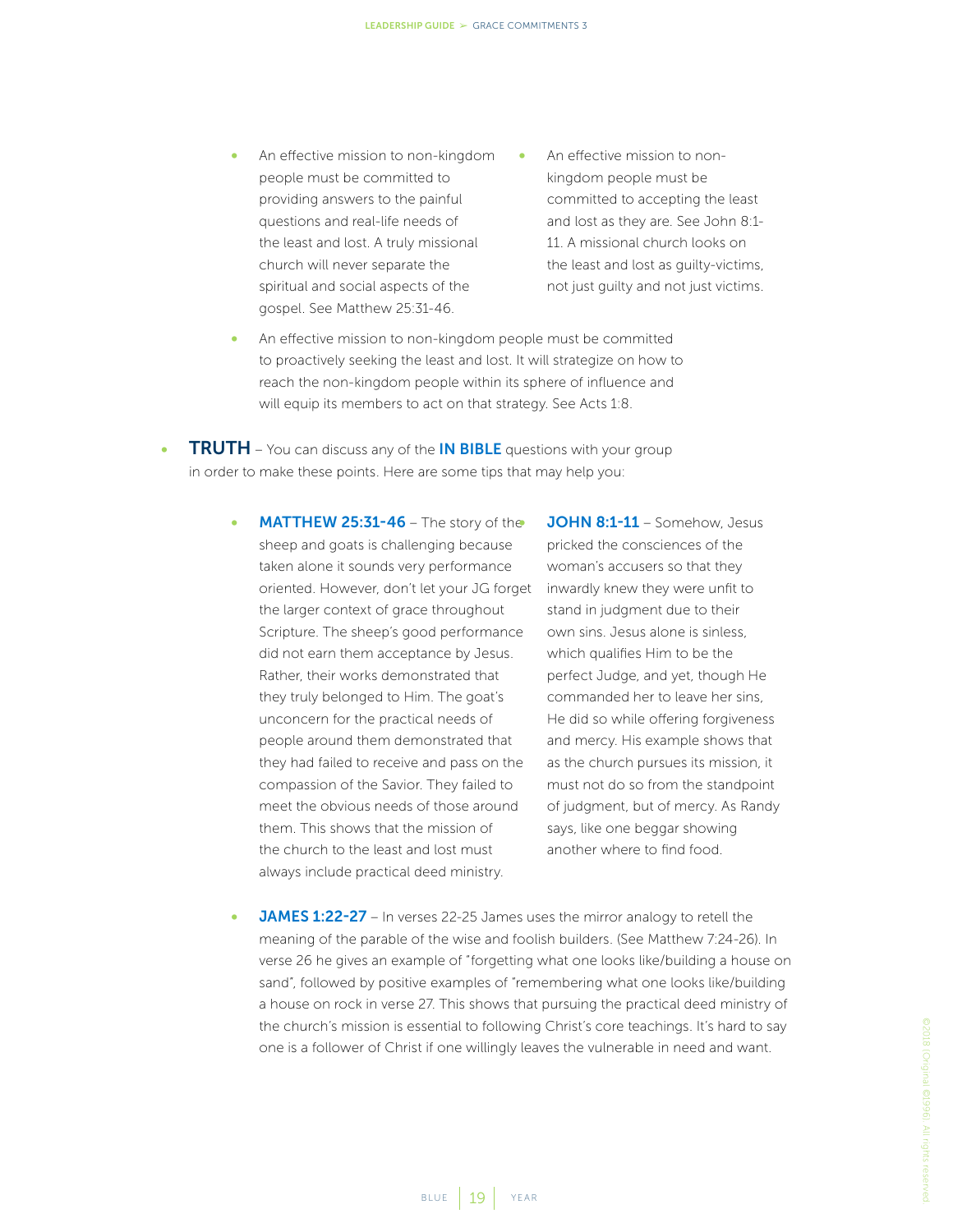- An effective mission to non-kingdom people must be committed to providing answers to the painful questions and real-life needs of the least and lost. A truly missional church will never separate the spiritual and social aspects of the gospel. See Matthew 25:31-46.
- An effective mission to non-kingdom people must be committed to accepting the least and lost as they are. See John 8:1-11. A missional church looks on the least and lost as guilty-victims, not just guilty and not just victims.
- An effective mission to non-kingdom people must be committed to proactively seeking the least and lost. It will strategize on how to reach the non-kingdom people within its sphere of influence and will equip its members to act on that strategy. See Acts 1:8.

- **TRUTH** – You can discuss any of the **IN BIBLE** questions with your group in order to make these points. Here are some tips that may help you:

    - **MATTHEW 25:31-46** – The story of the sheep and goats is challenging because taken alone it sounds very performance oriented. However, don't let your JG forget the larger context of grace throughout Scripture. The sheep's good performance did not earn them acceptance by Jesus. Rather, their works demonstrated that they truly belonged to Him. The goat's unconcern for the practical needs of people around them demonstrated that they had failed to receive and pass on the compassion of the Savior. They failed to meet the obvious needs of those around them. This shows that the mission of the church to the least and lost must always include practical deed ministry.
    - **JOHN 8:1-11** – Somehow, Jesus pricked the consciences of the woman's accusers so that they inwardly knew they were unfit to stand in judgment due to their own sins. Jesus alone is sinless, which qualifies Him to be the perfect Judge, and yet, though He commanded her to leave her sins, He did so while offering forgiveness and mercy. His example shows that as the church pursues its mission, it must not do so from the standpoint of judgment, but of mercy. As Randy says, like one beggar showing another where to find food.
    - **JAMES 1:22-27** – In verses 22-25 James uses the mirror analogy to retell the meaning of the parable of the wise and foolish builders. (See Matthew 7:24-26). In verse 26 he gives an example of "forgetting what one looks like/building a house on sand", followed by positive examples of "remembering what one looks like/building a house on rock in verse 27. This shows that pursuing the practical deed ministry of the church's mission is essential to following Christ's core teachings. It's hard to say one is a follower of Christ if one willingly leaves the vulnerable in need and want.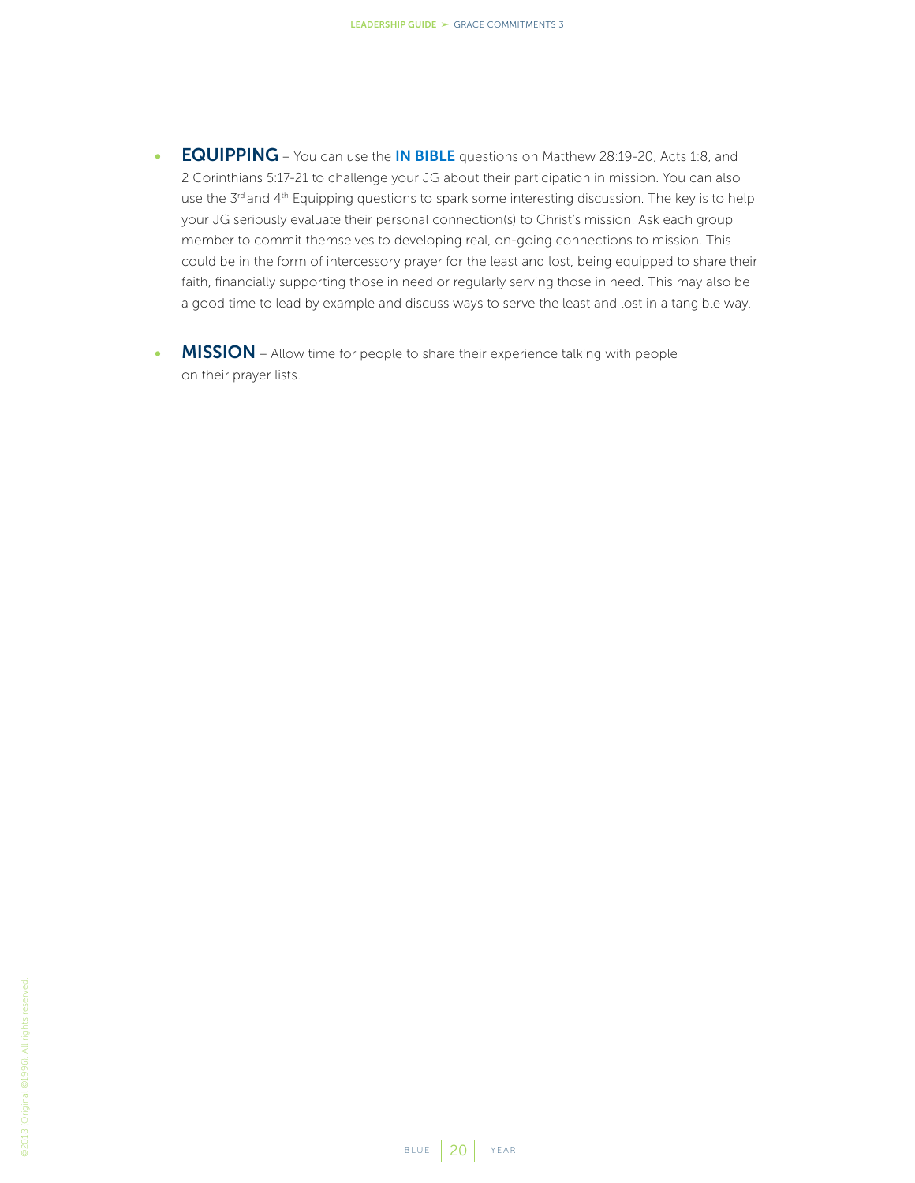- **EQUIPPING** – You can use the **IN BIBLE** questions on Matthew 28:19-20, Acts 1:8, and 2 Corinthians 5:17-21 to challenge your JG about their participation in mission. You can also use the 3rd and 4th Equipping questions to spark some interesting discussion. The key is to help your JG seriously evaluate their personal connection(s) to Christ's mission. Ask each group member to commit themselves to developing real, on-going connections to mission. This could be in the form of intercessory prayer for the least and lost, being equipped to share their faith, financially supporting those in need or regularly serving those in need. This may also be a good time to lead by example and discuss ways to serve the least and lost in a tangible way.

- **MISSION** – Allow time for people to share their experience talking with people on their prayer lists.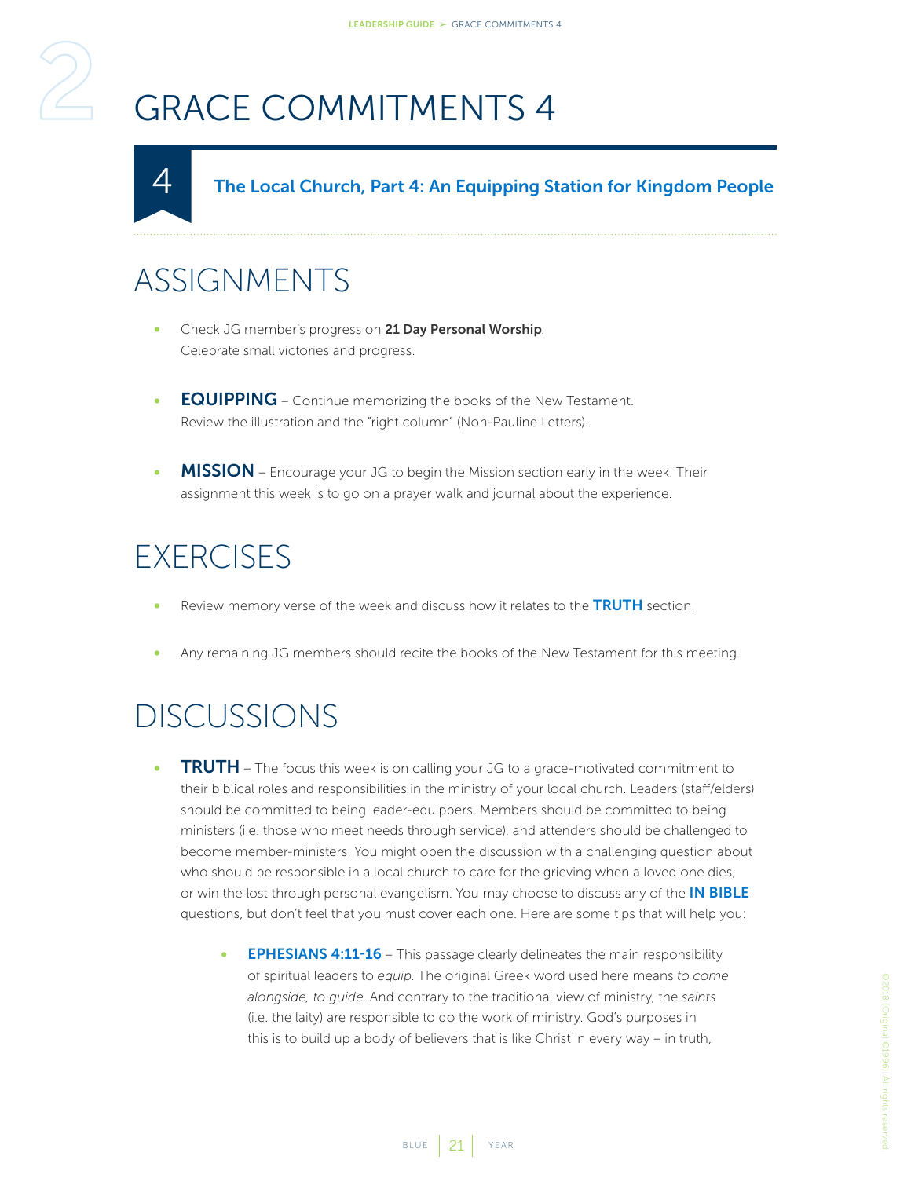# GRACE COMMITMENTS 4

## 4 The Local Church, Part 4: An Equipping Station for Kingdom People

## ASSIGNMENTS

- Check JG member's progress on **21 Day Personal Worship**. Celebrate small victories and progress.

- **EQUIPPING** – Continue memorizing the books of the New Testament. Review the illustration and the "right column" (Non-Pauline Letters).

- **MISSION** – Encourage your JG to begin the Mission section early in the week. Their assignment this week is to go on a prayer walk and journal about the experience.

## EXERCISES

- Review memory verse of the week and discuss how it relates to the **TRUTH** section.

- Any remaining JG members should recite the books of the New Testament for this meeting.

## DISCUSSIONS

- **TRUTH** – The focus this week is on calling your JG to a grace-motivated commitment to their biblical roles and responsibilities in the ministry of your local church. Leaders (staff/elders) should be committed to being leader-equippers. Members should be committed to being ministers (i.e. those who meet needs through service), and attenders should be challenged to become member-ministers. You might open the discussion with a challenging question about who should be responsible in a local church to care for the grieving when a loved one dies, or win the lost through personal evangelism. You may choose to discuss any of the **IN BIBLE** questions, but don't feel that you must cover each one. Here are some tips that will help you:

    - **EPHESIANS 4:11-16** – This passage clearly delineates the main responsibility of spiritual leaders to *equip*. The original Greek word used here means *to come alongside, to guide*. And contrary to the traditional view of ministry, the *saints* (i.e. the laity) are responsible to do the work of ministry. God's purposes in this is to build up a body of believers that is like Christ in every way – in truth,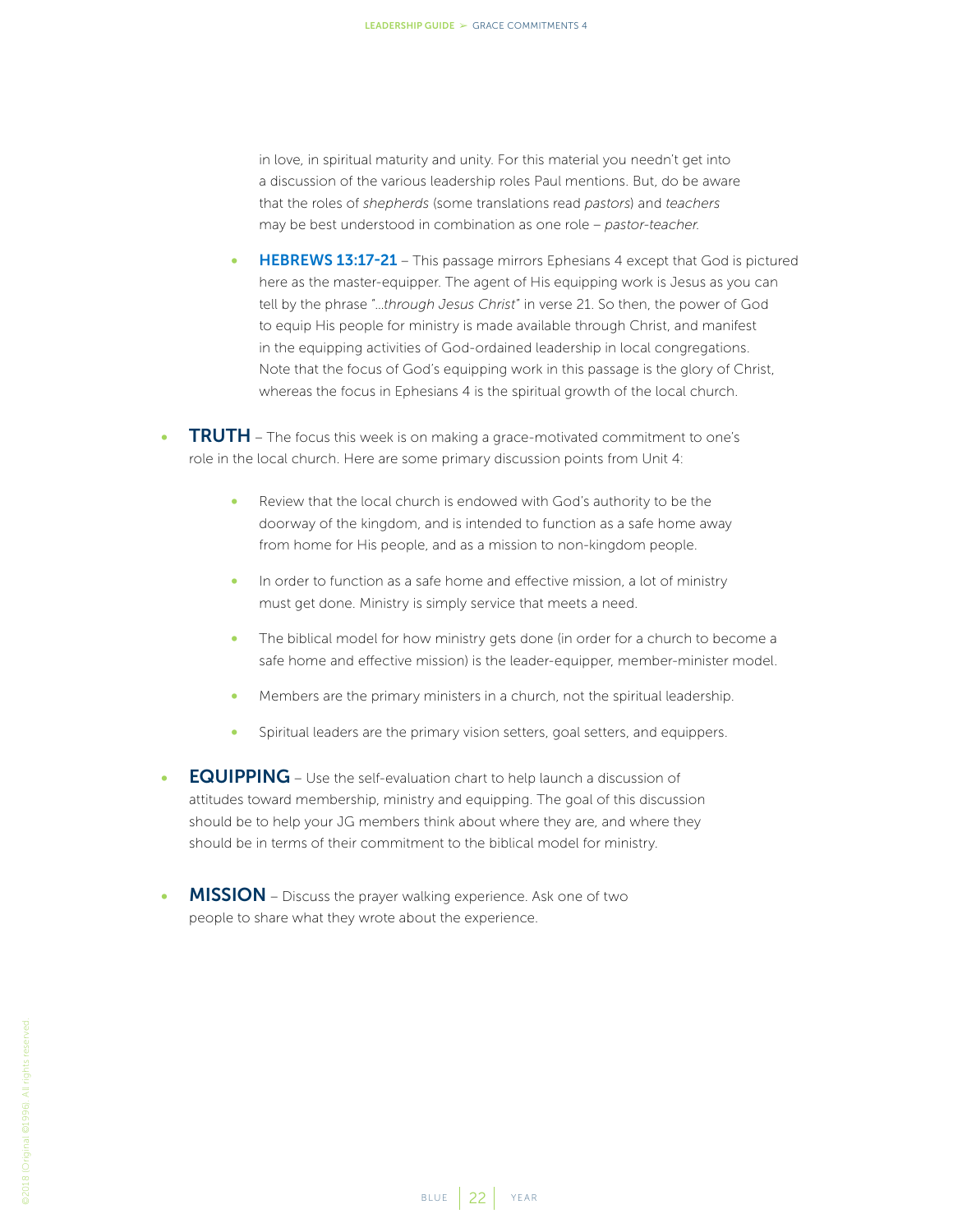in love, in spiritual maturity and unity. For this material you needn't get into a discussion of the various leadership roles Paul mentions. But, do be aware that the roles of *shepherds* (some translations read *pastors*) and *teachers* may be best understood in combination as one role – *pastor-teacher.*

- **HEBREWS 13:17-21** – This passage mirrors Ephesians 4 except that God is pictured here as the master-equipper. The agent of His equipping work is Jesus as you can tell by the phrase "*...through Jesus Christ*" in verse 21. So then, the power of God to equip His people for ministry is made available through Christ, and manifest in the equipping activities of God-ordained leadership in local congregations. Note that the focus of God's equipping work in this passage is the glory of Christ, whereas the focus in Ephesians 4 is the spiritual growth of the local church.

- **TRUTH** – The focus this week is on making a grace-motivated commitment to one's role in the local church. Here are some primary discussion points from Unit 4:
  - Review that the local church is endowed with God's authority to be the doorway of the kingdom, and is intended to function as a safe home away from home for His people, and as a mission to non-kingdom people.
  - In order to function as a safe home and effective mission, a lot of ministry must get done. Ministry is simply service that meets a need.
  - The biblical model for how ministry gets done (in order for a church to become a safe home and effective mission) is the leader-equipper, member-minister model.
  - Members are the primary ministers in a church, not the spiritual leadership.
  - Spiritual leaders are the primary vision setters, goal setters, and equippers.

- **EQUIPPING** – Use the self-evaluation chart to help launch a discussion of attitudes toward membership, ministry and equipping. The goal of this discussion should be to help your JG members think about where they are, and where they should be in terms of their commitment to the biblical model for ministry.

- **MISSION** – Discuss the prayer walking experience. Ask one of two people to share what they wrote about the experience.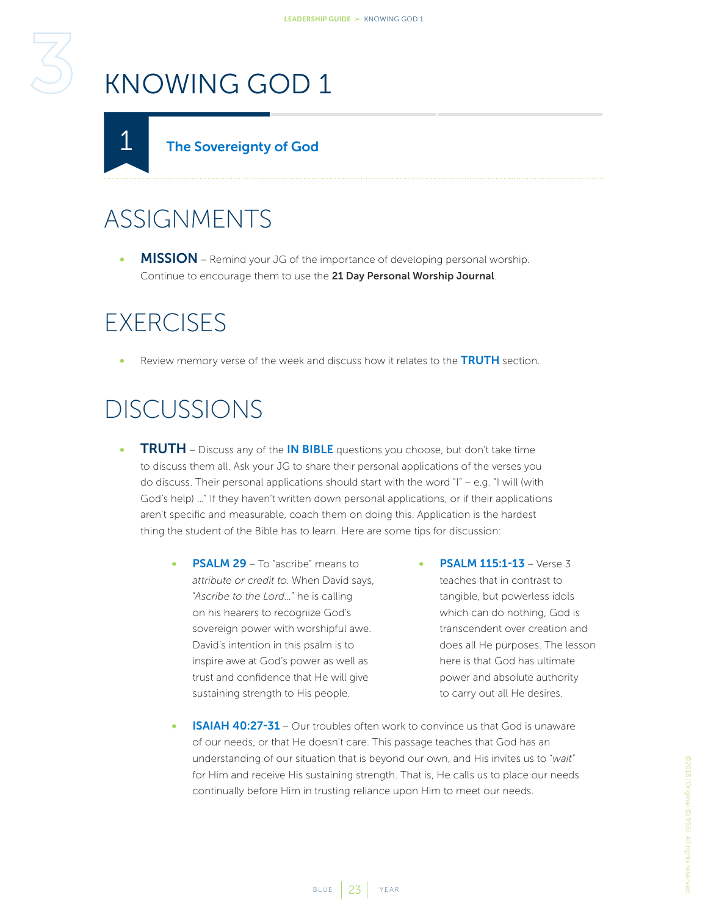# KNOWING GOD 1

## 1 The Sovereignty of God

## ASSIGNMENTS

- **MISSION** – Remind your JG of the importance of developing personal worship. Continue to encourage them to use the **21 Day Personal Worship Journal**.

## EXERCISES

- Review memory verse of the week and discuss how it relates to the **TRUTH** section.

## DISCUSSIONS

- **TRUTH** – Discuss any of the **IN BIBLE** questions you choose, but don't take time to discuss them all. Ask your JG to share their personal applications of the verses you do discuss. Their personal applications should start with the word "I" – e.g. "I will (with God's help) ..." If they haven't written down personal applications, or if their applications aren't specific and measurable, coach them on doing this. Application is the hardest thing the student of the Bible has to learn. Here are some tips for discussion:

  - **PSALM 29** – To "ascribe" means to *attribute or credit to*. When David says, *"Ascribe to the Lord..."* he is calling on his hearers to recognize God's sovereign power with worshipful awe. David's intention in this psalm is to inspire awe at God's power as well as trust and confidence that He will give sustaining strength to His people.
  - **PSALM 115:1-13** – Verse 3 teaches that in contrast to tangible, but powerless idols which can do nothing, God is transcendent over creation and does all He purposes. The lesson here is that God has ultimate power and absolute authority to carry out all He desires.
  - **ISAIAH 40:27-31** – Our troubles often work to convince us that God is unaware of our needs, or that He doesn't care. This passage teaches that God has an understanding of our situation that is beyond our own, and His invites us to *"wait"* for Him and receive His sustaining strength. That is, He calls us to place our needs continually before Him in trusting reliance upon Him to meet our needs.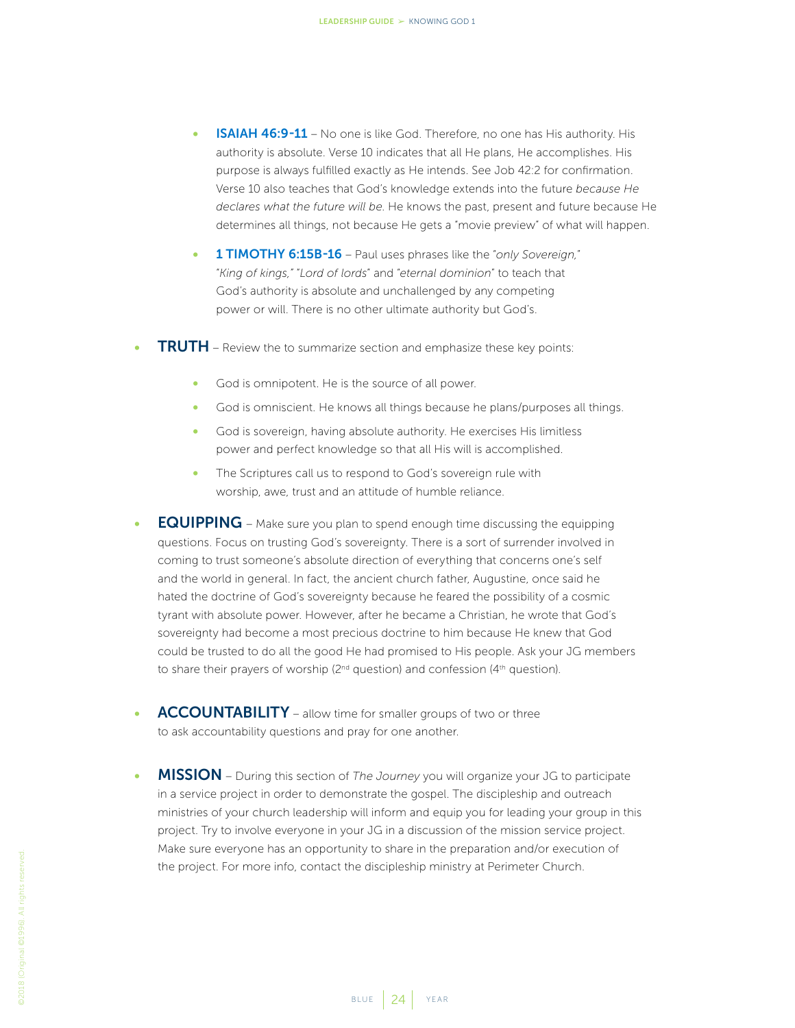- **ISAIAH 46:9-11** – No one is like God. Therefore, no one has His authority. His authority is absolute. Verse 10 indicates that all He plans, He accomplishes. His purpose is always fulfilled exactly as He intends. See Job 42:2 for confirmation. Verse 10 also teaches that God's knowledge extends into the future *because He declares what the future will be.* He knows the past, present and future because He determines all things, not because He gets a "movie preview" of what will happen.

- **1 TIMOTHY 6:15B-16** – Paul uses phrases like the "*only Sovereign,*" "*King of kings,*" "*Lord of lords*" and "*eternal dominion*" to teach that God's authority is absolute and unchallenged by any competing power or will. There is no other ultimate authority but God's.

- **TRUTH** – Review the to summarize section and emphasize these key points:
  - God is omnipotent. He is the source of all power.
  - God is omniscient. He knows all things because he plans/purposes all things.
  - God is sovereign, having absolute authority. He exercises His limitless power and perfect knowledge so that all His will is accomplished.
  - The Scriptures call us to respond to God's sovereign rule with worship, awe, trust and an attitude of humble reliance.

- **EQUIPPING** – Make sure you plan to spend enough time discussing the equipping questions. Focus on trusting God's sovereignty. There is a sort of surrender involved in coming to trust someone's absolute direction of everything that concerns one's self and the world in general. In fact, the ancient church father, Augustine, once said he hated the doctrine of God's sovereignty because he feared the possibility of a cosmic tyrant with absolute power. However, after he became a Christian, he wrote that God's sovereignty had become a most precious doctrine to him because He knew that God could be trusted to do all the good He had promised to His people. Ask your JG members to share their prayers of worship (2nd question) and confession (4th question).

- **ACCOUNTABILITY** – allow time for smaller groups of two or three to ask accountability questions and pray for one another.

- **MISSION** – During this section of *The Journey* you will organize your JG to participate in a service project in order to demonstrate the gospel. The discipleship and outreach ministries of your church leadership will inform and equip you for leading your group in this project. Try to involve everyone in your JG in a discussion of the mission service project. Make sure everyone has an opportunity to share in the preparation and/or execution of the project. For more info, contact the discipleship ministry at Perimeter Church.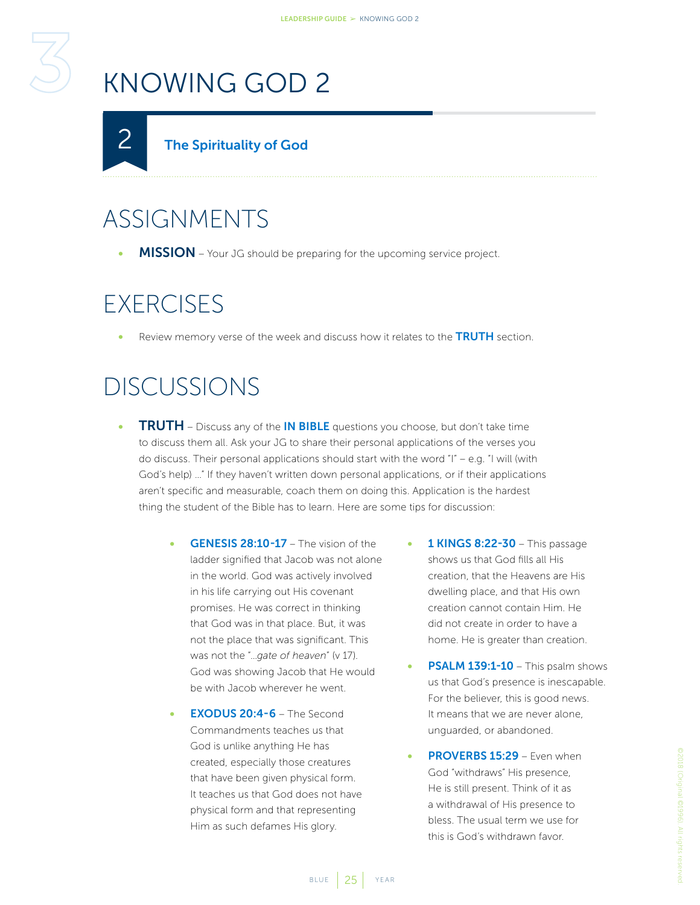# KNOWING GOD 2

## 2 The Spirituality of God

## ASSIGNMENTS

- **MISSION** – Your JG should be preparing for the upcoming service project.

## EXERCISES

- Review memory verse of the week and discuss how it relates to the **TRUTH** section.

## DISCUSSIONS

- **TRUTH** – Discuss any of the **IN BIBLE** questions you choose, but don't take time to discuss them all. Ask your JG to share their personal applications of the verses you do discuss. Their personal applications should start with the word "I" – e.g. "I will (with God's help) ..." If they haven't written down personal applications, or if their applications aren't specific and measurable, coach them on doing this. Application is the hardest thing the student of the Bible has to learn. Here are some tips for discussion:

    - **GENESIS 28:10-17** – The vision of the ladder signified that Jacob was not alone in the world. God was actively involved in his life carrying out His covenant promises. He was correct in thinking that God was in that place. But, it was not the place that was significant. This was not the "...*gate of heaven*" (v 17). God was showing Jacob that He would be with Jacob wherever he went.
    - **EXODUS 20:4-6** – The Second Commandments teaches us that God is unlike anything He has created, especially those creatures that have been given physical form. It teaches us that God does not have physical form and that representing Him as such defames His glory.
    - **1 KINGS 8:22-30** – This passage shows us that God fills all His creation, that the Heavens are His dwelling place, and that His own creation cannot contain Him. He did not create in order to have a home. He is greater than creation.
    - **PSALM 139:1-10** – This psalm shows us that God's presence is inescapable. For the believer, this is good news. It means that we are never alone, unguarded, or abandoned.
    - **PROVERBS 15:29** – Even when God "withdraws" His presence, He is still present. Think of it as a withdrawal of His presence to bless. The usual term we use for this is God's withdrawn favor.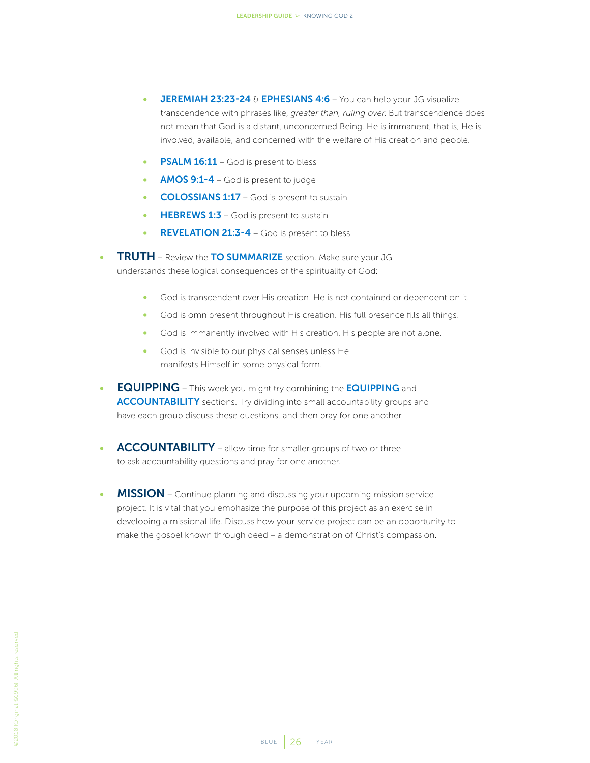- **JEREMIAH 23:23-24** & **EPHESIANS 4:6** – You can help your JG visualize transcendence with phrases like, *greater than, ruling over.* But transcendence does not mean that God is a distant, unconcerned Being. He is immanent, that is, He is involved, available, and concerned with the welfare of His creation and people.
- **PSALM 16:11** – God is present to bless
- **AMOS 9:1-4** – God is present to judge
- **COLOSSIANS 1:17** – God is present to sustain
- **HEBREWS 1:3** – God is present to sustain
- **REVELATION 21:3-4** – God is present to bless

- **TRUTH** – Review the **TO SUMMARIZE** section. Make sure your JG understands these logical consequences of the spirituality of God:
  - God is transcendent over His creation. He is not contained or dependent on it.
  - God is omnipresent throughout His creation. His full presence fills all things.
  - God is immanently involved with His creation. His people are not alone.
  - God is invisible to our physical senses unless He manifests Himself in some physical form.

- **EQUIPPING** – This week you might try combining the **EQUIPPING** and **ACCOUNTABILITY** sections. Try dividing into small accountability groups and have each group discuss these questions, and then pray for one another.

- **ACCOUNTABILITY** – allow time for smaller groups of two or three to ask accountability questions and pray for one another.

- **MISSION** – Continue planning and discussing your upcoming mission service project. It is vital that you emphasize the purpose of this project as an exercise in developing a missional life. Discuss how your service project can be an opportunity to make the gospel known through deed – a demonstration of Christ's compassion.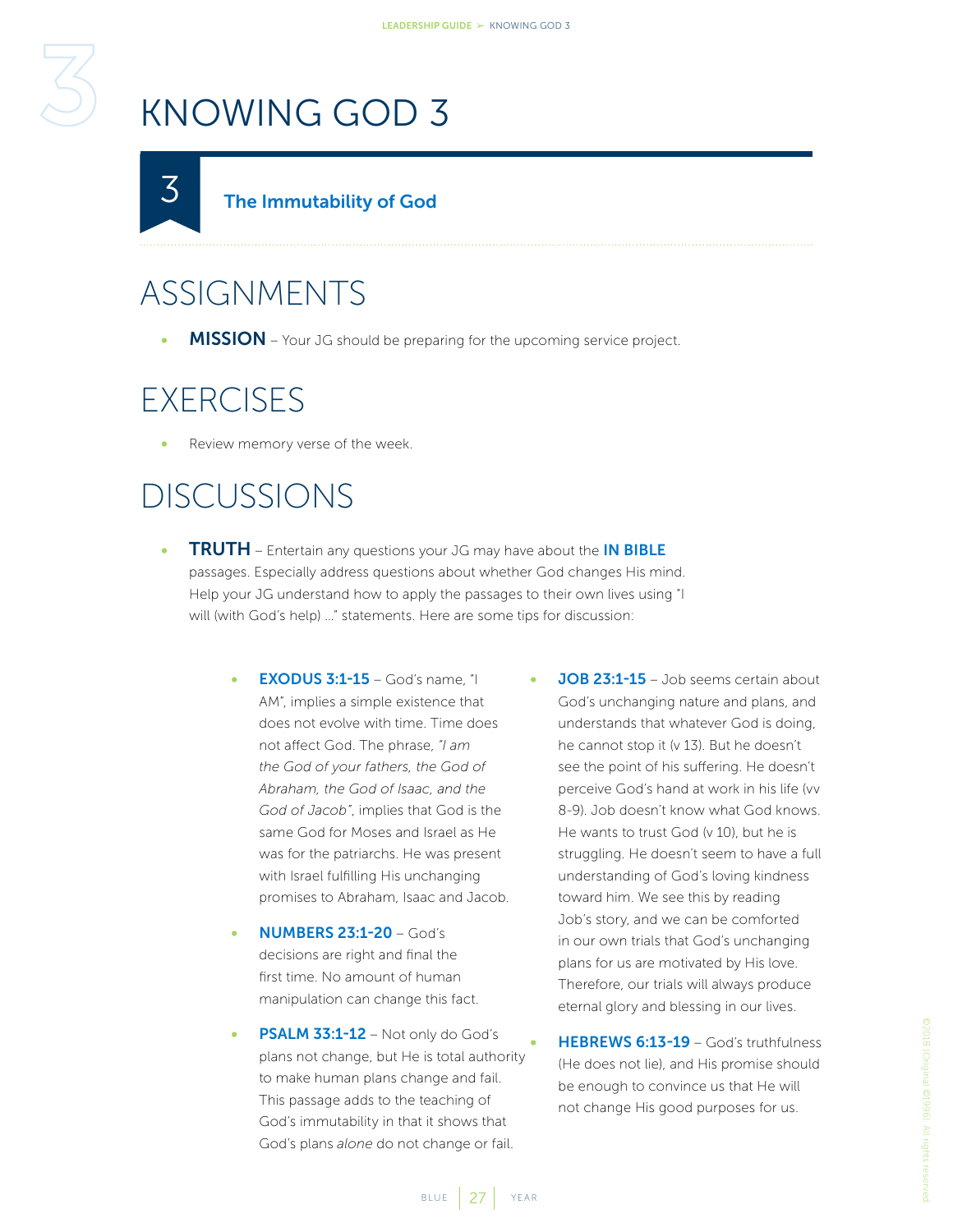# KNOWING GOD 3

## 3 The Immutability of God

## ASSIGNMENTS

- **MISSION** – Your JG should be preparing for the upcoming service project.

## EXERCISES

- Review memory verse of the week.

## DISCUSSIONS

- **TRUTH** – Entertain any questions your JG may have about the **IN BIBLE** passages. Especially address questions about whether God changes His mind. Help your JG understand how to apply the passages to their own lives using "I will (with God's help) …" statements. Here are some tips for discussion:

  - **EXODUS 3:1-15** – God's name, "I AM", implies a simple existence that does not evolve with time. Time does not affect God. The phrase, *"I am the God of your fathers, the God of Abraham, the God of Isaac, and the God of Jacob"*, implies that God is the same God for Moses and Israel as He was for the patriarchs. He was present with Israel fulfilling His unchanging promises to Abraham, Isaac and Jacob.
  - **NUMBERS 23:1-20** – God's decisions are right and final the first time. No amount of human manipulation can change this fact.
  - **PSALM 33:1-12** – Not only do God's plans not change, but He is total authority to make human plans change and fail. This passage adds to the teaching of God's immutability in that it shows that God's plans *alone* do not change or fail.
  - **JOB 23:1-15** – Job seems certain about God's unchanging nature and plans, and understands that whatever God is doing, he cannot stop it (v 13). But he doesn't see the point of his suffering. He doesn't perceive God's hand at work in his life (vv 8-9). Job doesn't know what God knows. He wants to trust God (v 10), but he is struggling. He doesn't seem to have a full understanding of God's loving kindness toward him. We see this by reading Job's story, and we can be comforted in our own trials that God's unchanging plans for us are motivated by His love. Therefore, our trials will always produce eternal glory and blessing in our lives.
  - **HEBREWS 6:13-19** – God's truthfulness (He does not lie), and His promise should be enough to convince us that He will not change His good purposes for us.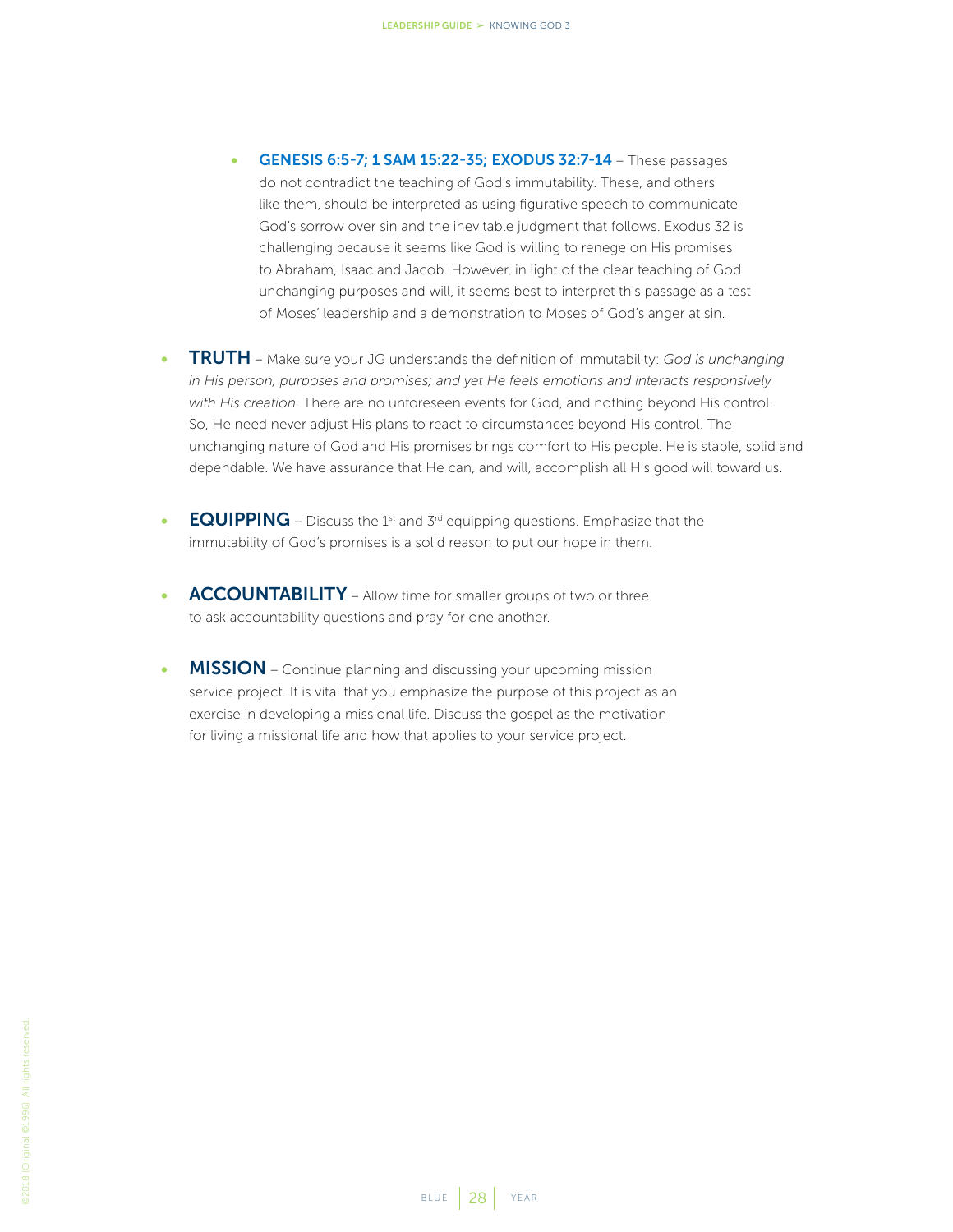- **GENESIS 6:5-7; 1 SAM 15:22-35; EXODUS 32:7-14** – These passages do not contradict the teaching of God's immutability. These, and others like them, should be interpreted as using figurative speech to communicate God's sorrow over sin and the inevitable judgment that follows. Exodus 32 is challenging because it seems like God is willing to renege on His promises to Abraham, Isaac and Jacob. However, in light of the clear teaching of God unchanging purposes and will, it seems best to interpret this passage as a test of Moses' leadership and a demonstration to Moses of God's anger at sin.

- **TRUTH** – Make sure your JG understands the definition of immutability: *God is unchanging in His person, purposes and promises; and yet He feels emotions and interacts responsively with His creation.* There are no unforeseen events for God, and nothing beyond His control. So, He need never adjust His plans to react to circumstances beyond His control. The unchanging nature of God and His promises brings comfort to His people. He is stable, solid and dependable. We have assurance that He can, and will, accomplish all His good will toward us.

- **EQUIPPING** – Discuss the 1st and 3rd equipping questions. Emphasize that the immutability of God's promises is a solid reason to put our hope in them.

- **ACCOUNTABILITY** – Allow time for smaller groups of two or three to ask accountability questions and pray for one another.

- **MISSION** – Continue planning and discussing your upcoming mission service project. It is vital that you emphasize the purpose of this project as an exercise in developing a missional life. Discuss the gospel as the motivation for living a missional life and how that applies to your service project.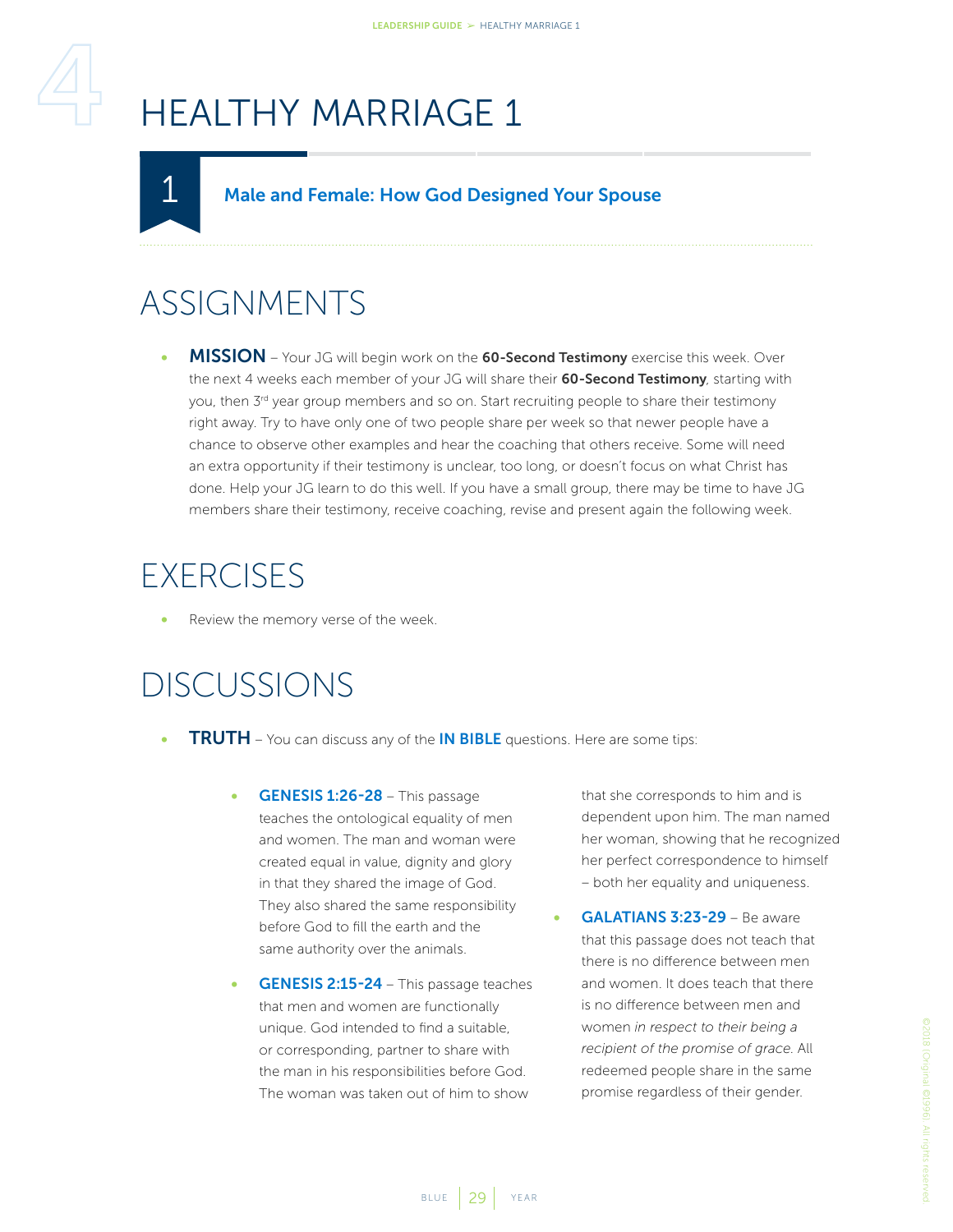# 4 HEALTHY MARRIAGE 1

## 1 Male and Female: How God Designed Your Spouse

## ASSIGNMENTS

- **MISSION** – Your JG will begin work on the **60-Second Testimony** exercise this week. Over the next 4 weeks each member of your JG will share their **60-Second Testimony**, starting with you, then 3rd year group members and so on. Start recruiting people to share their testimony right away. Try to have only one of two people share per week so that newer people have a chance to observe other examples and hear the coaching that others receive. Some will need an extra opportunity if their testimony is unclear, too long, or doesn't focus on what Christ has done. Help your JG learn to do this well. If you have a small group, there may be time to have JG members share their testimony, receive coaching, revise and present again the following week.

## EXERCISES

- Review the memory verse of the week.

## DISCUSSIONS

- **TRUTH** – You can discuss any of the **IN BIBLE** questions. Here are some tips:
    - **GENESIS 1:26-28** – This passage teaches the ontological equality of men and women. The man and woman were created equal in value, dignity and glory in that they shared the image of God. They also shared the same responsibility before God to fill the earth and the same authority over the animals.
    - **GENESIS 2:15-24** – This passage teaches that men and women are functionally unique. God intended to find a suitable, or corresponding, partner to share with the man in his responsibilities before God. The woman was taken out of him to show that she corresponds to him and is dependent upon him. The man named her woman, showing that he recognized her perfect correspondence to himself – both her equality and uniqueness.
    - **GALATIANS 3:23-29** – Be aware that this passage does not teach that there is no difference between men and women. It does teach that there is no difference between men and women *in respect to their being a recipient of the promise of grace.* All redeemed people share in the same promise regardless of their gender.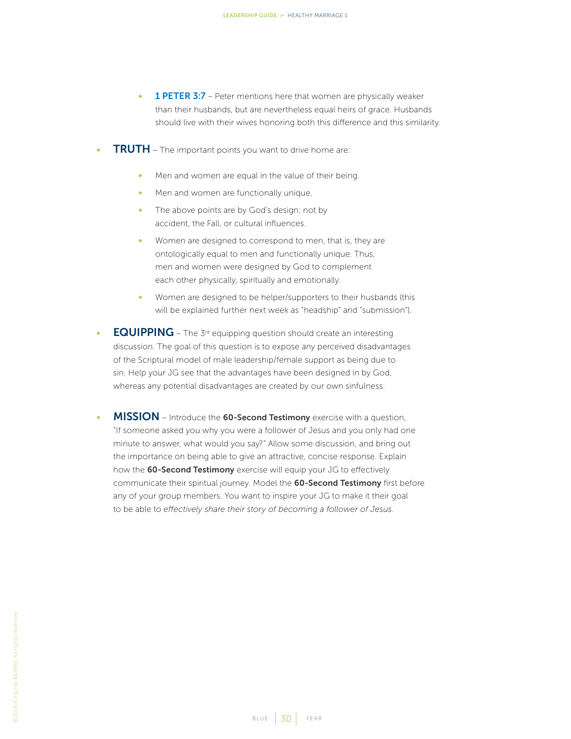- **1 PETER 3:7** – Peter mentions here that women are physically weaker than their husbands, but are nevertheless equal heirs of grace. Husbands should live with their wives honoring both this difference and this similarity.

- **TRUTH** – The important points you want to drive home are:
  - Men and women are equal in the value of their being.
  - Men and women are functionally unique.
  - The above points are by God's design; not by accident, the Fall, or cultural influences.
  - Women are designed to correspond to men, that is, they are ontologically equal to men and functionally unique. Thus, men and women were designed by God to complement each other physically, spiritually and emotionally.
  - Women are designed to be helper/supporters to their husbands (this will be explained further next week as "headship" and "submission").

- **EQUIPPING** – The 3rd equipping question should create an interesting discussion. The goal of this question is to expose any perceived disadvantages of the Scriptural model of male leadership/female support as being due to sin. Help your JG see that the advantages have been designed in by God, whereas any potential disadvantages are created by our own sinfulness.

- **MISSION** – Introduce the **60-Second Testimony** exercise with a question, "If someone asked you why you were a follower of Jesus and you only had one minute to answer, what would you say?" Allow some discussion, and bring out the importance on being able to give an attractive, concise response. Explain how the **60-Second Testimony** exercise will equip your JG to effectively communicate their spiritual journey. Model the **60-Second Testimony** first before any of your group members. You want to inspire your JG to make it their goal to be able to *effectively share their story of becoming a follower of Jesus.*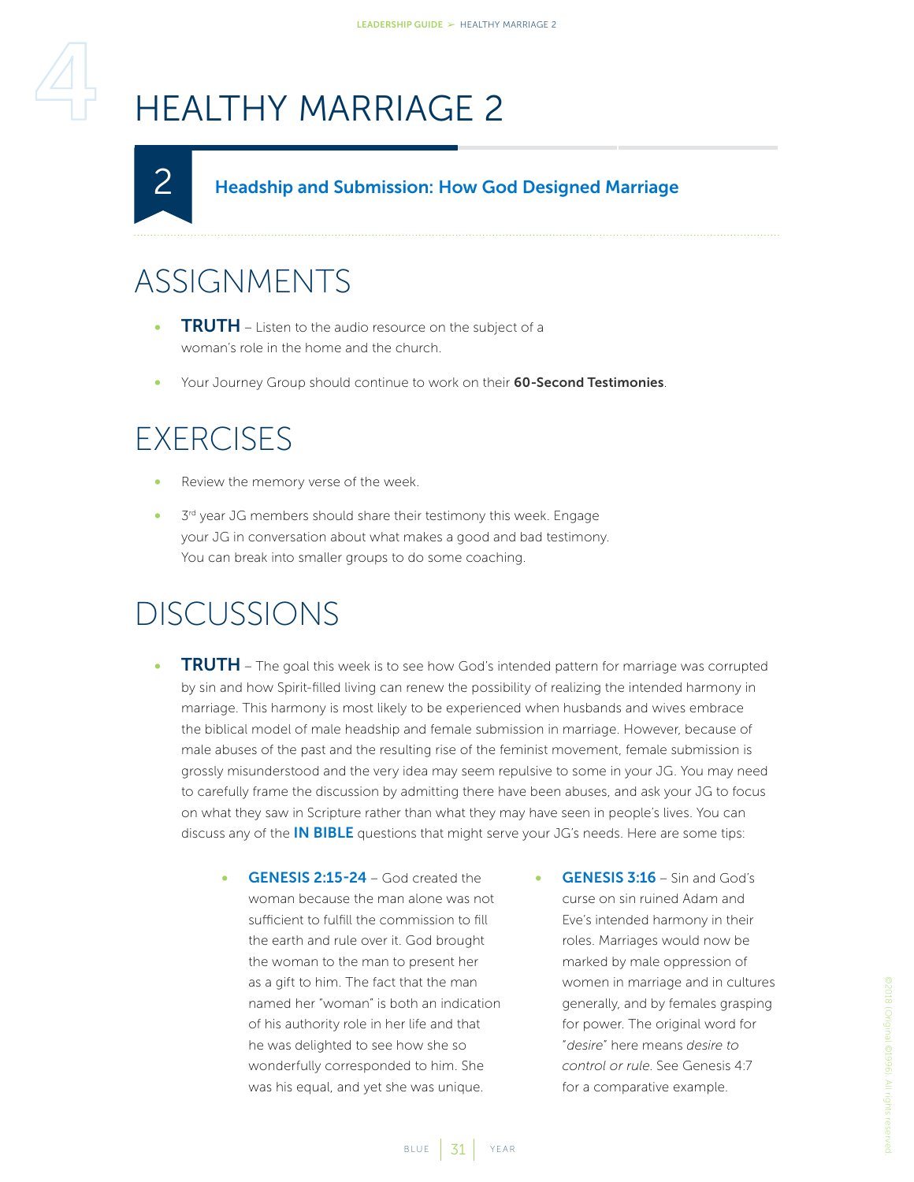# HEALTHY MARRIAGE 2

## 2 Headship and Submission: How God Designed Marriage

## ASSIGNMENTS

- **TRUTH** – Listen to the audio resource on the subject of a woman's role in the home and the church.
- Your Journey Group should continue to work on their **60-Second Testimonies**.

## EXERCISES

- Review the memory verse of the week.
- 3rd year JG members should share their testimony this week. Engage your JG in conversation about what makes a good and bad testimony. You can break into smaller groups to do some coaching.

## DISCUSSIONS

- **TRUTH** – The goal this week is to see how God's intended pattern for marriage was corrupted by sin and how Spirit-filled living can renew the possibility of realizing the intended harmony in marriage. This harmony is most likely to be experienced when husbands and wives embrace the biblical model of male headship and female submission in marriage. However, because of male abuses of the past and the resulting rise of the feminist movement, female submission is grossly misunderstood and the very idea may seem repulsive to some in your JG. You may need to carefully frame the discussion by admitting there have been abuses, and ask your JG to focus on what they saw in Scripture rather than what they may have seen in people's lives. You can discuss any of the **IN BIBLE** questions that might serve your JG's needs. Here are some tips:
  - **GENESIS 2:15-24** – God created the woman because the man alone was not sufficient to fulfill the commission to fill the earth and rule over it. God brought the woman to the man to present her as a gift to him. The fact that the man named her "woman" is both an indication of his authority role in her life and that he was delighted to see how she so wonderfully corresponded to him. She was his equal, and yet she was unique.
  - **GENESIS 3:16** – Sin and God's curse on sin ruined Adam and Eve's intended harmony in their roles. Marriages would now be marked by male oppression of women in marriage and in cultures generally, and by females grasping for power. The original word for "*desire*" here means *desire to control or rule*. See Genesis 4:7 for a comparative example.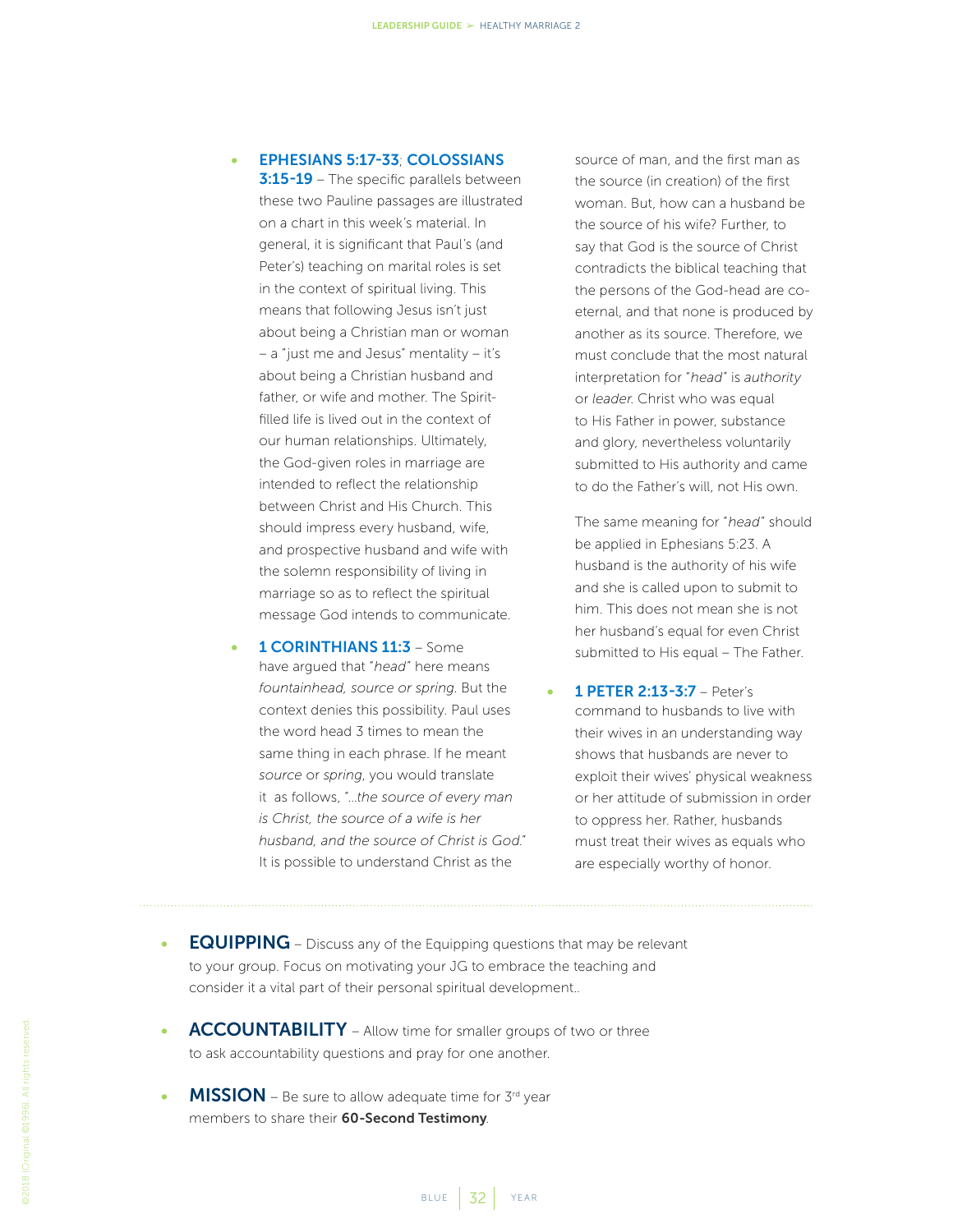- **EPHESIANS 5:17-33**; **COLOSSIANS 3:15-19** – The specific parallels between these two Pauline passages are illustrated on a chart in this week's material. In general, it is significant that Paul's (and Peter's) teaching on marital roles is set in the context of spiritual living. This means that following Jesus isn't just about being a Christian man or woman – a "just me and Jesus" mentality – it's about being a Christian husband and father, or wife and mother. The Spirit-filled life is lived out in the context of our human relationships. Ultimately, the God-given roles in marriage are intended to reflect the relationship between Christ and His Church. This should impress every husband, wife, and prospective husband and wife with the solemn responsibility of living in marriage so as to reflect the spiritual message God intends to communicate.

- **1 CORINTHIANS 11:3** – Some have argued that "*head*" here means *fountainhead, source or spring*. But the context denies this possibility. Paul uses the word head 3 times to mean the same thing in each phrase. If he meant *source* or *spring*, you would translate it as follows, "*...the source of every man is Christ, the source of a wife is her husband, and the source of Christ is God*." It is possible to understand Christ as the source of man, and the first man as the source (in creation) of the first woman. But, how can a husband be the source of his wife? Further, to say that God is the source of Christ contradicts the biblical teaching that the persons of the God-head are co-eternal, and that none is produced by another as its source. Therefore, we must conclude that the most natural interpretation for "*head*" is *authority* or *leader*. Christ who was equal to His Father in power, substance and glory, nevertheless voluntarily submitted to His authority and came to do the Father's will, not His own.

  The same meaning for "*head*" should be applied in Ephesians 5:23. A husband is the authority of his wife and she is called upon to submit to him. This does not mean she is not her husband's equal for even Christ submitted to His equal – The Father.

- **1 PETER 2:13-3:7** – Peter's command to husbands to live with their wives in an understanding way shows that husbands are never to exploit their wives' physical weakness or her attitude of submission in order to oppress her. Rather, husbands must treat their wives as equals who are especially worthy of honor.

---

- **EQUIPPING** – Discuss any of the Equipping questions that may be relevant to your group. Focus on motivating your JG to embrace the teaching and consider it a vital part of their personal spiritual development..

- **ACCOUNTABILITY** – Allow time for smaller groups of two or three to ask accountability questions and pray for one another.

- **MISSION** – Be sure to allow adequate time for 3rd year members to share their **60-Second Testimony**.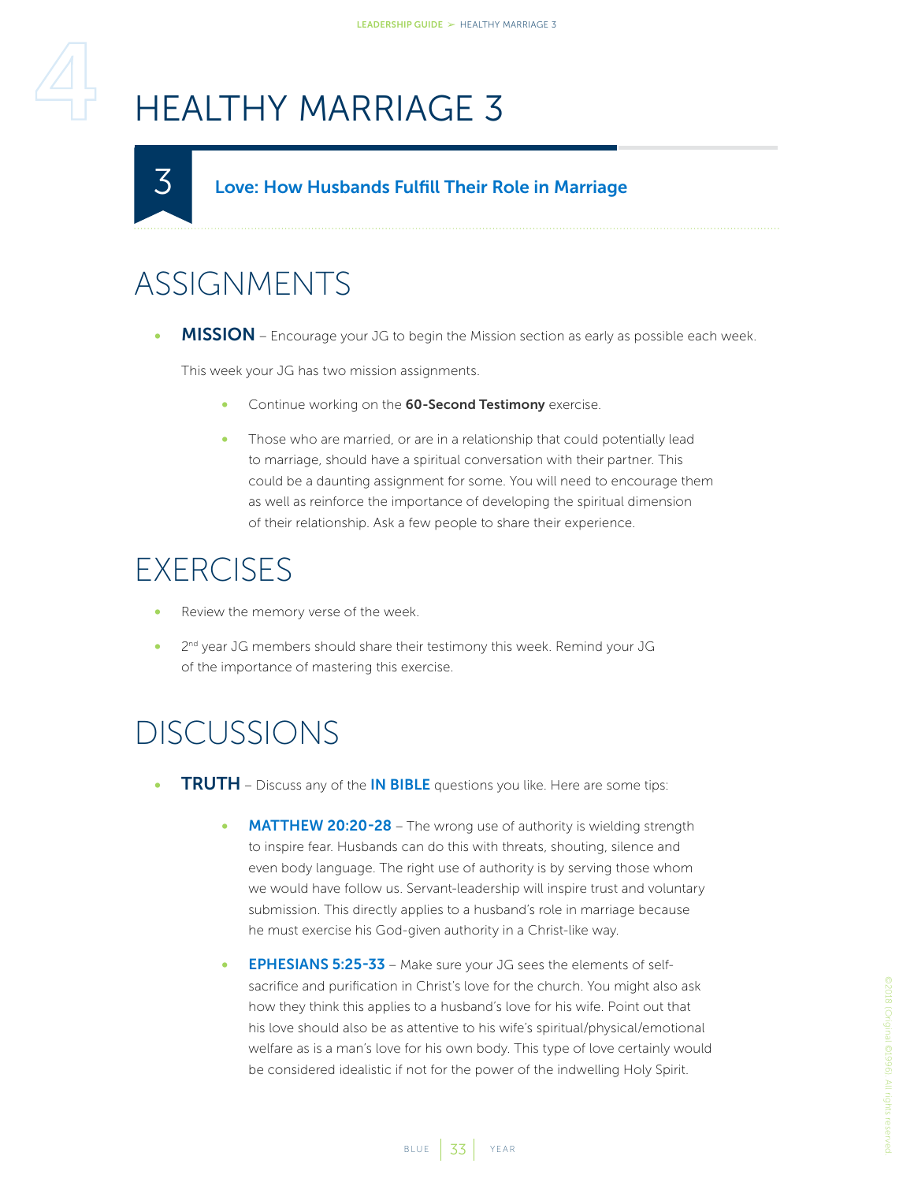# HEALTHY MARRIAGE 3

## 3 Love: How Husbands Fulfill Their Role in Marriage

## ASSIGNMENTS

- **MISSION** – Encourage your JG to begin the Mission section as early as possible each week.

  This week your JG has two mission assignments.

  - Continue working on the **60-Second Testimony** exercise.
  - Those who are married, or are in a relationship that could potentially lead to marriage, should have a spiritual conversation with their partner. This could be a daunting assignment for some. You will need to encourage them as well as reinforce the importance of developing the spiritual dimension of their relationship. Ask a few people to share their experience.

## EXERCISES

- Review the memory verse of the week.
- 2nd year JG members should share their testimony this week. Remind your JG of the importance of mastering this exercise.

## DISCUSSIONS

- **TRUTH** – Discuss any of the **IN BIBLE** questions you like. Here are some tips:

  - **MATTHEW 20:20-28** – The wrong use of authority is wielding strength to inspire fear. Husbands can do this with threats, shouting, silence and even body language. The right use of authority is by serving those whom we would have follow us. Servant-leadership will inspire trust and voluntary submission. This directly applies to a husband's role in marriage because he must exercise his God-given authority in a Christ-like way.
  - **EPHESIANS 5:25-33** – Make sure your JG sees the elements of self-sacrifice and purification in Christ's love for the church. You might also ask how they think this applies to a husband's love for his wife. Point out that his love should also be as attentive to his wife's spiritual/physical/emotional welfare as is a man's love for his own body. This type of love certainly would be considered idealistic if not for the power of the indwelling Holy Spirit.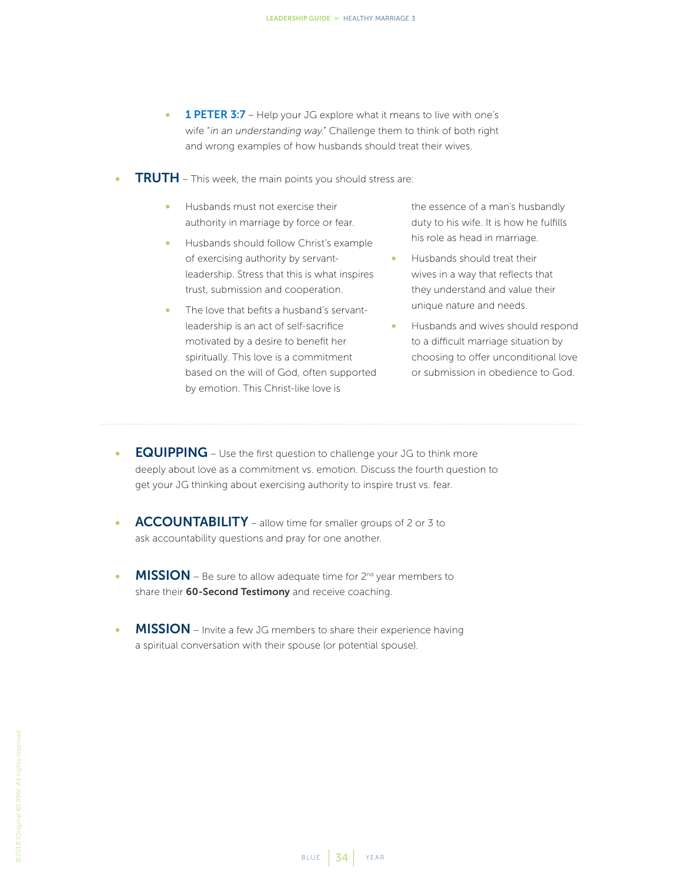- **1 PETER 3:7** – Help your JG explore what it means to live with one's wife "*in an understanding way.*" Challenge them to think of both right and wrong examples of how husbands should treat their wives.

- **TRUTH** – This week, the main points you should stress are:
  - Husbands must not exercise their authority in marriage by force or fear.
  - Husbands should follow Christ's example of exercising authority by servant-leadership. Stress that this is what inspires trust, submission and cooperation.
  - The love that befits a husband's servant-leadership is an act of self-sacrifice motivated by a desire to benefit her spiritually. This love is a commitment based on the will of God, often supported by emotion. This Christ-like love is the essence of a man's husbandly duty to his wife. It is how he fulfills his role as head in marriage.
  - Husbands should treat their wives in a way that reflects that they understand and value their unique nature and needs.
  - Husbands and wives should respond to a difficult marriage situation by choosing to offer unconditional love or submission in obedience to God.

---

- **EQUIPPING** – Use the first question to challenge your JG to think more deeply about love as a commitment vs. emotion. Discuss the fourth question to get your JG thinking about exercising authority to inspire trust vs. fear.

- **ACCOUNTABILITY** – allow time for smaller groups of 2 or 3 to ask accountability questions and pray for one another.

- **MISSION** – Be sure to allow adequate time for 2nd year members to share their **60-Second Testimony** and receive coaching.

- **MISSION** – Invite a few JG members to share their experience having a spiritual conversation with their spouse (or potential spouse).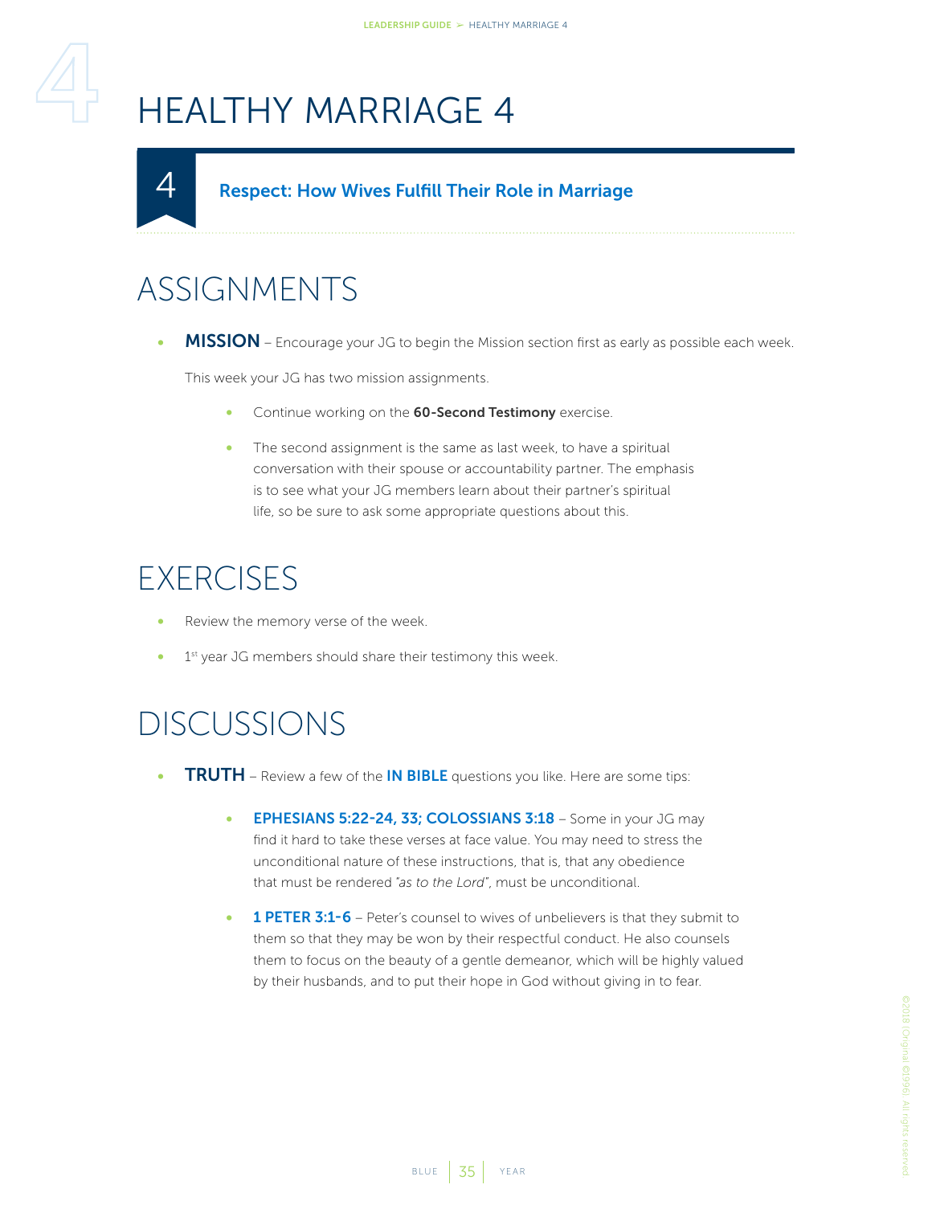# HEALTHY MARRIAGE 4

## 4 Respect: How Wives Fulfill Their Role in Marriage

## ASSIGNMENTS

- **MISSION** – Encourage your JG to begin the Mission section first as early as possible each week.

  This week your JG has two mission assignments.

  - Continue working on the **60-Second Testimony** exercise.
  - The second assignment is the same as last week, to have a spiritual conversation with their spouse or accountability partner. The emphasis is to see what your JG members learn about their partner's spiritual life, so be sure to ask some appropriate questions about this.

## EXERCISES

- Review the memory verse of the week.
- 1st year JG members should share their testimony this week.

## DISCUSSIONS

- **TRUTH** – Review a few of the **IN BIBLE** questions you like. Here are some tips:

  - **EPHESIANS 5:22-24, 33; COLOSSIANS 3:18** – Some in your JG may find it hard to take these verses at face value. You may need to stress the unconditional nature of these instructions, that is, that any obedience that must be rendered *"as to the Lord"*, must be unconditional.
  - **1 PETER 3:1-6** – Peter's counsel to wives of unbelievers is that they submit to them so that they may be won by their respectful conduct. He also counsels them to focus on the beauty of a gentle demeanor, which will be highly valued by their husbands, and to put their hope in God without giving in to fear.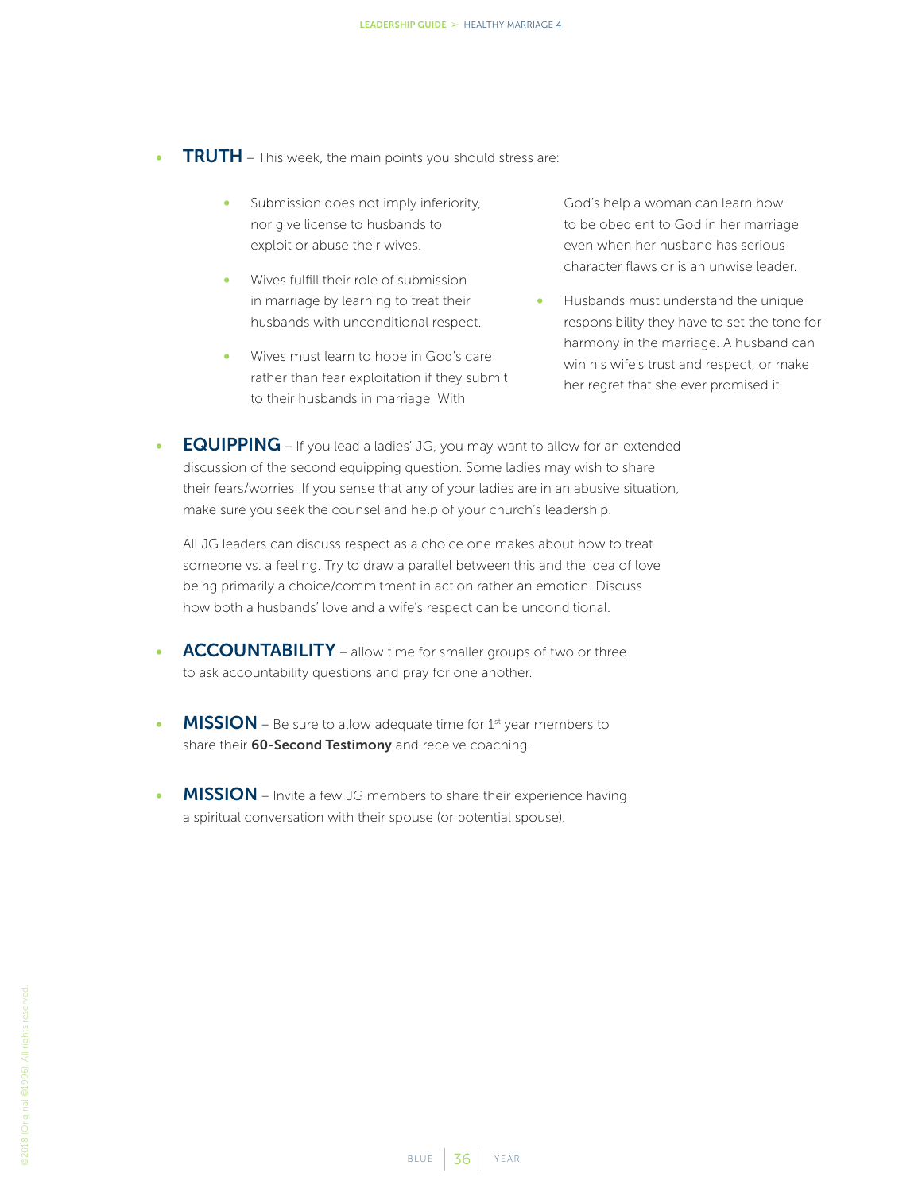- **TRUTH** – This week, the main points you should stress are:

    - Submission does not imply inferiority, nor give license to husbands to exploit or abuse their wives.
    - Wives fulfill their role of submission in marriage by learning to treat their husbands with unconditional respect.
    - Wives must learn to hope in God's care rather than fear exploitation if they submit to their husbands in marriage. With God's help a woman can learn how to be obedient to God in her marriage even when her husband has serious character flaws or is an unwise leader.
    - Husbands must understand the unique responsibility they have to set the tone for harmony in the marriage. A husband can win his wife's trust and respect, or make her regret that she ever promised it.

- **EQUIPPING** – If you lead a ladies' JG, you may want to allow for an extended discussion of the second equipping question. Some ladies may wish to share their fears/worries. If you sense that any of your ladies are in an abusive situation, make sure you seek the counsel and help of your church's leadership.

  All JG leaders can discuss respect as a choice one makes about how to treat someone vs. a feeling. Try to draw a parallel between this and the idea of love being primarily a choice/commitment in action rather an emotion. Discuss how both a husbands' love and a wife's respect can be unconditional.

- **ACCOUNTABILITY** – allow time for smaller groups of two or three to ask accountability questions and pray for one another.

- **MISSION** – Be sure to allow adequate time for 1st year members to share their **60-Second Testimony** and receive coaching.

- **MISSION** – Invite a few JG members to share their experience having a spiritual conversation with their spouse (or potential spouse).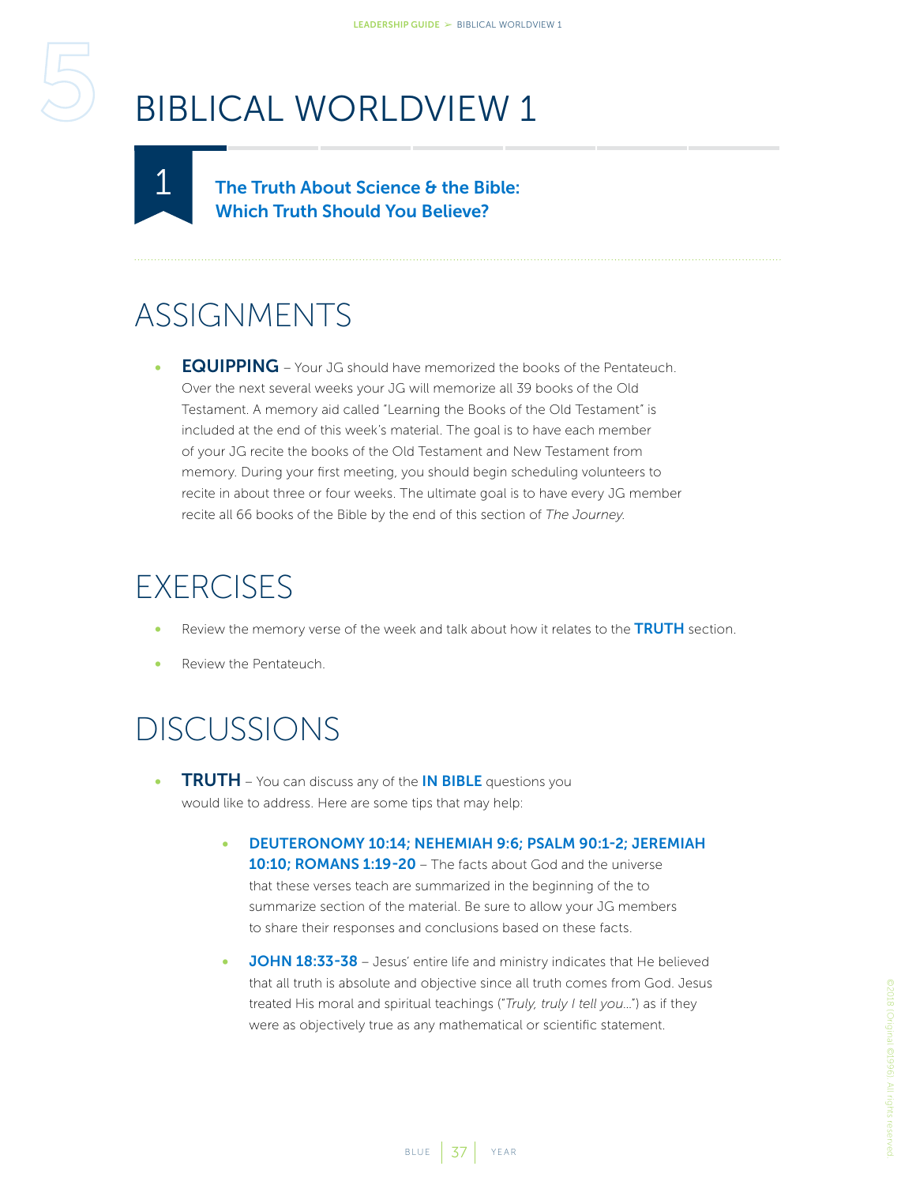# BIBLICAL WORLDVIEW 1

## 1 The Truth About Science & the Bible: Which Truth Should You Believe?

## ASSIGNMENTS

- **EQUIPPING** – Your JG should have memorized the books of the Pentateuch. Over the next several weeks your JG will memorize all 39 books of the Old Testament. A memory aid called "Learning the Books of the Old Testament" is included at the end of this week's material. The goal is to have each member of your JG recite the books of the Old Testament and New Testament from memory. During your first meeting, you should begin scheduling volunteers to recite in about three or four weeks. The ultimate goal is to have every JG member recite all 66 books of the Bible by the end of this section of *The Journey.*

## EXERCISES

- Review the memory verse of the week and talk about how it relates to the **TRUTH** section.
- Review the Pentateuch.

## DISCUSSIONS

- **TRUTH** – You can discuss any of the **IN BIBLE** questions you would like to address. Here are some tips that may help:
  - **DEUTERONOMY 10:14; NEHEMIAH 9:6; PSALM 90:1-2; JEREMIAH 10:10; ROMANS 1:19-20** – The facts about God and the universe that these verses teach are summarized in the beginning of the to summarize section of the material. Be sure to allow your JG members to share their responses and conclusions based on these facts.
  - **JOHN 18:33-38** – Jesus' entire life and ministry indicates that He believed that all truth is absolute and objective since all truth comes from God. Jesus treated His moral and spiritual teachings ("*Truly, truly I tell you...*") as if they were as objectively true as any mathematical or scientific statement.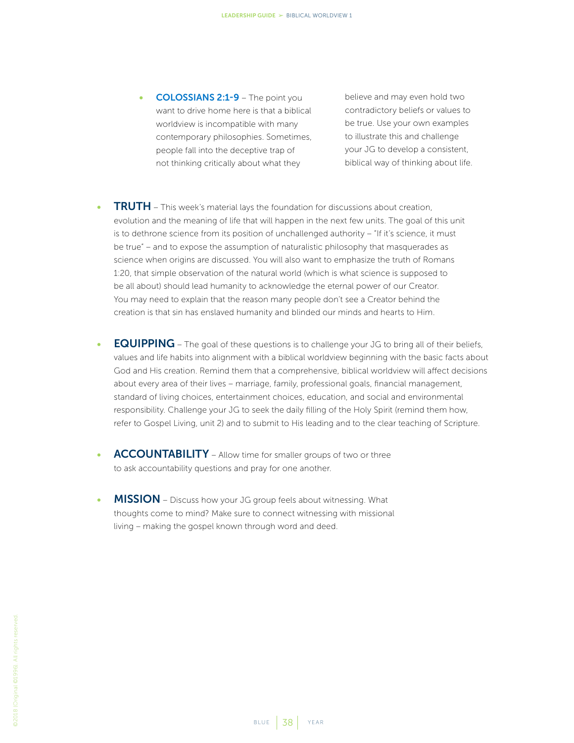- **COLOSSIANS 2:1-9** – The point you want to drive home here is that a biblical worldview is incompatible with many contemporary philosophies. Sometimes, people fall into the deceptive trap of not thinking critically about what they believe and may even hold two contradictory beliefs or values to be true. Use your own examples to illustrate this and challenge your JG to develop a consistent, biblical way of thinking about life.

- **TRUTH** – This week's material lays the foundation for discussions about creation, evolution and the meaning of life that will happen in the next few units. The goal of this unit is to dethrone science from its position of unchallenged authority – "If it's science, it must be true" – and to expose the assumption of naturalistic philosophy that masquerades as science when origins are discussed. You will also want to emphasize the truth of Romans 1:20, that simple observation of the natural world (which is what science is supposed to be all about) should lead humanity to acknowledge the eternal power of our Creator. You may need to explain that the reason many people don't see a Creator behind the creation is that sin has enslaved humanity and blinded our minds and hearts to Him.

- **EQUIPPING** – The goal of these questions is to challenge your JG to bring all of their beliefs, values and life habits into alignment with a biblical worldview beginning with the basic facts about God and His creation. Remind them that a comprehensive, biblical worldview will affect decisions about every area of their lives – marriage, family, professional goals, financial management, standard of living choices, entertainment choices, education, and social and environmental responsibility. Challenge your JG to seek the daily filling of the Holy Spirit (remind them how, refer to Gospel Living, unit 2) and to submit to His leading and to the clear teaching of Scripture.

- **ACCOUNTABILITY** – Allow time for smaller groups of two or three to ask accountability questions and pray for one another.

- **MISSION** – Discuss how your JG group feels about witnessing. What thoughts come to mind? Make sure to connect witnessing with missional living – making the gospel known through word and deed.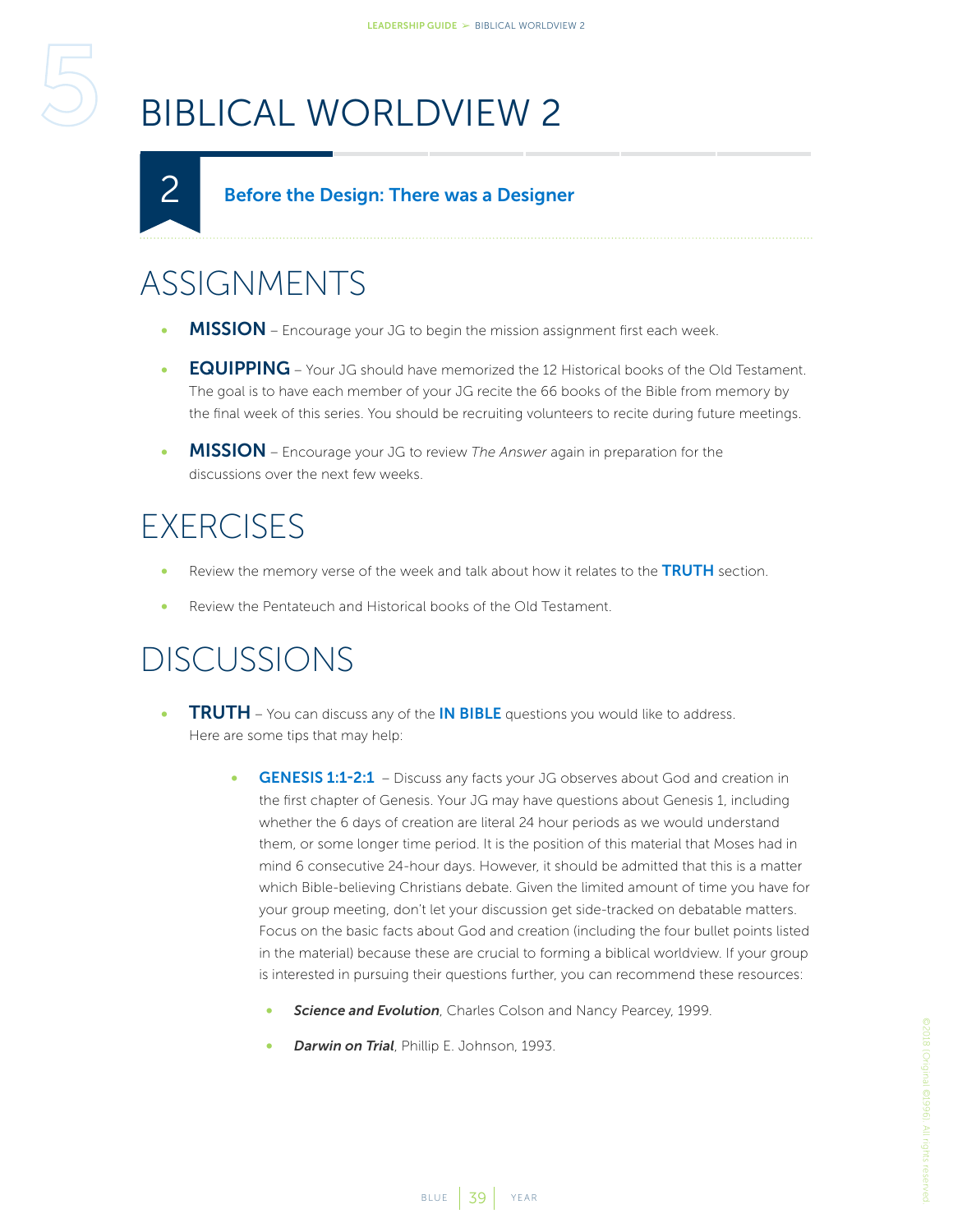# 5 BIBLICAL WORLDVIEW 2

## 2 Before the Design: There was a Designer

## ASSIGNMENTS

- **MISSION** – Encourage your JG to begin the mission assignment first each week.
- **EQUIPPING** – Your JG should have memorized the 12 Historical books of the Old Testament. The goal is to have each member of your JG recite the 66 books of the Bible from memory by the final week of this series. You should be recruiting volunteers to recite during future meetings.
- **MISSION** – Encourage your JG to review *The Answer* again in preparation for the discussions over the next few weeks.

## EXERCISES

- Review the memory verse of the week and talk about how it relates to the **TRUTH** section.
- Review the Pentateuch and Historical books of the Old Testament.

## DISCUSSIONS

- **TRUTH** – You can discuss any of the **IN BIBLE** questions you would like to address. Here are some tips that may help:
  - **GENESIS 1:1-2:1** – Discuss any facts your JG observes about God and creation in the first chapter of Genesis. Your JG may have questions about Genesis 1, including whether the 6 days of creation are literal 24 hour periods as we would understand them, or some longer time period. It is the position of this material that Moses had in mind 6 consecutive 24-hour days. However, it should be admitted that this is a matter which Bible-believing Christians debate. Given the limited amount of time you have for your group meeting, don't let your discussion get side-tracked on debatable matters. Focus on the basic facts about God and creation (including the four bullet points listed in the material) because these are crucial to forming a biblical worldview. If your group is interested in pursuing their questions further, you can recommend these resources:
    - ***Science and Evolution***, Charles Colson and Nancy Pearcey, 1999.
    - ***Darwin on Trial***, Phillip E. Johnson, 1993.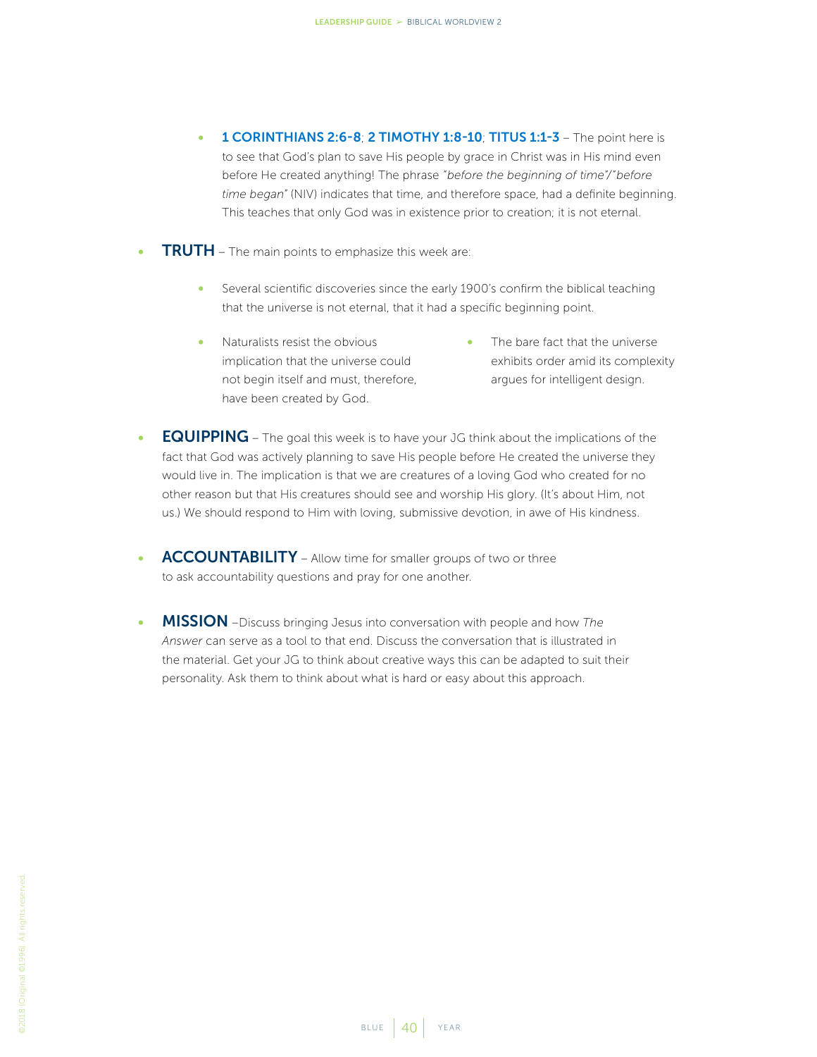- **1 CORINTHIANS 2:6-8**; **2 TIMOTHY 1:8-10**; **TITUS 1:1-3** – The point here is to see that God's plan to save His people by grace in Christ was in His mind even before He created anything! The phrase *"before the beginning of time"/"before time began"* (NIV) indicates that time, and therefore space, had a definite beginning. This teaches that only God was in existence prior to creation; it is not eternal.

- **TRUTH** – The main points to emphasize this week are:
    - Several scientific discoveries since the early 1900's confirm the biblical teaching that the universe is not eternal, that it had a specific beginning point.
    - Naturalists resist the obvious implication that the universe could not begin itself and must, therefore, have been created by God.
    - The bare fact that the universe exhibits order amid its complexity argues for intelligent design.

- **EQUIPPING** – The goal this week is to have your JG think about the implications of the fact that God was actively planning to save His people before He created the universe they would live in. The implication is that we are creatures of a loving God who created for no other reason but that His creatures should see and worship His glory. (It's about Him, not us.) We should respond to Him with loving, submissive devotion, in awe of His kindness.

- **ACCOUNTABILITY** – Allow time for smaller groups of two or three to ask accountability questions and pray for one another.

- **MISSION** –Discuss bringing Jesus into conversation with people and how *The Answer* can serve as a tool to that end. Discuss the conversation that is illustrated in the material. Get your JG to think about creative ways this can be adapted to suit their personality. Ask them to think about what is hard or easy about this approach.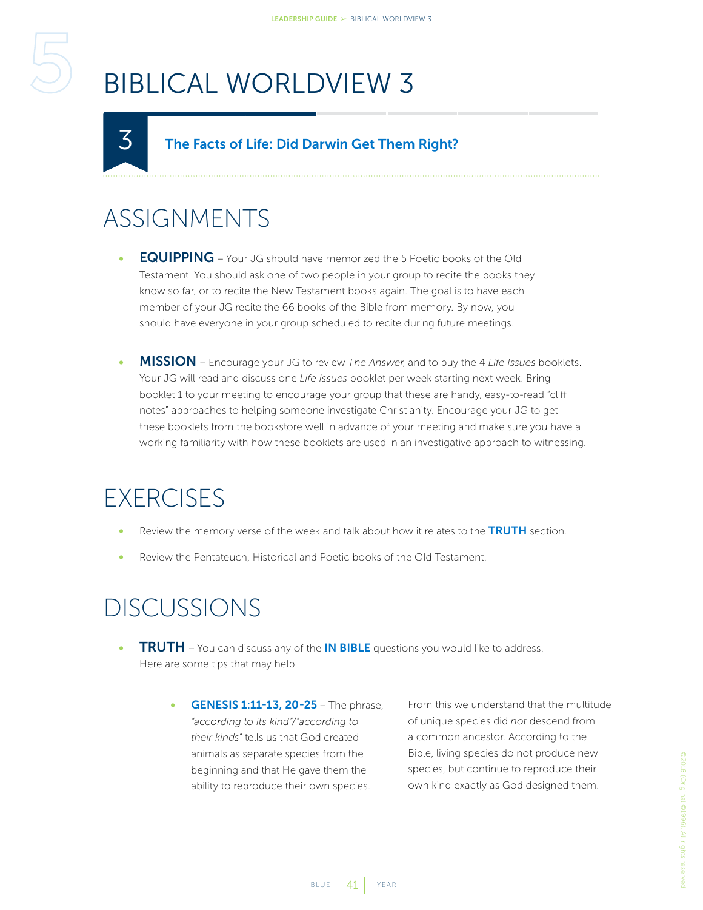# BIBLICAL WORLDVIEW 3

## 3 The Facts of Life: Did Darwin Get Them Right?

## ASSIGNMENTS

- **EQUIPPING** – Your JG should have memorized the 5 Poetic books of the Old Testament. You should ask one of two people in your group to recite the books they know so far, or to recite the New Testament books again. The goal is to have each member of your JG recite the 66 books of the Bible from memory. By now, you should have everyone in your group scheduled to recite during future meetings.

- **MISSION** – Encourage your JG to review *The Answer,* and to buy the 4 *Life Issues* booklets. Your JG will read and discuss one *Life Issues* booklet per week starting next week. Bring booklet 1 to your meeting to encourage your group that these are handy, easy-to-read "cliff notes" approaches to helping someone investigate Christianity. Encourage your JG to get these booklets from the bookstore well in advance of your meeting and make sure you have a working familiarity with how these booklets are used in an investigative approach to witnessing.

## EXERCISES

- Review the memory verse of the week and talk about how it relates to the **TRUTH** section.
- Review the Pentateuch, Historical and Poetic books of the Old Testament.

## DISCUSSIONS

- **TRUTH** – You can discuss any of the **IN BIBLE** questions you would like to address. Here are some tips that may help:

  - **GENESIS 1:11-13, 20-25** – The phrase, *"according to its kind"/"according to their kinds"* tells us that God created animals as separate species from the beginning and that He gave them the ability to reproduce their own species. From this we understand that the multitude of unique species did *not* descend from a common ancestor. According to the Bible, living species do not produce new species, but continue to reproduce their own kind exactly as God designed them.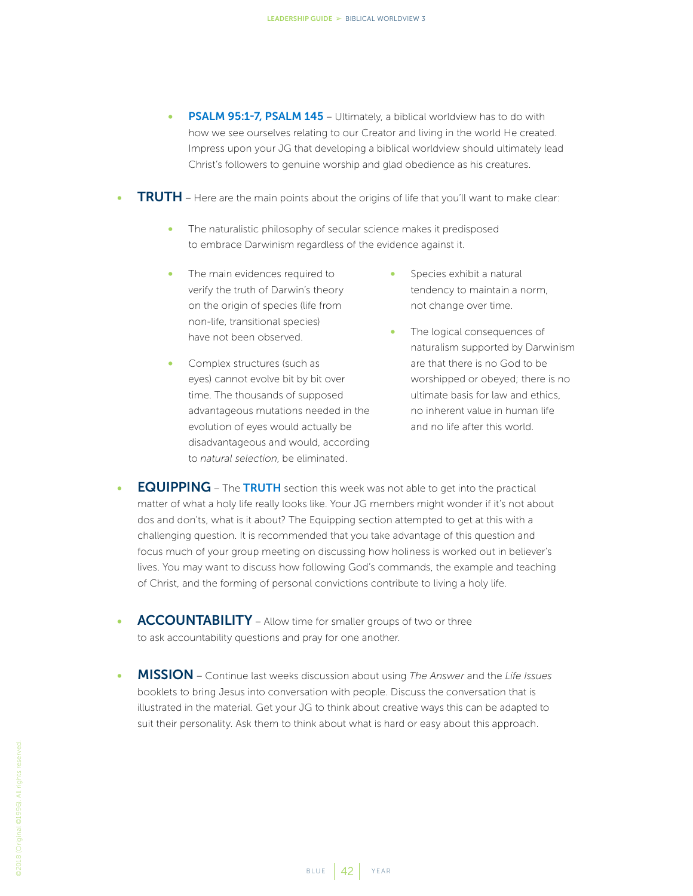- **PSALM 95:1-7, PSALM 145** – Ultimately, a biblical worldview has to do with how we see ourselves relating to our Creator and living in the world He created. Impress upon your JG that developing a biblical worldview should ultimately lead Christ's followers to genuine worship and glad obedience as his creatures.

- **TRUTH** – Here are the main points about the origins of life that you'll want to make clear:

  - The naturalistic philosophy of secular science makes it predisposed to embrace Darwinism regardless of the evidence against it.
  - The main evidences required to verify the truth of Darwin's theory on the origin of species (life from non-life, transitional species) have not been observed.
  - Complex structures (such as eyes) cannot evolve bit by bit over time. The thousands of supposed advantageous mutations needed in the evolution of eyes would actually be disadvantageous and would, according to *natural selection,* be eliminated.
  - Species exhibit a natural tendency to maintain a norm, not change over time.
  - The logical consequences of naturalism supported by Darwinism are that there is no God to be worshipped or obeyed; there is no ultimate basis for law and ethics, no inherent value in human life and no life after this world.

- **EQUIPPING** – The **TRUTH** section this week was not able to get into the practical matter of what a holy life really looks like. Your JG members might wonder if it's not about dos and don'ts, what is it about? The Equipping section attempted to get at this with a challenging question. It is recommended that you take advantage of this question and focus much of your group meeting on discussing how holiness is worked out in believer's lives. You may want to discuss how following God's commands, the example and teaching of Christ, and the forming of personal convictions contribute to living a holy life.

- **ACCOUNTABILITY** – Allow time for smaller groups of two or three to ask accountability questions and pray for one another.

- **MISSION** – Continue last weeks discussion about using *The Answer* and the *Life Issues* booklets to bring Jesus into conversation with people. Discuss the conversation that is illustrated in the material. Get your JG to think about creative ways this can be adapted to suit their personality. Ask them to think about what is hard or easy about this approach.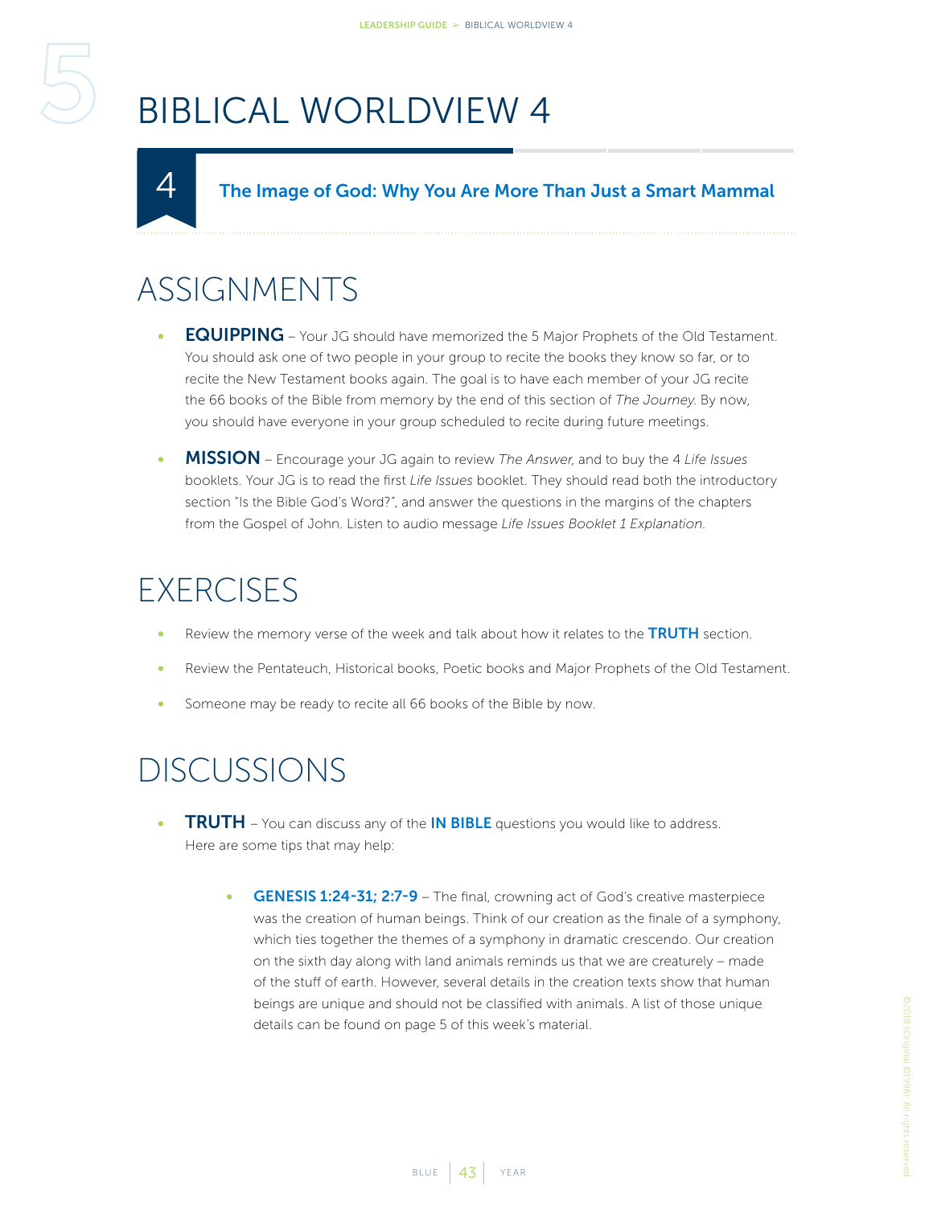# BIBLICAL WORLDVIEW 4

## 4 The Image of God: Why You Are More Than Just a Smart Mammal

## ASSIGNMENTS

- **EQUIPPING** – Your JG should have memorized the 5 Major Prophets of the Old Testament. You should ask one of two people in your group to recite the books they know so far, or to recite the New Testament books again. The goal is to have each member of your JG recite the 66 books of the Bible from memory by the end of this section of *The Journey.* By now, you should have everyone in your group scheduled to recite during future meetings.
- **MISSION** – Encourage your JG again to review *The Answer,* and to buy the 4 *Life Issues* booklets. Your JG is to read the first *Life Issues* booklet. They should read both the introductory section "Is the Bible God's Word?", and answer the questions in the margins of the chapters from the Gospel of John. Listen to audio message *Life Issues Booklet 1 Explanation.*

## EXERCISES

- Review the memory verse of the week and talk about how it relates to the **TRUTH** section.
- Review the Pentateuch, Historical books, Poetic books and Major Prophets of the Old Testament.
- Someone may be ready to recite all 66 books of the Bible by now.

## DISCUSSIONS

- **TRUTH** – You can discuss any of the **IN BIBLE** questions you would like to address. Here are some tips that may help:
  - **GENESIS 1:24-31; 2:7-9** – The final, crowning act of God's creative masterpiece was the creation of human beings. Think of our creation as the finale of a symphony, which ties together the themes of a symphony in dramatic crescendo. Our creation on the sixth day along with land animals reminds us that we are creaturely – made of the stuff of earth. However, several details in the creation texts show that human beings are unique and should not be classified with animals. A list of those unique details can be found on page 5 of this week's material.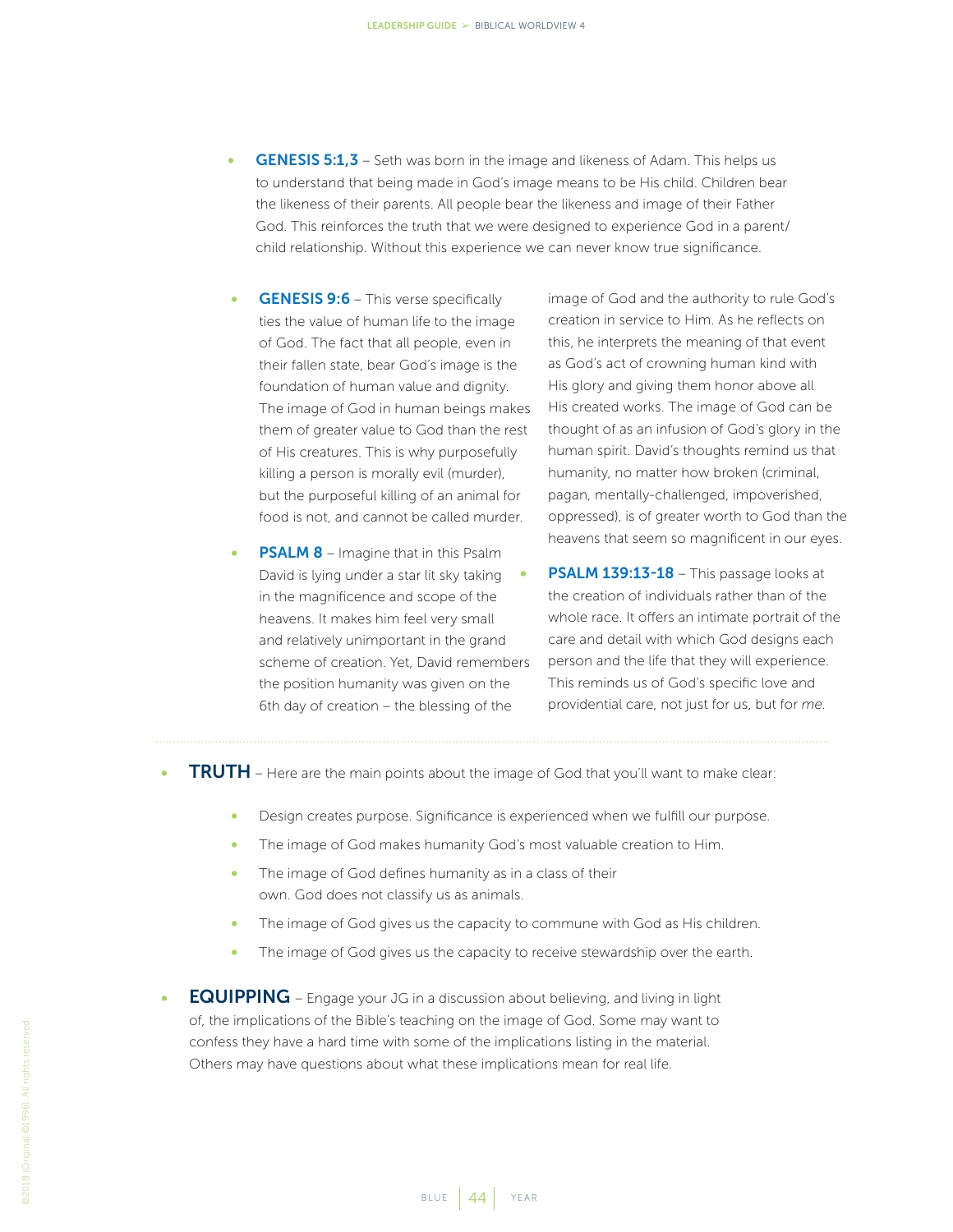- **GENESIS 5:1,3** – Seth was born in the image and likeness of Adam. This helps us to understand that being made in God's image means to be His child. Children bear the likeness of their parents. All people bear the likeness and image of their Father God. This reinforces the truth that we were designed to experience God in a parent/child relationship. Without this experience we can never know true significance.

- **GENESIS 9:6** – This verse specifically ties the value of human life to the image of God. The fact that all people, even in their fallen state, bear God's image is the foundation of human value and dignity. The image of God in human beings makes them of greater value to God than the rest of His creatures. This is why purposefully killing a person is morally evil (murder), but the purposeful killing of an animal for food is not, and cannot be called murder.

- **PSALM 8** – Imagine that in this Psalm David is lying under a star lit sky taking in the magnificence and scope of the heavens. It makes him feel very small and relatively unimportant in the grand scheme of creation. Yet, David remembers the position humanity was given on the 6th day of creation – the blessing of the image of God and the authority to rule God's creation in service to Him. As he reflects on this, he interprets the meaning of that event as God's act of crowning human kind with His glory and giving them honor above all His created works. The image of God can be thought of as an infusion of God's glory in the human spirit. David's thoughts remind us that humanity, no matter how broken (criminal, pagan, mentally-challenged, impoverished, oppressed), is of greater worth to God than the heavens that seem so magnificent in our eyes.

- **PSALM 139:13-18** – This passage looks at the creation of individuals rather than of the whole race. It offers an intimate portrait of the care and detail with which God designs each person and the life that they will experience. This reminds us of God's specific love and providential care, not just for us, but for *me*.

---

- **TRUTH** – Here are the main points about the image of God that you'll want to make clear:
  - Design creates purpose. Significance is experienced when we fulfill our purpose.
  - The image of God makes humanity God's most valuable creation to Him.
  - The image of God defines humanity as in a class of their own. God does not classify us as animals.
  - The image of God gives us the capacity to commune with God as His children.
  - The image of God gives us the capacity to receive stewardship over the earth.

- **EQUIPPING** – Engage your JG in a discussion about believing, and living in light of, the implications of the Bible's teaching on the image of God. Some may want to confess they have a hard time with some of the implications listing in the material. Others may have questions about what these implications mean for real life.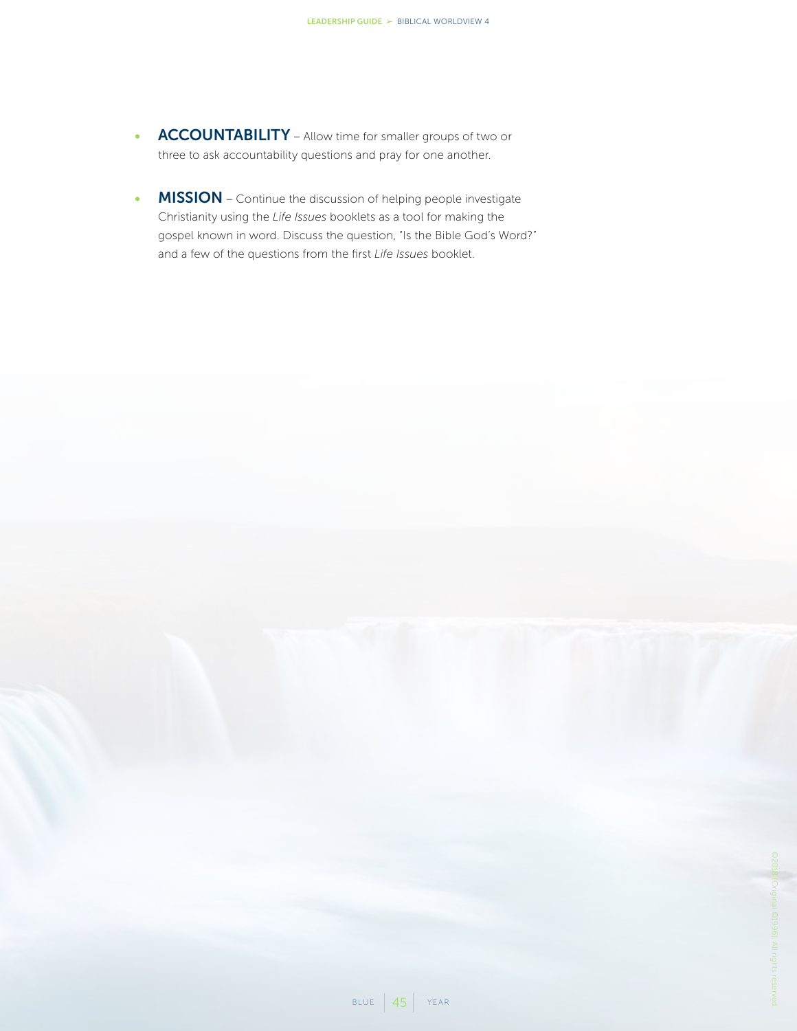- **ACCOUNTABILITY** – Allow time for smaller groups of two or three to ask accountability questions and pray for one another.

- **MISSION** – Continue the discussion of helping people investigate Christianity using the *Life Issues* booklets as a tool for making the gospel known in word. Discuss the question, "Is the Bible God's Word?" and a few of the questions from the first *Life Issues* booklet.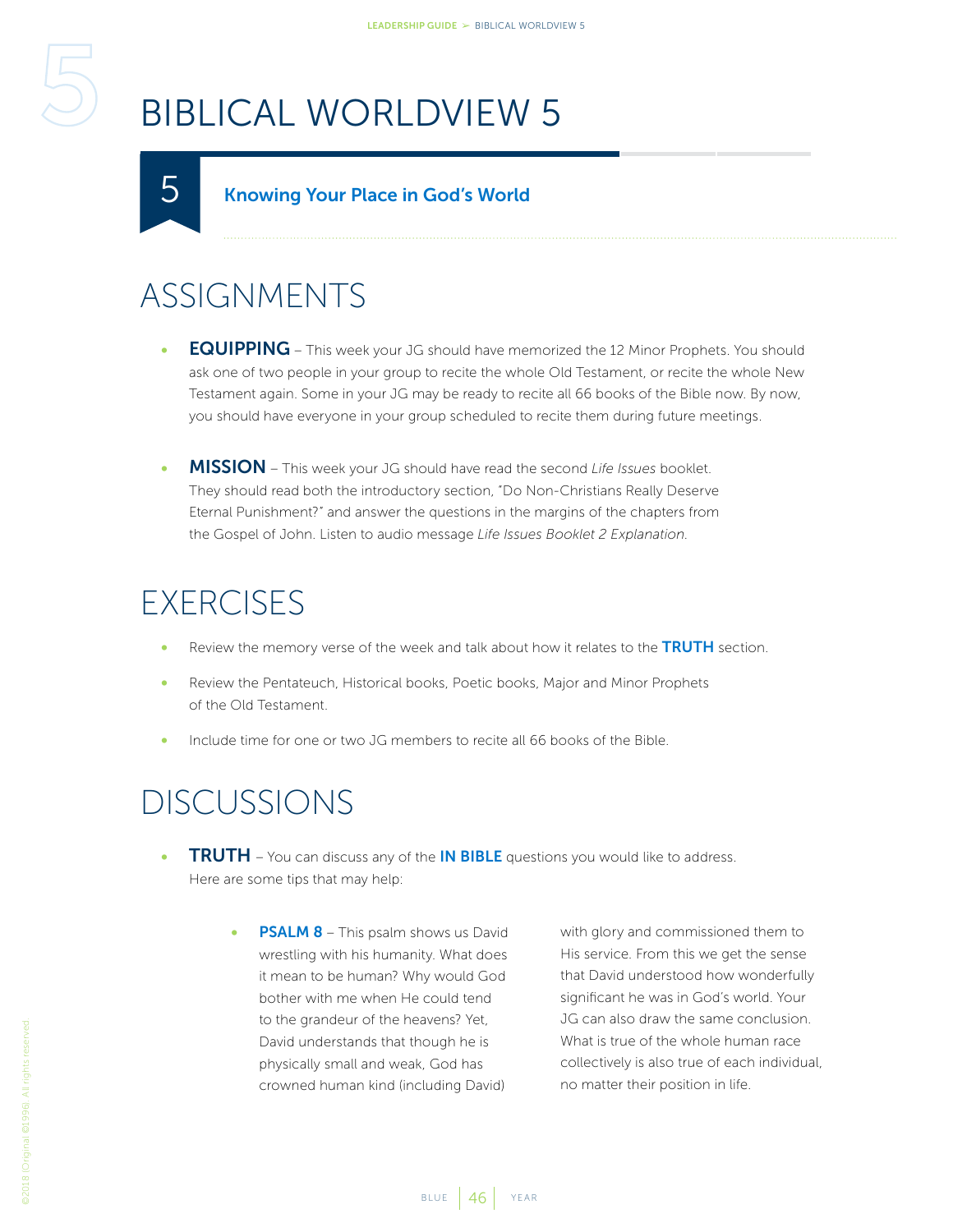# BIBLICAL WORLDVIEW 5

## 5 Knowing Your Place in God's World

## ASSIGNMENTS

- **EQUIPPING** – This week your JG should have memorized the 12 Minor Prophets. You should ask one of two people in your group to recite the whole Old Testament, or recite the whole New Testament again. Some in your JG may be ready to recite all 66 books of the Bible now. By now, you should have everyone in your group scheduled to recite them during future meetings.

- **MISSION** – This week your JG should have read the second *Life Issues* booklet. They should read both the introductory section, "Do Non-Christians Really Deserve Eternal Punishment?" and answer the questions in the margins of the chapters from the Gospel of John. Listen to audio message *Life Issues Booklet 2 Explanation*.

## EXERCISES

- Review the memory verse of the week and talk about how it relates to the **TRUTH** section.
- Review the Pentateuch, Historical books, Poetic books, Major and Minor Prophets of the Old Testament.
- Include time for one or two JG members to recite all 66 books of the Bible.

## DISCUSSIONS

- **TRUTH** – You can discuss any of the **IN BIBLE** questions you would like to address. Here are some tips that may help:

  - **PSALM 8** – This psalm shows us David wrestling with his humanity. What does it mean to be human? Why would God bother with me when He could tend to the grandeur of the heavens? Yet, David understands that though he is physically small and weak, God has crowned human kind (including David) with glory and commissioned them to His service. From this we get the sense that David understood how wonderfully significant he was in God's world. Your JG can also draw the same conclusion. What is true of the whole human race collectively is also true of each individual, no matter their position in life.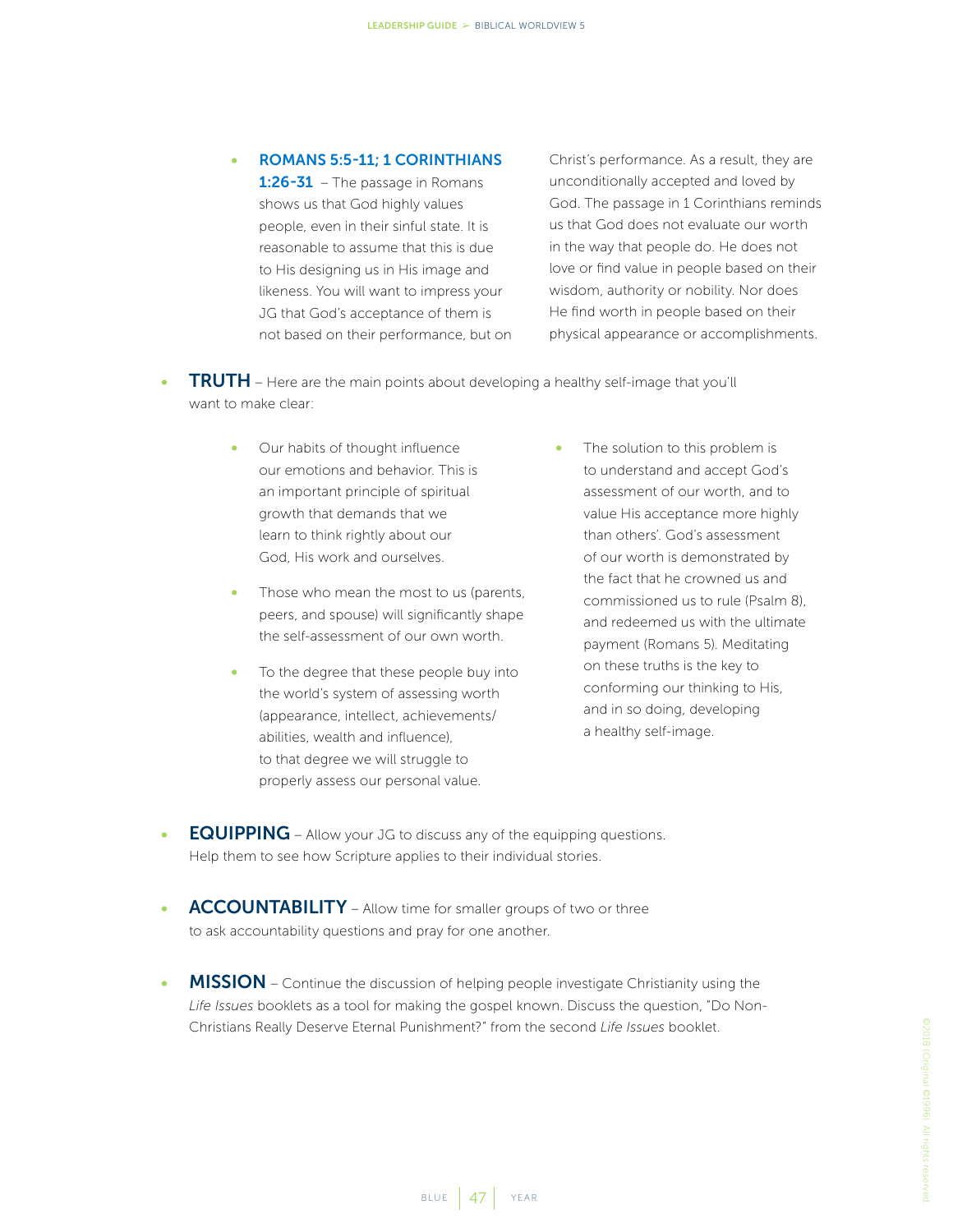- **ROMANS 5:5-11; 1 CORINTHIANS 1:26-31** – The passage in Romans shows us that God highly values people, even in their sinful state. It is reasonable to assume that this is due to His designing us in His image and likeness. You will want to impress your JG that God's acceptance of them is not based on their performance, but on Christ's performance. As a result, they are unconditionally accepted and loved by God. The passage in 1 Corinthians reminds us that God does not evaluate our worth in the way that people do. He does not love or find value in people based on their wisdom, authority or nobility. Nor does He find worth in people based on their physical appearance or accomplishments.

- **TRUTH** – Here are the main points about developing a healthy self-image that you'll want to make clear:

  - Our habits of thought influence our emotions and behavior. This is an important principle of spiritual growth that demands that we learn to think rightly about our God, His work and ourselves.
  - Those who mean the most to us (parents, peers, and spouse) will significantly shape the self-assessment of our own worth.
  - To the degree that these people buy into the world's system of assessing worth (appearance, intellect, achievements/abilities, wealth and influence), to that degree we will struggle to properly assess our personal value.
  - The solution to this problem is to understand and accept God's assessment of our worth, and to value His acceptance more highly than others'. God's assessment of our worth is demonstrated by the fact that he crowned us and commissioned us to rule (Psalm 8), and redeemed us with the ultimate payment (Romans 5). Meditating on these truths is the key to conforming our thinking to His, and in so doing, developing a healthy self-image.

- **EQUIPPING** – Allow your JG to discuss any of the equipping questions. Help them to see how Scripture applies to their individual stories.

- **ACCOUNTABILITY** – Allow time for smaller groups of two or three to ask accountability questions and pray for one another.

- **MISSION** – Continue the discussion of helping people investigate Christianity using the *Life Issues* booklets as a tool for making the gospel known. Discuss the question, "Do Non-Christians Really Deserve Eternal Punishment?" from the second *Life Issues* booklet.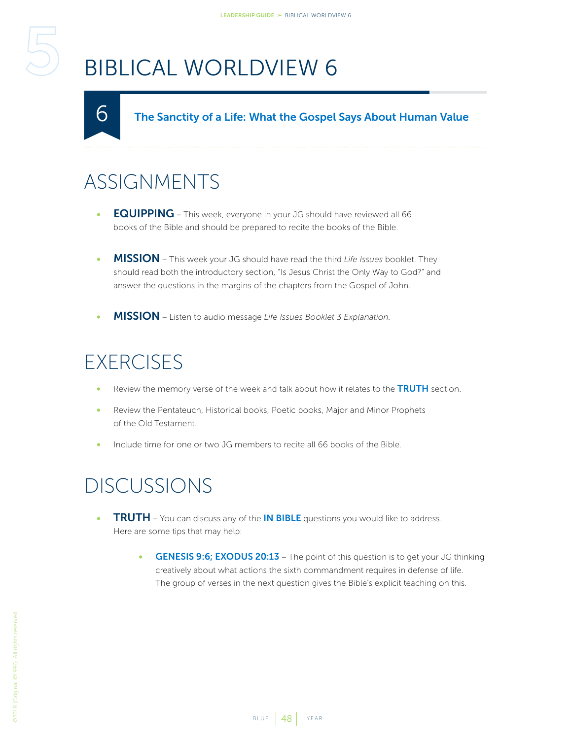# BIBLICAL WORLDVIEW 6

## 6 The Sanctity of a Life: What the Gospel Says About Human Value

## ASSIGNMENTS

- **EQUIPPING** – This week, everyone in your JG should have reviewed all 66 books of the Bible and should be prepared to recite the books of the Bible.
- **MISSION** – This week your JG should have read the third *Life Issues* booklet. They should read both the introductory section, "Is Jesus Christ the Only Way to God?" and answer the questions in the margins of the chapters from the Gospel of John.
- **MISSION** – Listen to audio message *Life Issues Booklet 3 Explanation*.

## EXERCISES

- Review the memory verse of the week and talk about how it relates to the **TRUTH** section.
- Review the Pentateuch, Historical books, Poetic books, Major and Minor Prophets of the Old Testament.
- Include time for one or two JG members to recite all 66 books of the Bible.

## DISCUSSIONS

- **TRUTH** – You can discuss any of the **IN BIBLE** questions you would like to address. Here are some tips that may help:
  - **GENESIS 9:6; EXODUS 20:13** – The point of this question is to get your JG thinking creatively about what actions the sixth commandment requires in defense of life. The group of verses in the next question gives the Bible's explicit teaching on this.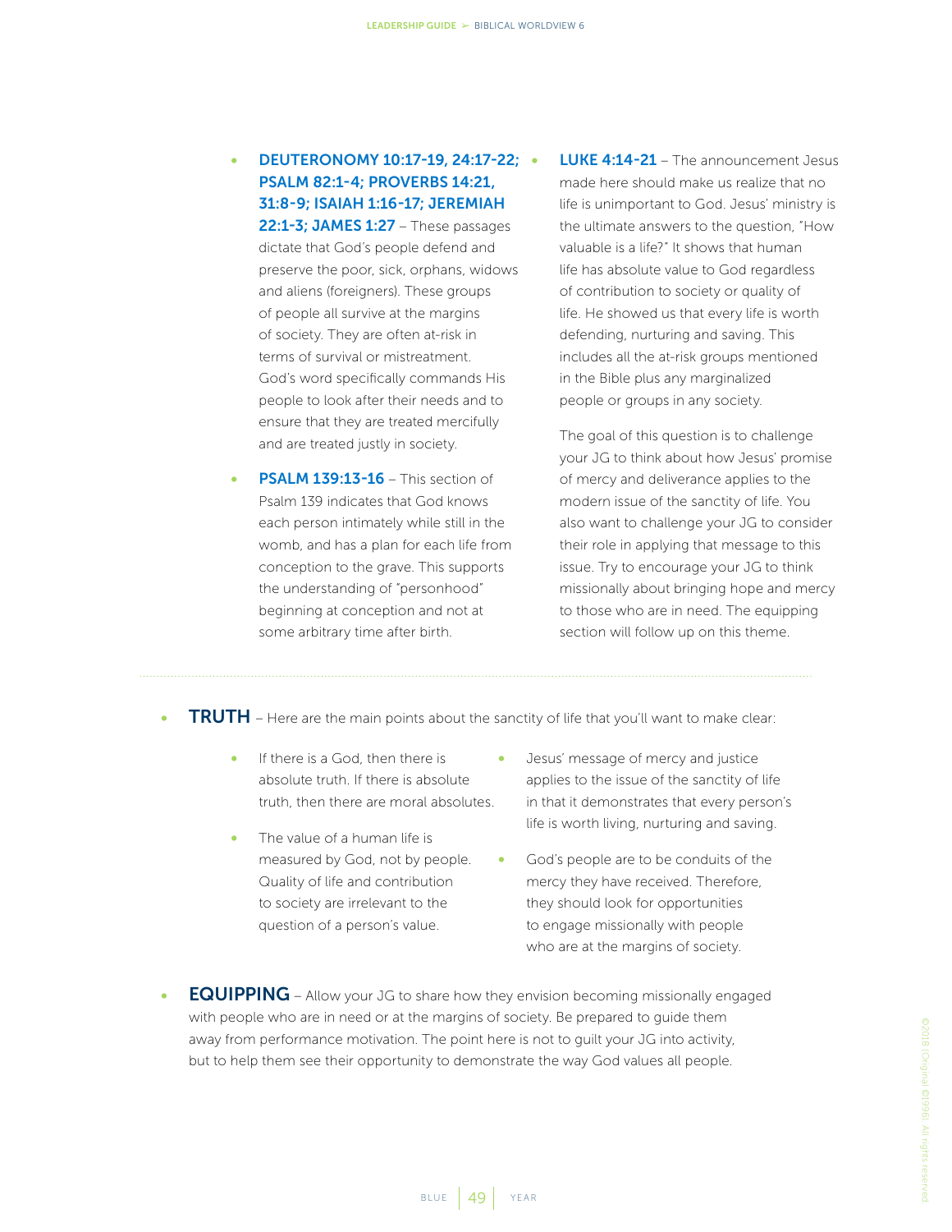- **DEUTERONOMY 10:17-19, 24:17-22; PSALM 82:1-4; PROVERBS 14:21, 31:8-9; ISAIAH 1:16-17; JEREMIAH 22:1-3; JAMES 1:27** – These passages dictate that God's people defend and preserve the poor, sick, orphans, widows and aliens (foreigners). These groups of people all survive at the margins of society. They are often at-risk in terms of survival or mistreatment. God's word specifically commands His people to look after their needs and to ensure that they are treated mercifully and are treated justly in society.

- **PSALM 139:13-16** – This section of Psalm 139 indicates that God knows each person intimately while still in the womb, and has a plan for each life from conception to the grave. This supports the understanding of "personhood" beginning at conception and not at some arbitrary time after birth.

- **LUKE 4:14-21** – The announcement Jesus made here should make us realize that no life is unimportant to God. Jesus' ministry is the ultimate answers to the question, "How valuable is a life?" It shows that human life has absolute value to God regardless of contribution to society or quality of life. He showed us that every life is worth defending, nurturing and saving. This includes all the at-risk groups mentioned in the Bible plus any marginalized people or groups in any society.

  The goal of this question is to challenge your JG to think about how Jesus' promise of mercy and deliverance applies to the modern issue of the sanctity of life. You also want to challenge your JG to consider their role in applying that message to this issue. Try to encourage your JG to think missionally about bringing hope and mercy to those who are in need. The equipping section will follow up on this theme.

---

- **TRUTH** – Here are the main points about the sanctity of life that you'll want to make clear:

  - If there is a God, then there is absolute truth. If there is absolute truth, then there are moral absolutes.
  - The value of a human life is measured by God, not by people. Quality of life and contribution to society are irrelevant to the question of a person's value.
  - Jesus' message of mercy and justice applies to the issue of the sanctity of life in that it demonstrates that every person's life is worth living, nurturing and saving.
  - God's people are to be conduits of the mercy they have received. Therefore, they should look for opportunities to engage missionally with people who are at the margins of society.

- **EQUIPPING** – Allow your JG to share how they envision becoming missionally engaged with people who are in need or at the margins of society. Be prepared to guide them away from performance motivation. The point here is not to guilt your JG into activity, but to help them see their opportunity to demonstrate the way God values all people.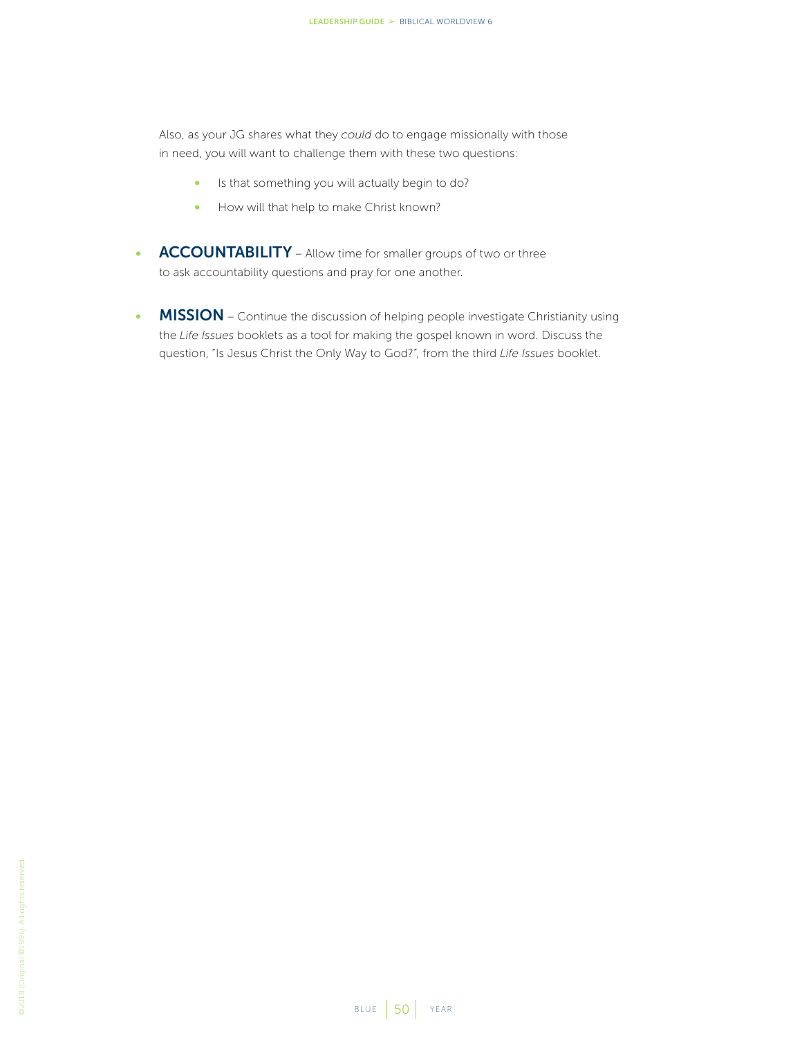Also, as your JG shares what they *could* do to engage missionally with those in need, you will want to challenge them with these two questions:

- Is that something you will actually begin to do?
- How will that help to make Christ known?

- **ACCOUNTABILITY** – Allow time for smaller groups of two or three to ask accountability questions and pray for one another.

- **MISSION** – Continue the discussion of helping people investigate Christianity using the *Life Issues* booklets as a tool for making the gospel known in word. Discuss the question, "Is Jesus Christ the Only Way to God?", from the third *Life Issues* booklet.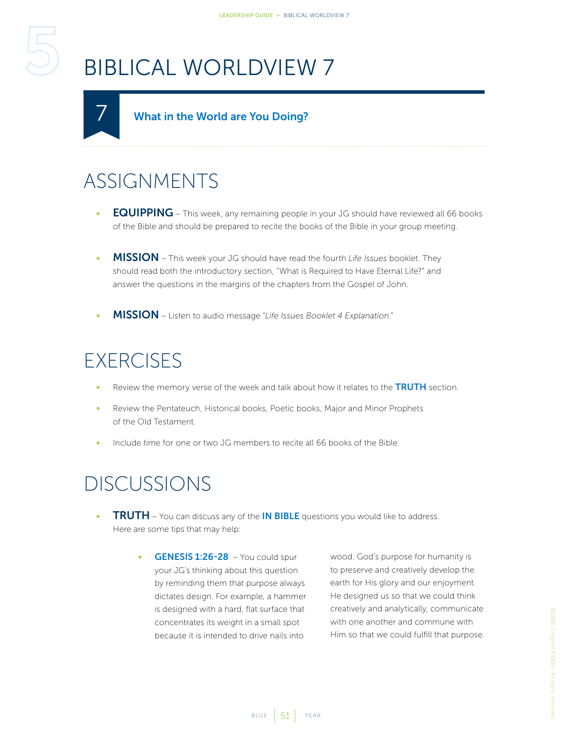# BIBLICAL WORLDVIEW 7

## 7 What in the World are You Doing?

## ASSIGNMENTS

- **EQUIPPING** – This week, any remaining people in your JG should have reviewed all 66 books of the Bible and should be prepared to recite the books of the Bible in your group meeting.
- **MISSION** – This week your JG should have read the fourth *Life Issues* booklet. They should read both the introductory section, "What is Required to Have Eternal Life?" and answer the questions in the margins of the chapters from the Gospel of John.
- **MISSION** – Listen to audio message *"Life Issues Booklet 4 Explanation."*

## EXERCISES

- Review the memory verse of the week and talk about how it relates to the **TRUTH** section.
- Review the Pentateuch, Historical books, Poetic books, Major and Minor Prophets of the Old Testament.
- Include time for one or two JG members to recite all 66 books of the Bible.

## DISCUSSIONS

- **TRUTH** – You can discuss any of the **IN BIBLE** questions you would like to address. Here are some tips that may help:
    - **GENESIS 1:26-28** – You could spur your JG's thinking about this question by reminding them that purpose always dictates design. For example, a hammer is designed with a hard, flat surface that concentrates its weight in a small spot because it is intended to drive nails into wood. God's purpose for humanity is to preserve and creatively develop the earth for His glory and our enjoyment. He designed us so that we could think creatively and analytically, communicate with one another and commune with Him so that we could fulfill that purpose.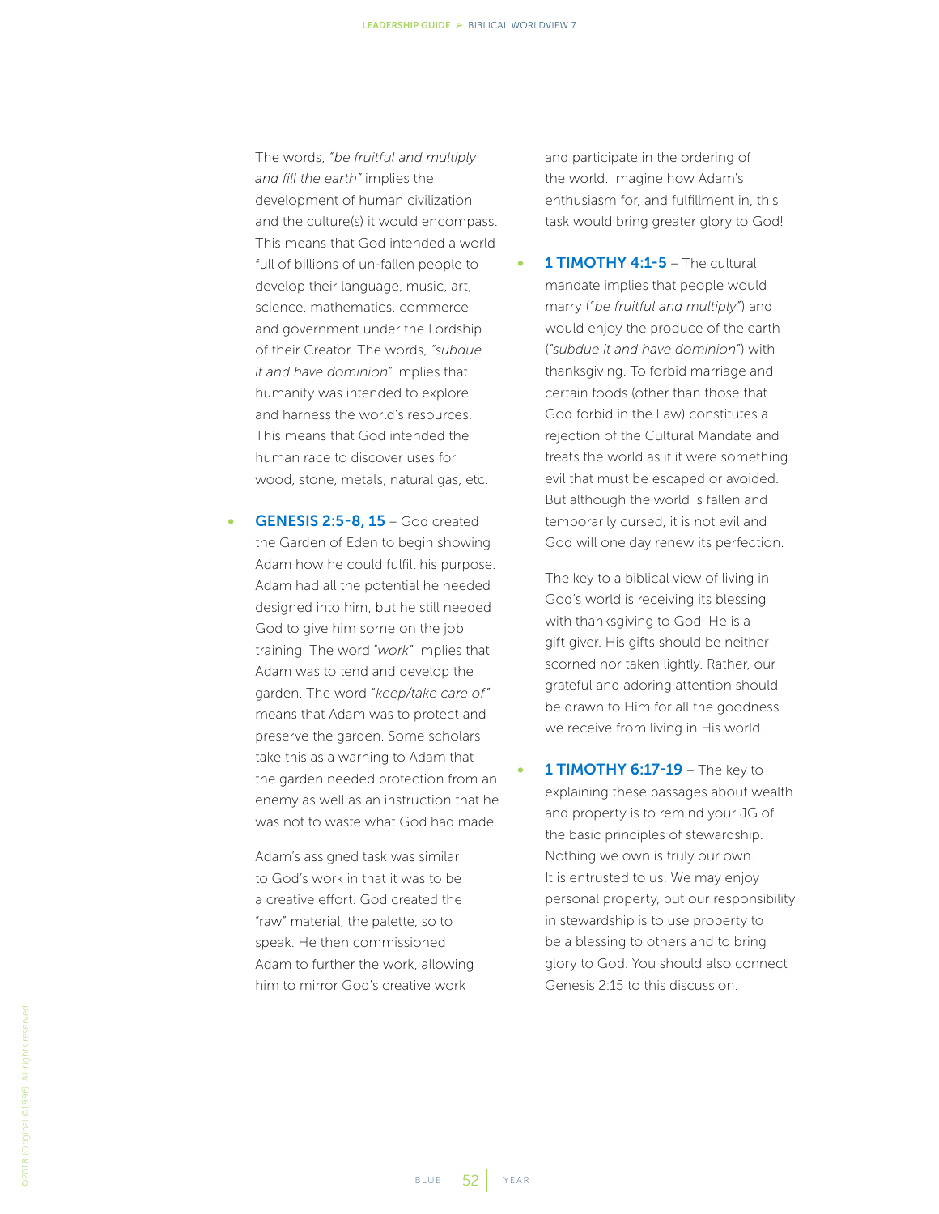The words, *"be fruitful and multiply and fill the earth"* implies the development of human civilization and the culture(s) it would encompass. This means that God intended a world full of billions of un-fallen people to develop their language, music, art, science, mathematics, commerce and government under the Lordship of their Creator. The words, *"subdue it and have dominion"* implies that humanity was intended to explore and harness the world's resources. This means that God intended the human race to discover uses for wood, stone, metals, natural gas, etc.

- **GENESIS 2:5-8, 15** – God created the Garden of Eden to begin showing Adam how he could fulfill his purpose. Adam had all the potential he needed designed into him, but he still needed God to give him some on the job training. The word *"work"* implies that Adam was to tend and develop the garden. The word *"keep/take care of"* means that Adam was to protect and preserve the garden. Some scholars take this as a warning to Adam that the garden needed protection from an enemy as well as an instruction that he was not to waste what God had made.

  Adam's assigned task was similar to God's work in that it was to be a creative effort. God created the "raw" material, the palette, so to speak. He then commissioned Adam to further the work, allowing him to mirror God's creative work and participate in the ordering of the world. Imagine how Adam's enthusiasm for, and fulfillment in, this task would bring greater glory to God!

- **1 TIMOTHY 4:1-5** – The cultural mandate implies that people would marry (*"be fruitful and multiply"*) and would enjoy the produce of the earth (*"subdue it and have dominion"*) with thanksgiving. To forbid marriage and certain foods (other than those that God forbid in the Law) constitutes a rejection of the Cultural Mandate and treats the world as if it were something evil that must be escaped or avoided. But although the world is fallen and temporarily cursed, it is not evil and God will one day renew its perfection.

  The key to a biblical view of living in God's world is receiving its blessing with thanksgiving to God. He is a gift giver. His gifts should be neither scorned nor taken lightly. Rather, our grateful and adoring attention should be drawn to Him for all the goodness we receive from living in His world.

- **1 TIMOTHY 6:17-19** – The key to explaining these passages about wealth and property is to remind your JG of the basic principles of stewardship. Nothing we own is truly our own. It is entrusted to us. We may enjoy personal property, but our responsibility in stewardship is to use property to be a blessing to others and to bring glory to God. You should also connect Genesis 2:15 to this discussion.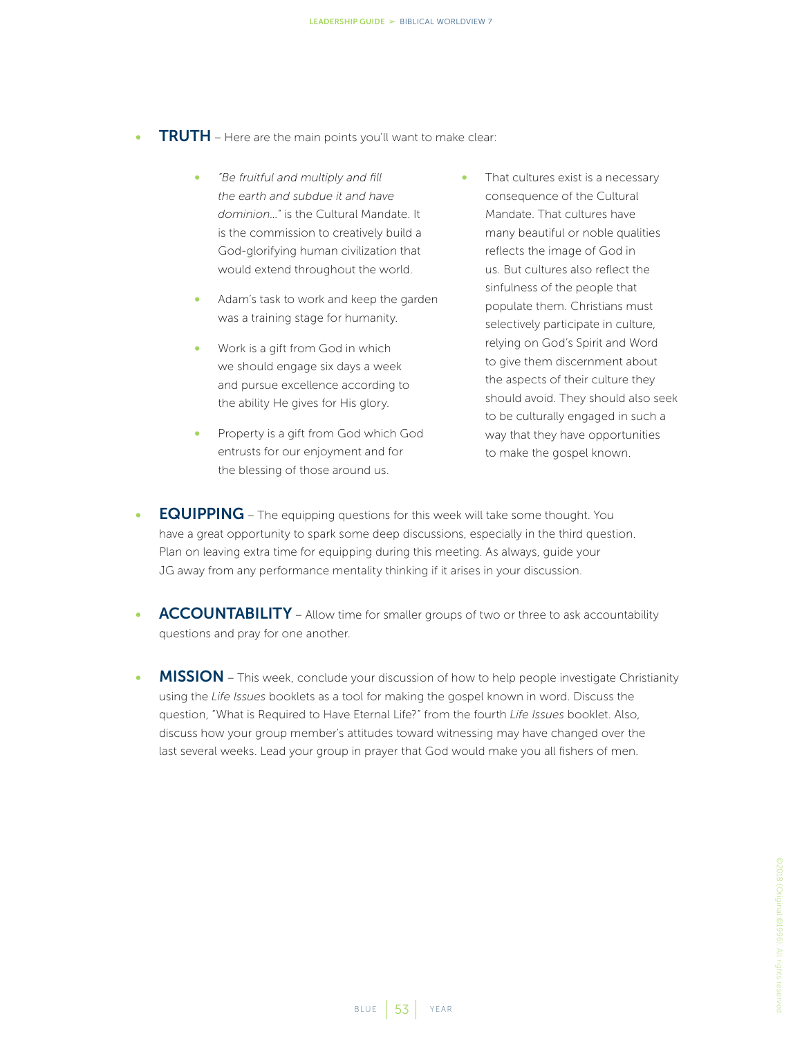- **TRUTH** – Here are the main points you'll want to make clear:

    - *"Be fruitful and multiply and fill the earth and subdue it and have dominion..."* is the Cultural Mandate. It is the commission to creatively build a God-glorifying human civilization that would extend throughout the world.
    - Adam's task to work and keep the garden was a training stage for humanity.
    - Work is a gift from God in which we should engage six days a week and pursue excellence according to the ability He gives for His glory.
    - Property is a gift from God which God entrusts for our enjoyment and for the blessing of those around us.
    - That cultures exist is a necessary consequence of the Cultural Mandate. That cultures have many beautiful or noble qualities reflects the image of God in us. But cultures also reflect the sinfulness of the people that populate them. Christians must selectively participate in culture, relying on God's Spirit and Word to give them discernment about the aspects of their culture they should avoid. They should also seek to be culturally engaged in such a way that they have opportunities to make the gospel known.

- **EQUIPPING** – The equipping questions for this week will take some thought. You have a great opportunity to spark some deep discussions, especially in the third question. Plan on leaving extra time for equipping during this meeting. As always, guide your JG away from any performance mentality thinking if it arises in your discussion.

- **ACCOUNTABILITY** – Allow time for smaller groups of two or three to ask accountability questions and pray for one another.

- **MISSION** – This week, conclude your discussion of how to help people investigate Christianity using the *Life Issues* booklets as a tool for making the gospel known in word. Discuss the question, "What is Required to Have Eternal Life?" from the fourth *Life Issues* booklet. Also, discuss how your group member's attitudes toward witnessing may have changed over the last several weeks. Lead your group in prayer that God would make you all fishers of men.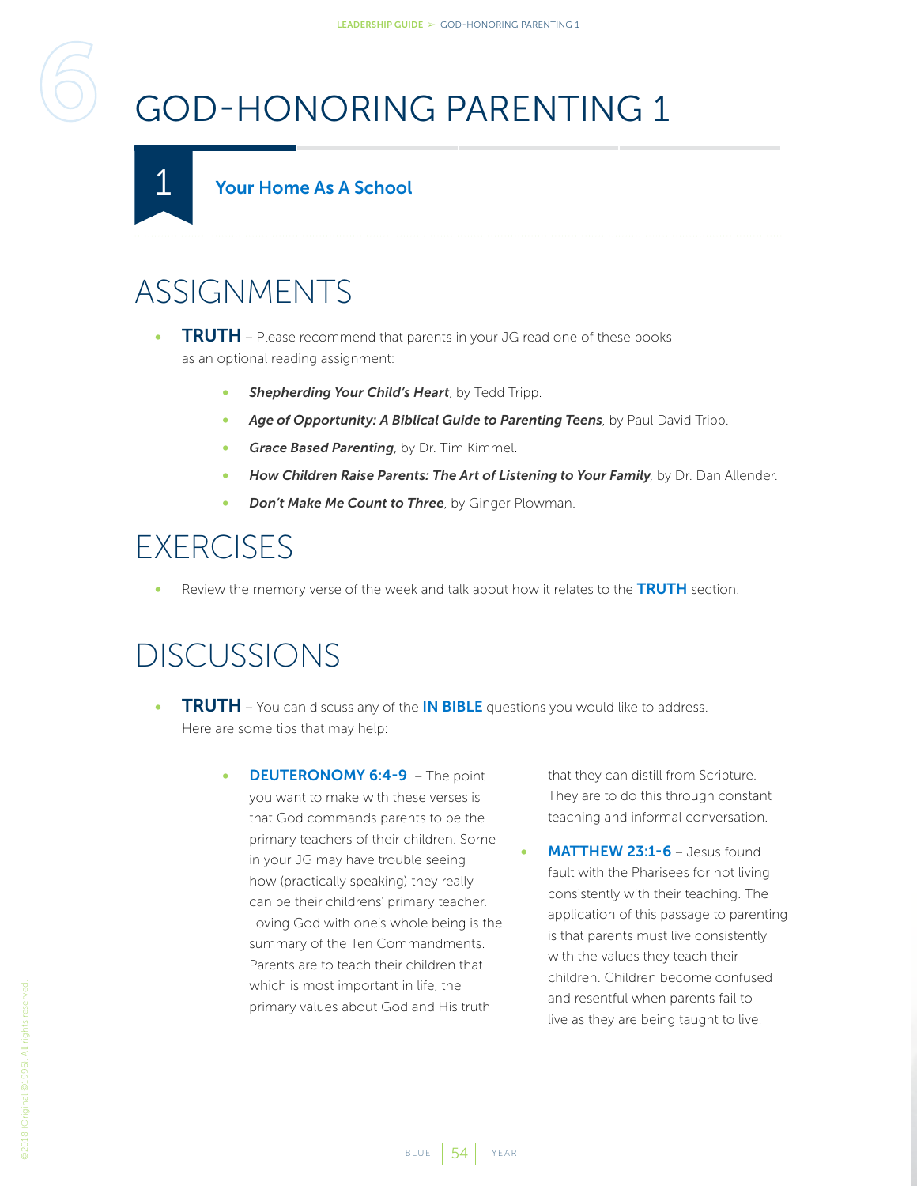# GOD-HONORING PARENTING 1

## 1 Your Home As A School

## ASSIGNMENTS

- **TRUTH** – Please recommend that parents in your JG read one of these books as an optional reading assignment:
  - ***Shepherding Your Child's Heart***, by Tedd Tripp.
  - ***Age of Opportunity: A Biblical Guide to Parenting Teens***, by Paul David Tripp.
  - ***Grace Based Parenting***, by Dr. Tim Kimmel.
  - ***How Children Raise Parents: The Art of Listening to Your Family***, by Dr. Dan Allender.
  - ***Don't Make Me Count to Three***, by Ginger Plowman.

## EXERCISES

- Review the memory verse of the week and talk about how it relates to the **TRUTH** section.

## DISCUSSIONS

- **TRUTH** – You can discuss any of the **IN BIBLE** questions you would like to address. Here are some tips that may help:
  - **DEUTERONOMY 6:4-9** – The point you want to make with these verses is that God commands parents to be the primary teachers of their children. Some in your JG may have trouble seeing how (practically speaking) they really can be their childrens' primary teacher. Loving God with one's whole being is the summary of the Ten Commandments. Parents are to teach their children that which is most important in life, the primary values about God and His truth that they can distill from Scripture. They are to do this through constant teaching and informal conversation.
  - **MATTHEW 23:1-6** – Jesus found fault with the Pharisees for not living consistently with their teaching. The application of this passage to parenting is that parents must live consistently with the values they teach their children. Children become confused and resentful when parents fail to live as they are being taught to live.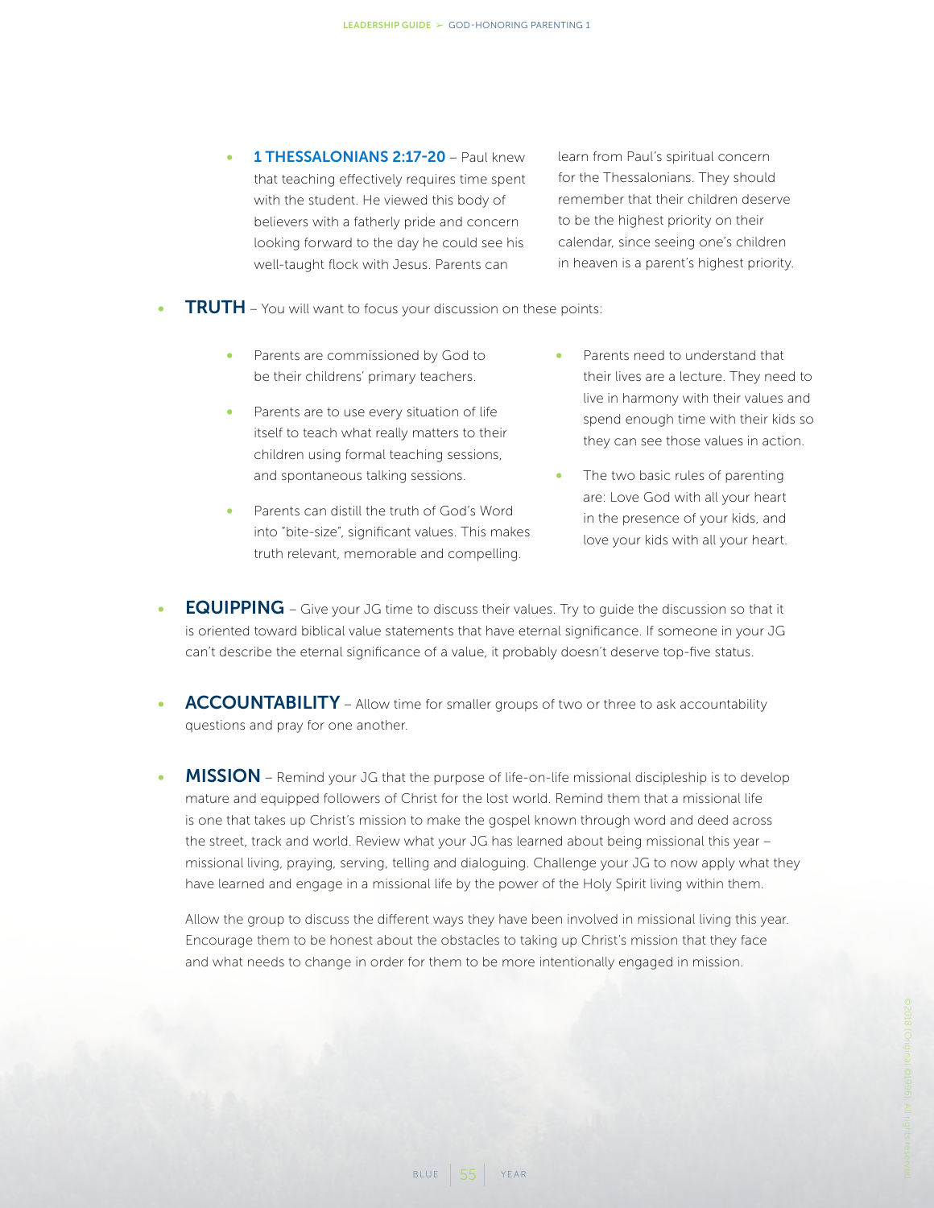- **1 THESSALONIANS 2:17-20** – Paul knew that teaching effectively requires time spent with the student. He viewed this body of believers with a fatherly pride and concern looking forward to the day he could see his well-taught flock with Jesus. Parents can learn from Paul's spiritual concern for the Thessalonians. They should remember that their children deserve to be the highest priority on their calendar, since seeing one's children in heaven is a parent's highest priority.

- **TRUTH** – You will want to focus your discussion on these points:
  - Parents are commissioned by God to be their childrens' primary teachers.
  - Parents are to use every situation of life itself to teach what really matters to their children using formal teaching sessions, and spontaneous talking sessions.
  - Parents can distill the truth of God's Word into "bite-size", significant values. This makes truth relevant, memorable and compelling.
  - Parents need to understand that their lives are a lecture. They need to live in harmony with their values and spend enough time with their kids so they can see those values in action.
  - The two basic rules of parenting are: Love God with all your heart in the presence of your kids, and love your kids with all your heart.

- **EQUIPPING** – Give your JG time to discuss their values. Try to guide the discussion so that it is oriented toward biblical value statements that have eternal significance. If someone in your JG can't describe the eternal significance of a value, it probably doesn't deserve top-five status.

- **ACCOUNTABILITY** – Allow time for smaller groups of two or three to ask accountability questions and pray for one another.

- **MISSION** – Remind your JG that the purpose of life-on-life missional discipleship is to develop mature and equipped followers of Christ for the lost world. Remind them that a missional life is one that takes up Christ's mission to make the gospel known through word and deed across the street, track and world. Review what your JG has learned about being missional this year – missional living, praying, serving, telling and dialoguing. Challenge your JG to now apply what they have learned and engage in a missional life by the power of the Holy Spirit living within them.

  Allow the group to discuss the different ways they have been involved in missional living this year. Encourage them to be honest about the obstacles to taking up Christ's mission that they face and what needs to change in order for them to be more intentionally engaged in mission.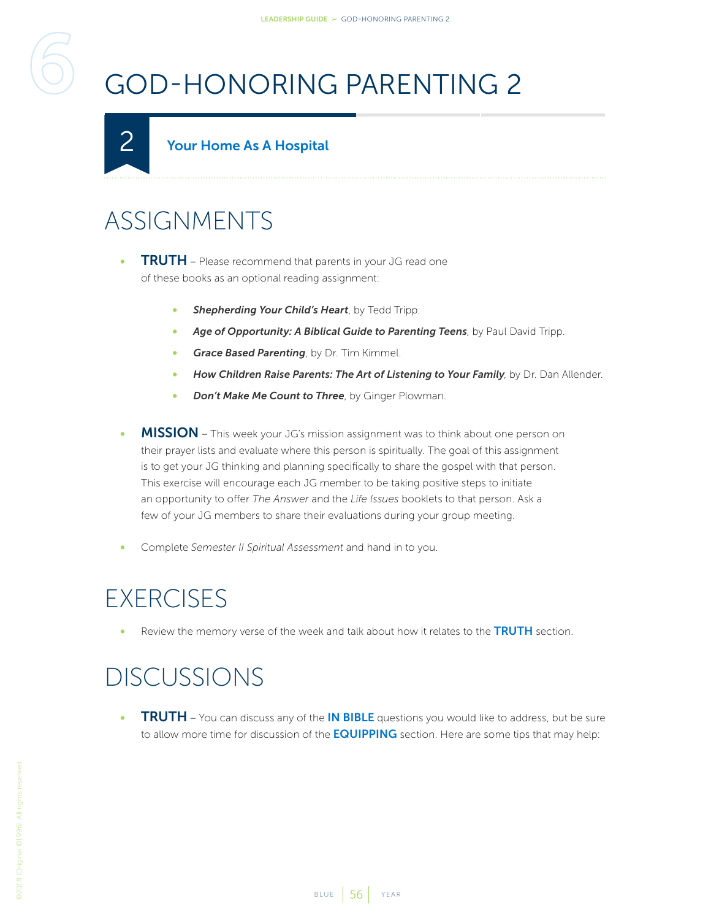# GOD-HONORING PARENTING 2

## 2 Your Home As A Hospital

# ASSIGNMENTS

- **TRUTH** – Please recommend that parents in your JG read one of these books as an optional reading assignment:
  - ***Shepherding Your Child's Heart***, by Tedd Tripp.
  - ***Age of Opportunity: A Biblical Guide to Parenting Teens***, by Paul David Tripp.
  - ***Grace Based Parenting***, by Dr. Tim Kimmel.
  - ***How Children Raise Parents: The Art of Listening to Your Family***, by Dr. Dan Allender.
  - ***Don't Make Me Count to Three***, by Ginger Plowman.
- **MISSION** – This week your JG's mission assignment was to think about one person on their prayer lists and evaluate where this person is spiritually. The goal of this assignment is to get your JG thinking and planning specifically to share the gospel with that person. This exercise will encourage each JG member to be taking positive steps to initiate an opportunity to offer *The Answer* and the *Life Issues* booklets to that person. Ask a few of your JG members to share their evaluations during your group meeting.
- Complete *Semester II Spiritual Assessment* and hand in to you.

# EXERCISES

- Review the memory verse of the week and talk about how it relates to the **TRUTH** section.

# DISCUSSIONS

- **TRUTH** – You can discuss any of the **IN BIBLE** questions you would like to address, but be sure to allow more time for discussion of the **EQUIPPING** section. Here are some tips that may help: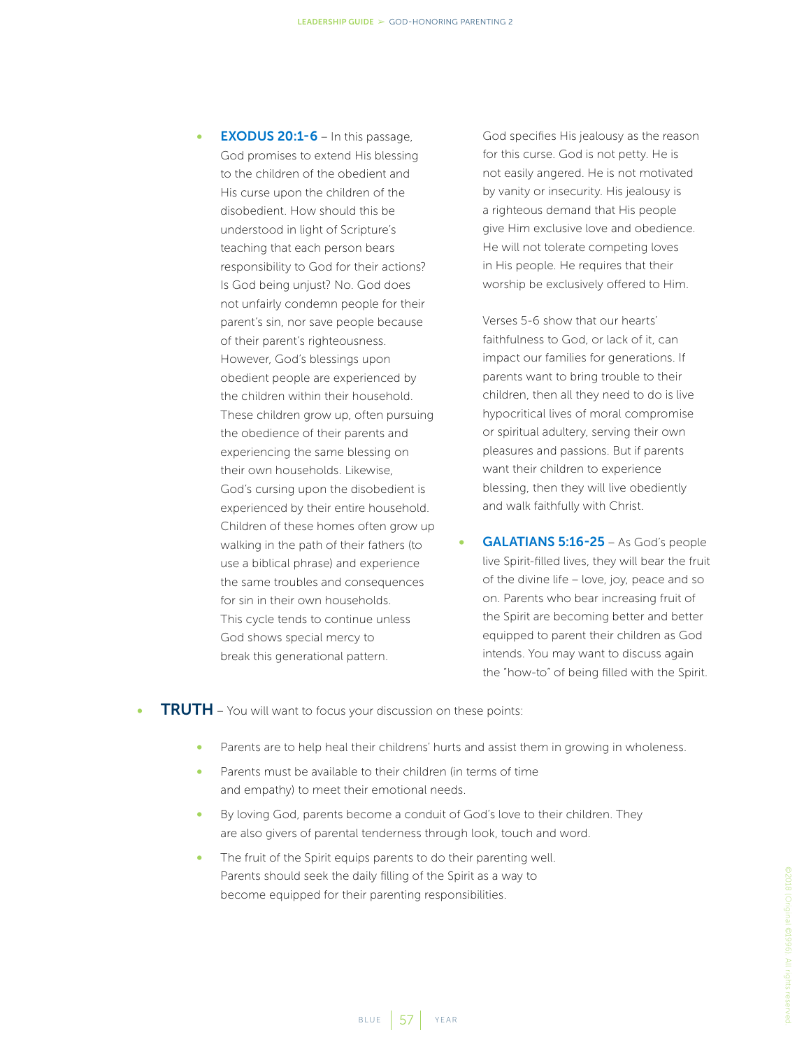- **EXODUS 20:1-6** – In this passage, God promises to extend His blessing to the children of the obedient and His curse upon the children of the disobedient. How should this be understood in light of Scripture's teaching that each person bears responsibility to God for their actions? Is God being unjust? No. God does not unfairly condemn people for their parent's sin, nor save people because of their parent's righteousness. However, God's blessings upon obedient people are experienced by the children within their household. These children grow up, often pursuing the obedience of their parents and experiencing the same blessing on their own households. Likewise, God's cursing upon the disobedient is experienced by their entire household. Children of these homes often grow up walking in the path of their fathers (to use a biblical phrase) and experience the same troubles and consequences for sin in their own households. This cycle tends to continue unless God shows special mercy to break this generational pattern.

  God specifies His jealousy as the reason for this curse. God is not petty. He is not easily angered. He is not motivated by vanity or insecurity. His jealousy is a righteous demand that His people give Him exclusive love and obedience. He will not tolerate competing loves in His people. He requires that their worship be exclusively offered to Him.

  Verses 5-6 show that our hearts' faithfulness to God, or lack of it, can impact our families for generations. If parents want to bring trouble to their children, then all they need to do is live hypocritical lives of moral compromise or spiritual adultery, serving their own pleasures and passions. But if parents want their children to experience blessing, then they will live obediently and walk faithfully with Christ.

- **GALATIANS 5:16-25** – As God's people live Spirit-filled lives, they will bear the fruit of the divine life – love, joy, peace and so on. Parents who bear increasing fruit of the Spirit are becoming better and better equipped to parent their children as God intends. You may want to discuss again the "how-to" of being filled with the Spirit.

- **TRUTH** – You will want to focus your discussion on these points:
  - Parents are to help heal their childrens' hurts and assist them in growing in wholeness.
  - Parents must be available to their children (in terms of time and empathy) to meet their emotional needs.
  - By loving God, parents become a conduit of God's love to their children. They are also givers of parental tenderness through look, touch and word.
  - The fruit of the Spirit equips parents to do their parenting well. Parents should seek the daily filling of the Spirit as a way to become equipped for their parenting responsibilities.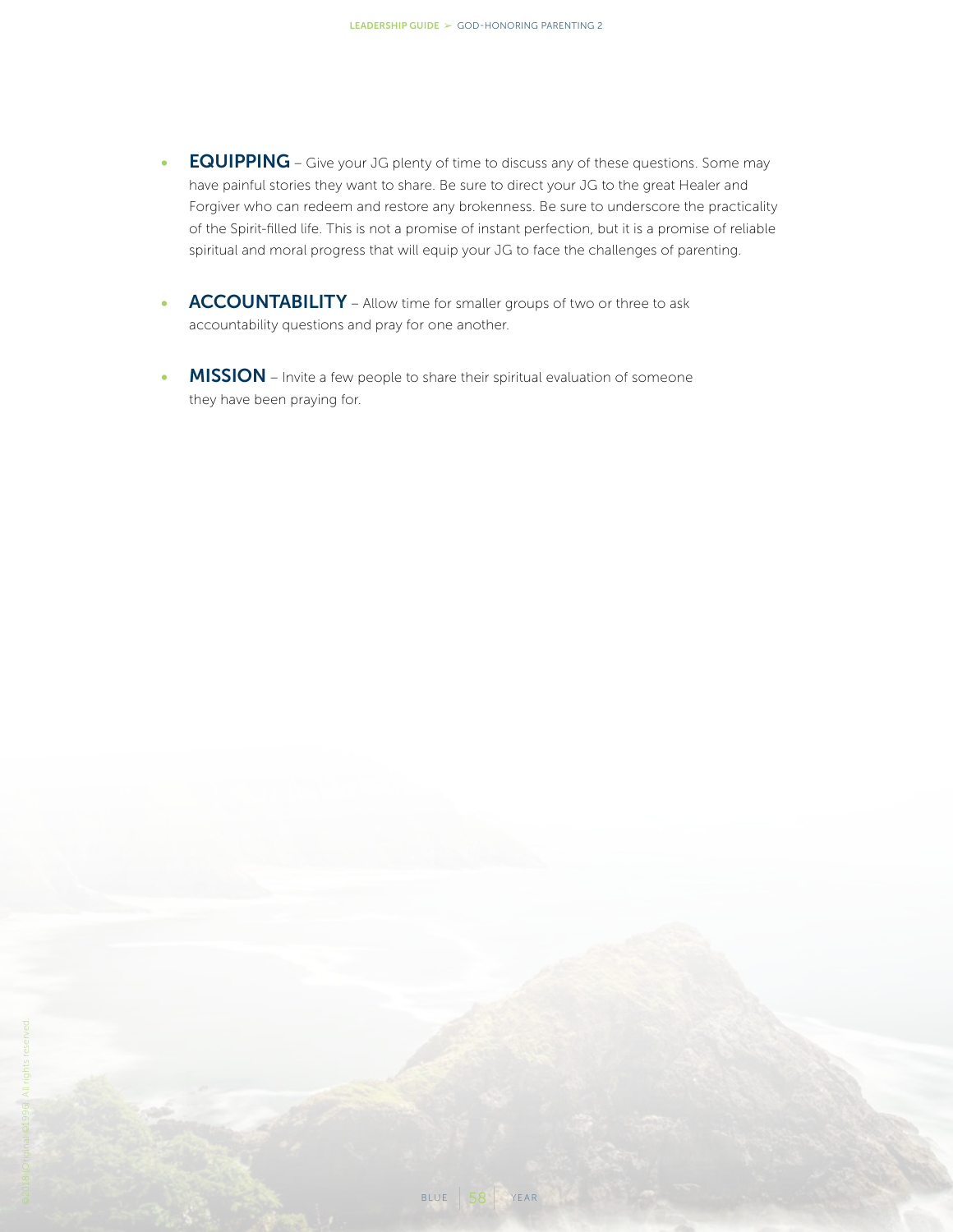- **EQUIPPING** – Give your JG plenty of time to discuss any of these questions. Some may have painful stories they want to share. Be sure to direct your JG to the great Healer and Forgiver who can redeem and restore any brokenness. Be sure to underscore the practicality of the Spirit-filled life. This is not a promise of instant perfection, but it is a promise of reliable spiritual and moral progress that will equip your JG to face the challenges of parenting.

- **ACCOUNTABILITY** – Allow time for smaller groups of two or three to ask accountability questions and pray for one another.

- **MISSION** – Invite a few people to share their spiritual evaluation of someone they have been praying for.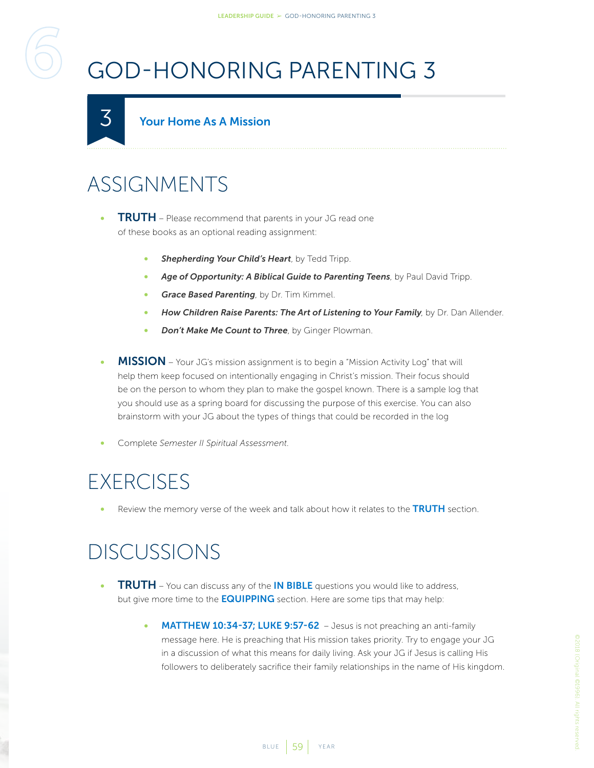# GOD-HONORING PARENTING 3

## 3 Your Home As A Mission

## ASSIGNMENTS

- **TRUTH** – Please recommend that parents in your JG read one of these books as an optional reading assignment:
  - ***Shepherding Your Child's Heart***, by Tedd Tripp.
  - ***Age of Opportunity: A Biblical Guide to Parenting Teens***, by Paul David Tripp.
  - ***Grace Based Parenting***, by Dr. Tim Kimmel.
  - ***How Children Raise Parents: The Art of Listening to Your Family***, by Dr. Dan Allender.
  - ***Don't Make Me Count to Three***, by Ginger Plowman.
- **MISSION** – Your JG's mission assignment is to begin a "Mission Activity Log" that will help them keep focused on intentionally engaging in Christ's mission. Their focus should be on the person to whom they plan to make the gospel known. There is a sample log that you should use as a spring board for discussing the purpose of this exercise. You can also brainstorm with your JG about the types of things that could be recorded in the log
- Complete *Semester II Spiritual Assessment*.

## EXERCISES

- Review the memory verse of the week and talk about how it relates to the **TRUTH** section.

## DISCUSSIONS

- **TRUTH** – You can discuss any of the **IN BIBLE** questions you would like to address, but give more time to the **EQUIPPING** section. Here are some tips that may help:
  - **MATTHEW 10:34-37; LUKE 9:57-62** – Jesus is not preaching an anti-family message here. He is preaching that His mission takes priority. Try to engage your JG in a discussion of what this means for daily living. Ask your JG if Jesus is calling His followers to deliberately sacrifice their family relationships in the name of His kingdom.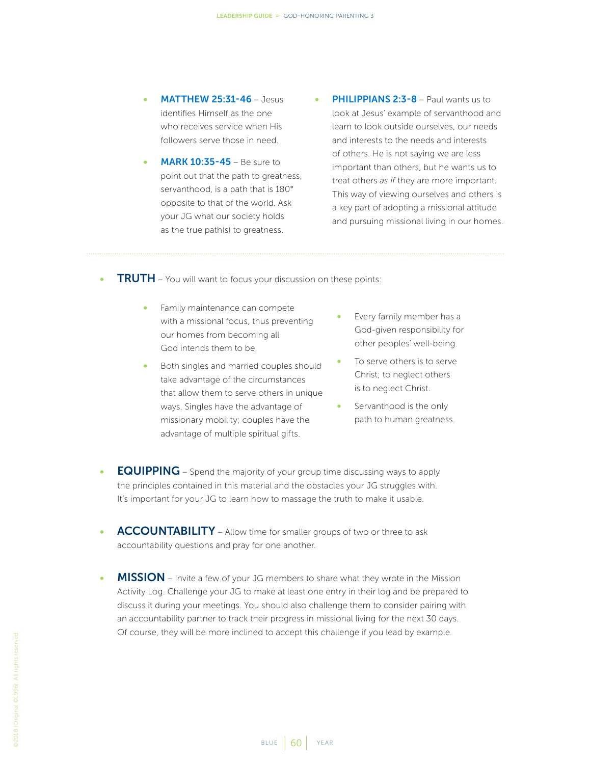- **MATTHEW 25:31-46** – Jesus identifies Himself as the one who receives service when His followers serve those in need.
- **MARK 10:35-45** – Be sure to point out that the path to greatness, servanthood, is a path that is 180° opposite to that of the world. Ask your JG what our society holds as the true path(s) to greatness.
- **PHILIPPIANS 2:3-8** – Paul wants us to look at Jesus' example of servanthood and learn to look outside ourselves, our needs and interests to the needs and interests of others. He is not saying we are less important than others, but he wants us to treat others *as if* they are more important. This way of viewing ourselves and others is a key part of adopting a missional attitude and pursuing missional living in our homes.

---

- **TRUTH** – You will want to focus your discussion on these points:
  - Family maintenance can compete with a missional focus, thus preventing our homes from becoming all God intends them to be.
  - Both singles and married couples should take advantage of the circumstances that allow them to serve others in unique ways. Singles have the advantage of missionary mobility; couples have the advantage of multiple spiritual gifts.
  - Every family member has a God-given responsibility for other peoples' well-being.
  - To serve others is to serve Christ; to neglect others is to neglect Christ.
  - Servanthood is the only path to human greatness.

- **EQUIPPING** – Spend the majority of your group time discussing ways to apply the principles contained in this material and the obstacles your JG struggles with. It's important for your JG to learn how to massage the truth to make it usable.

- **ACCOUNTABILITY** – Allow time for smaller groups of two or three to ask accountability questions and pray for one another.

- **MISSION** – Invite a few of your JG members to share what they wrote in the Mission Activity Log. Challenge your JG to make at least one entry in their log and be prepared to discuss it during your meetings. You should also challenge them to consider pairing with an accountability partner to track their progress in missional living for the next 30 days. Of course, they will be more inclined to accept this challenge if you lead by example.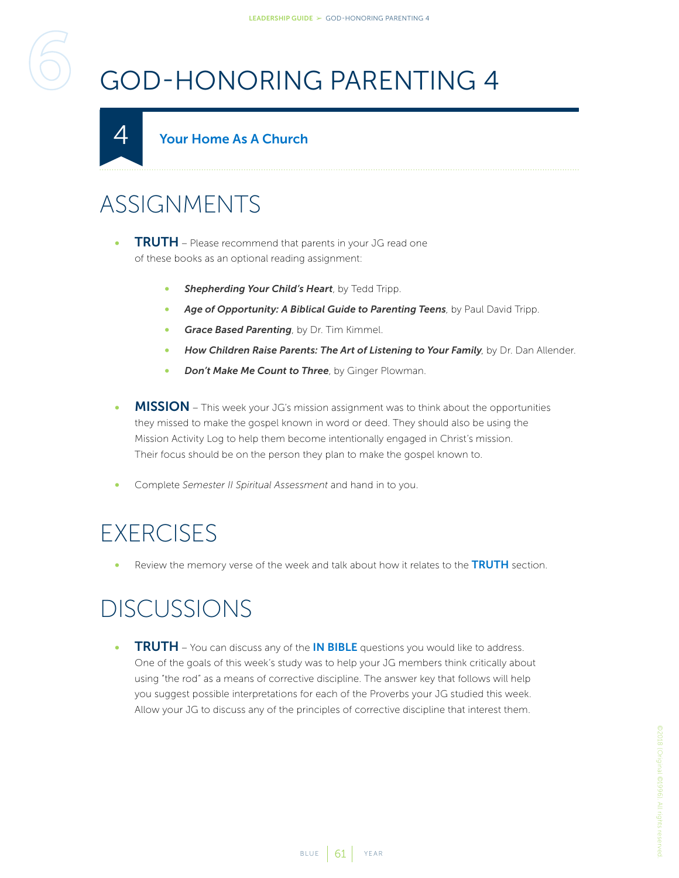# GOD-HONORING PARENTING 4

## 4 Your Home As A Church

## ASSIGNMENTS

- **TRUTH** – Please recommend that parents in your JG read one of these books as an optional reading assignment:
    - ***Shepherding Your Child's Heart***, by Tedd Tripp.
    - ***Age of Opportunity: A Biblical Guide to Parenting Teens***, by Paul David Tripp.
    - ***Grace Based Parenting***, by Dr. Tim Kimmel.
    - ***How Children Raise Parents: The Art of Listening to Your Family***, by Dr. Dan Allender.
    - ***Don't Make Me Count to Three***, by Ginger Plowman.
- **MISSION** – This week your JG's mission assignment was to think about the opportunities they missed to make the gospel known in word or deed. They should also be using the Mission Activity Log to help them become intentionally engaged in Christ's mission. Their focus should be on the person they plan to make the gospel known to.
- Complete *Semester II Spiritual Assessment* and hand in to you.

## EXERCISES

- Review the memory verse of the week and talk about how it relates to the **TRUTH** section.

## DISCUSSIONS

- **TRUTH** – You can discuss any of the **IN BIBLE** questions you would like to address. One of the goals of this week's study was to help your JG members think critically about using "the rod" as a means of corrective discipline. The answer key that follows will help you suggest possible interpretations for each of the Proverbs your JG studied this week. Allow your JG to discuss any of the principles of corrective discipline that interest them.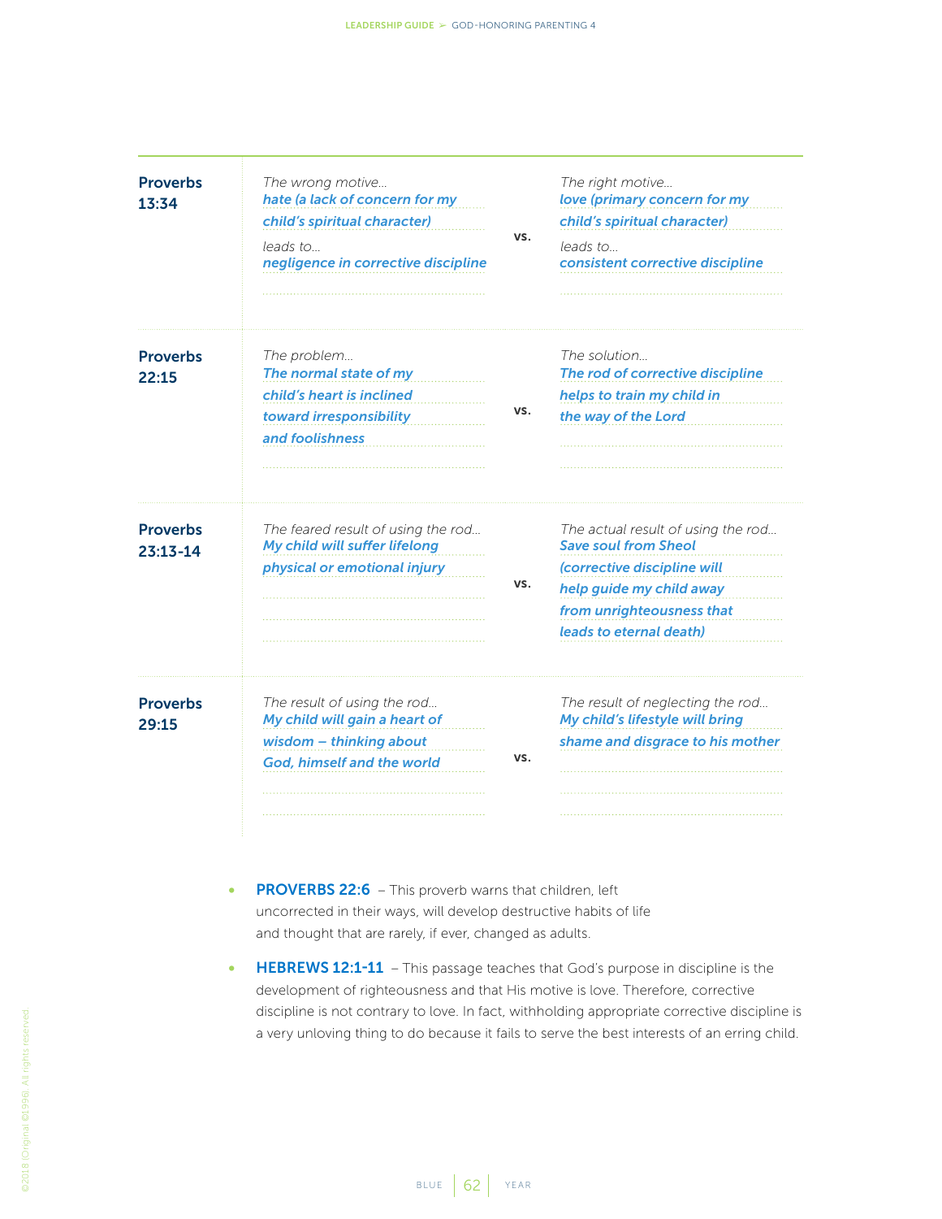| | | | |
|---|---|---|---|
| **Proverbs 13:34** | *The wrong motive…*<br>***hate (a lack of concern for my child's spiritual character)***<br>*leads to…*<br>***negligence in corrective discipline*** | **VS.** | *The right motive…*<br>***love (primary concern for my child's spiritual character)***<br>*leads to…*<br>***consistent corrective discipline*** |
| **Proverbs 22:15** | *The problem…*<br>***The normal state of my child's heart is inclined toward irresponsibility and foolishness*** | **VS.** | *The solution…*<br>***The rod of corrective discipline helps to train my child in the way of the Lord*** |
| **Proverbs 23:13-14** | *The feared result of using the rod…*<br>***My child will suffer lifelong physical or emotional injury*** | **VS.** | *The actual result of using the rod…*<br>***Save soul from Sheol (corrective discipline will help guide my child away from unrighteousness that leads to eternal death)*** |
| **Proverbs 29:15** | *The result of using the rod…*<br>***My child will gain a heart of wisdom – thinking about God, himself and the world*** | **VS.** | *The result of neglecting the rod…*<br>***My child's lifestyle will bring shame and disgrace to his mother*** |

- **PROVERBS 22:6** – This proverb warns that children, left uncorrected in their ways, will develop destructive habits of life and thought that are rarely, if ever, changed as adults.
- **HEBREWS 12:1-11** – This passage teaches that God's purpose in discipline is the development of righteousness and that His motive is love. Therefore, corrective discipline is not contrary to love. In fact, withholding appropriate corrective discipline is a very unloving thing to do because it fails to serve the best interests of an erring child.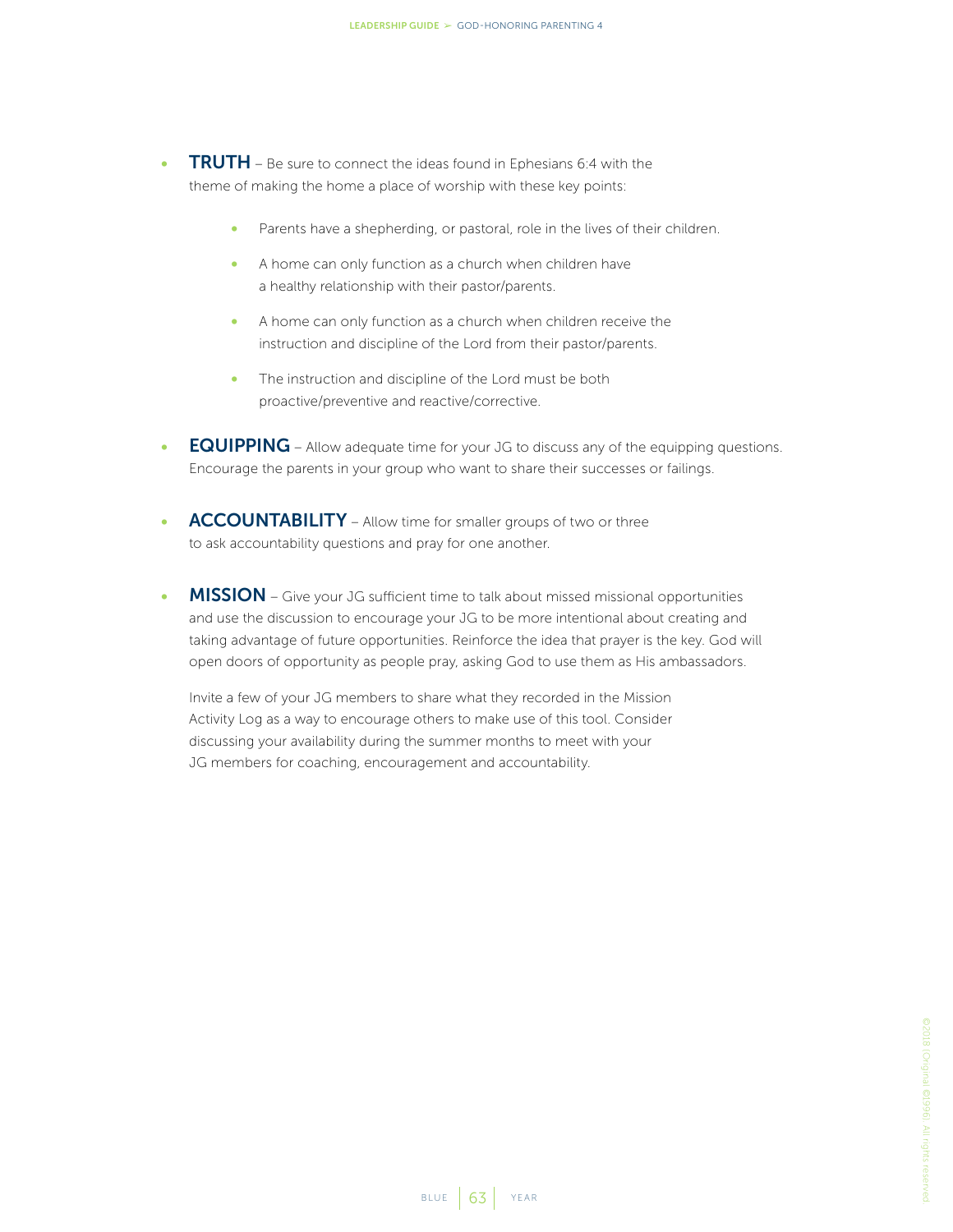- **TRUTH** – Be sure to connect the ideas found in Ephesians 6:4 with the theme of making the home a place of worship with these key points:
    - Parents have a shepherding, or pastoral, role in the lives of their children.
    - A home can only function as a church when children have a healthy relationship with their pastor/parents.
    - A home can only function as a church when children receive the instruction and discipline of the Lord from their pastor/parents.
    - The instruction and discipline of the Lord must be both proactive/preventive and reactive/corrective.
- **EQUIPPING** – Allow adequate time for your JG to discuss any of the equipping questions. Encourage the parents in your group who want to share their successes or failings.
- **ACCOUNTABILITY** – Allow time for smaller groups of two or three to ask accountability questions and pray for one another.
- **MISSION** – Give your JG sufficient time to talk about missed missional opportunities and use the discussion to encourage your JG to be more intentional about creating and taking advantage of future opportunities. Reinforce the idea that prayer is the key. God will open doors of opportunity as people pray, asking God to use them as His ambassadors.

  Invite a few of your JG members to share what they recorded in the Mission Activity Log as a way to encourage others to make use of this tool. Consider discussing your availability during the summer months to meet with your JG members for coaching, encouragement and accountability.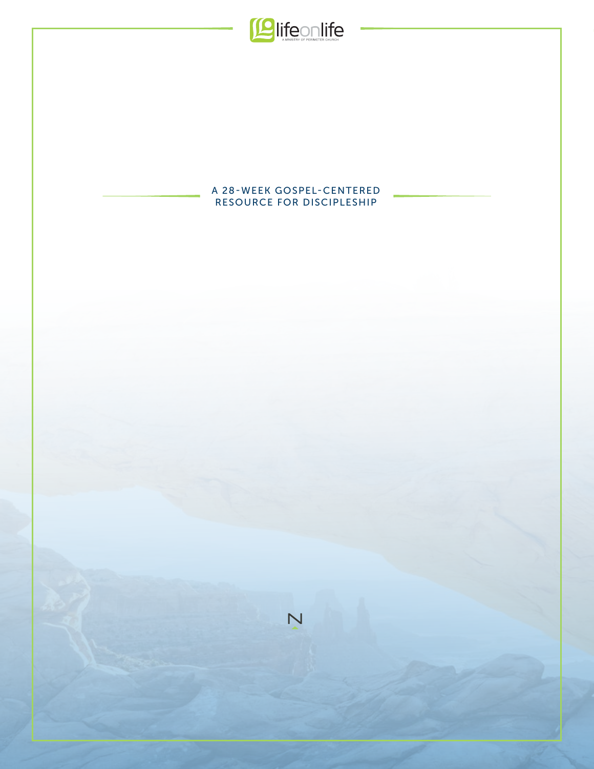lifeonlife

A MINISTRY OF PERIMETER CHURCH

A 28-WEEK GOSPEL-CENTERED RESOURCE FOR DISCIPLESHIP